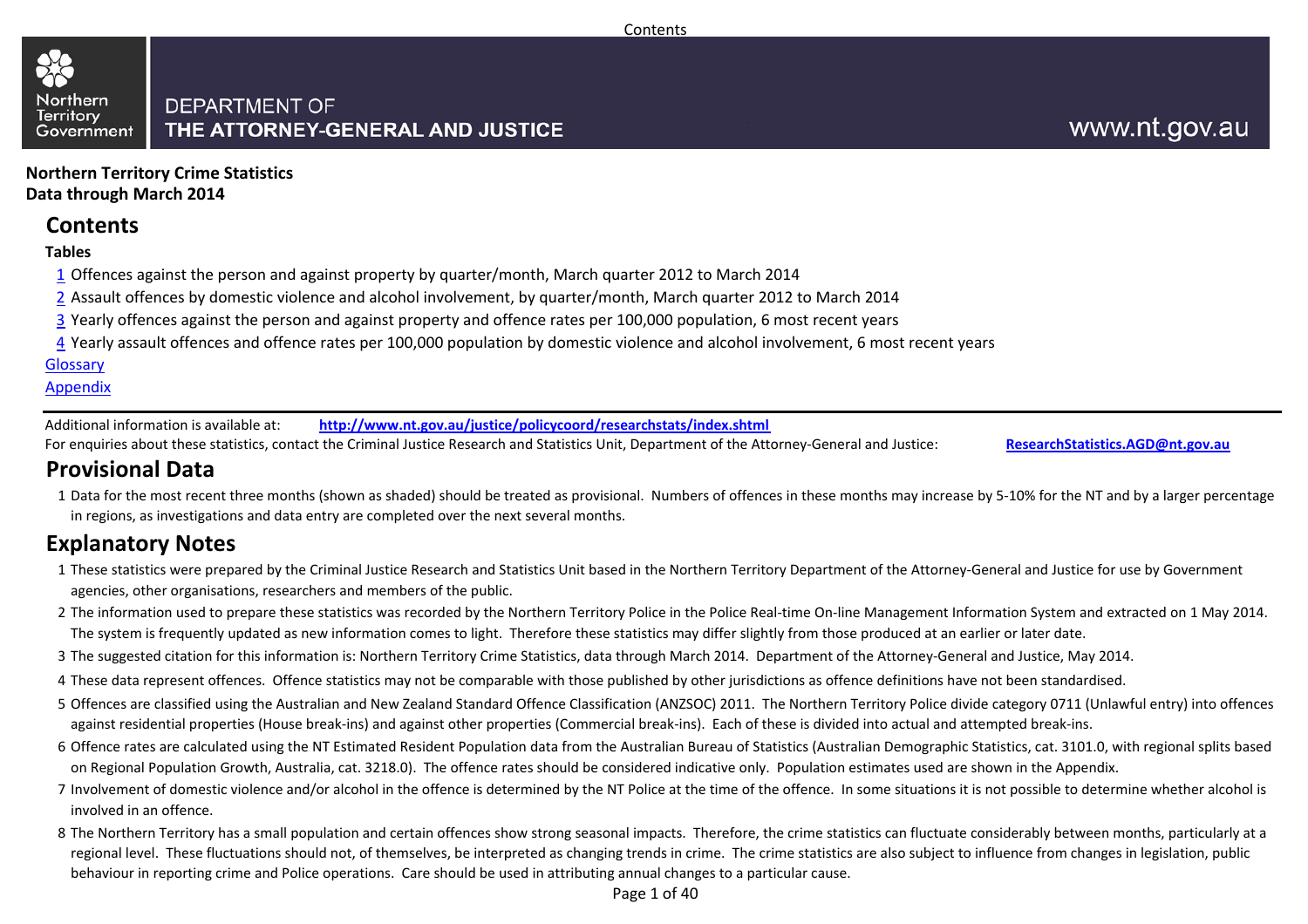Northern Territory Government

DEPARTMENT OF
**THE ATTORNEY-GENERAL AND JUSTICE**

www.nt.gov.au

**Northern Territory Crime Statistics**
**Data through March 2014**

## Contents

**Tables**

1. Offences against the person and against property by quarter/month, March quarter 2012 to March 2014
2. Assault offences by domestic violence and alcohol involvement, by quarter/month, March quarter 2012 to March 2014
3. Yearly offences against the person and against property and offence rates per 100,000 population, 6 most recent years
4. Yearly assault offences and offence rates per 100,000 population by domestic violence and alcohol involvement, 6 most recent years

Glossary

Appendix

Additional information is available at: **http://www.nt.gov.au/justice/policycoord/researchstats/index.shtml**

For enquiries about these statistics, contact the Criminal Justice Research and Statistics Unit, Department of the Attorney-General and Justice: **ResearchStatistics.AGD@nt.gov.au**

## Provisional Data

1. Data for the most recent three months (shown as shaded) should be treated as provisional. Numbers of offences in these months may increase by 5-10% for the NT and by a larger percentage in regions, as investigations and data entry are completed over the next several months.

## Explanatory Notes

1. These statistics were prepared by the Criminal Justice Research and Statistics Unit based in the Northern Territory Department of the Attorney-General and Justice for use by Government agencies, other organisations, researchers and members of the public.
2. The information used to prepare these statistics was recorded by the Northern Territory Police in the Police Real-time On-line Management Information System and extracted on 1 May 2014. The system is frequently updated as new information comes to light. Therefore these statistics may differ slightly from those produced at an earlier or later date.
3. The suggested citation for this information is: Northern Territory Crime Statistics, data through March 2014. Department of the Attorney-General and Justice, May 2014.
4. These data represent offences. Offence statistics may not be comparable with those published by other jurisdictions as offence definitions have not been standardised.
5. Offences are classified using the Australian and New Zealand Standard Offence Classification (ANZSOC) 2011. The Northern Territory Police divide category 0711 (Unlawful entry) into offences against residential properties (House break-ins) and against other properties (Commercial break-ins). Each of these is divided into actual and attempted break-ins.
6. Offence rates are calculated using the NT Estimated Resident Population data from the Australian Bureau of Statistics (Australian Demographic Statistics, cat. 3101.0, with regional splits based on Regional Population Growth, Australia, cat. 3218.0). The offence rates should be considered indicative only. Population estimates used are shown in the Appendix.
7. Involvement of domestic violence and/or alcohol in the offence is determined by the NT Police at the time of the offence. In some situations it is not possible to determine whether alcohol is involved in an offence.
8. The Northern Territory has a small population and certain offences show strong seasonal impacts. Therefore, the crime statistics can fluctuate considerably between months, particularly at a regional level. These fluctuations should not, of themselves, be interpreted as changing trends in crime. The crime statistics are also subject to influence from changes in legislation, public behaviour in reporting crime and Police operations. Care should be used in attributing annual changes to a particular cause.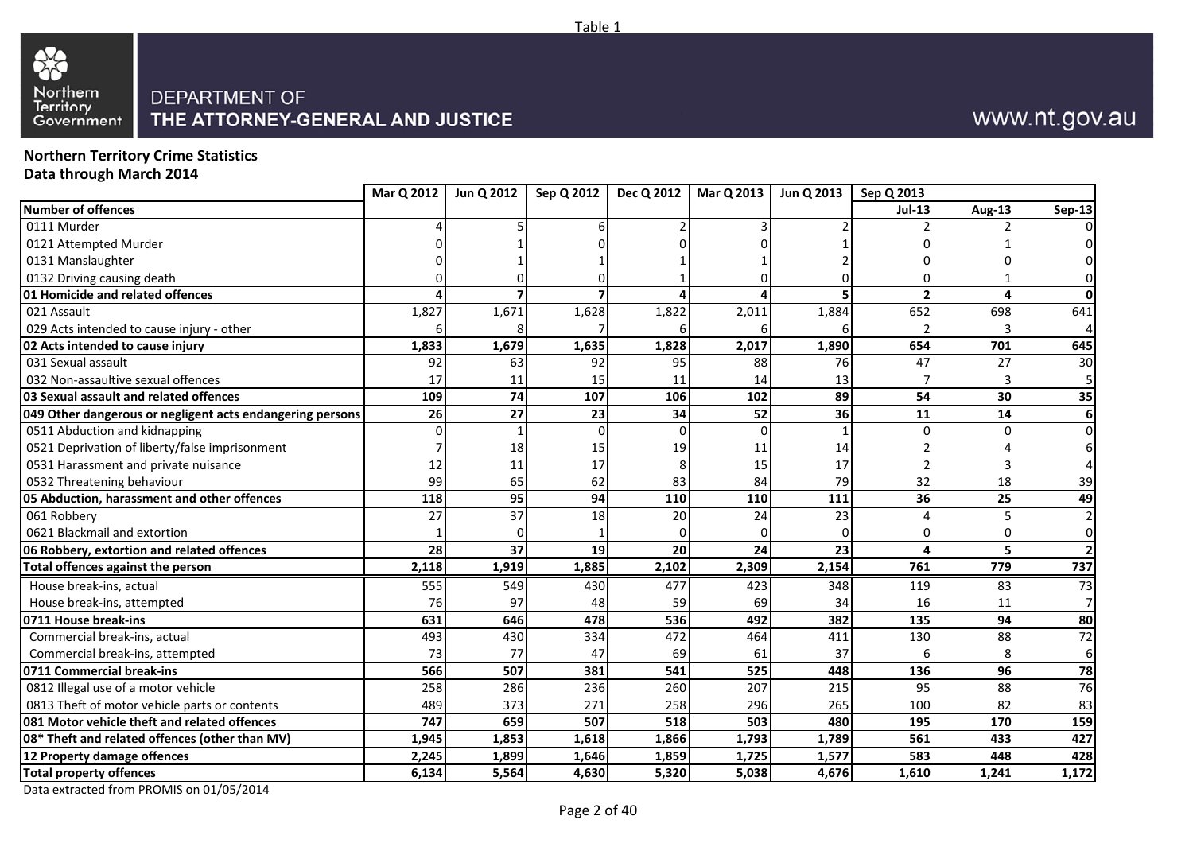Table 1

DEPARTMENT OF THE ATTORNEY-GENERAL AND JUSTICE

www.nt.gov.au

**Northern Territory Crime Statistics**
**Data through March 2014**

| | Mar Q 2012 | Jun Q 2012 | Sep Q 2012 | Dec Q 2012 | Mar Q 2013 | Jun Q 2013 | Sep Q 2013 | | |
|---|---|---|---|---|---|---|---|---|---|
| **Number of offences** | | | | | | | Jul-13 | Aug-13 | Sep-13 |
| 0111 Murder | 4 | 5 | 6 | 2 | 3 | 2 | 2 | 2 | 0 |
| 0121 Attempted Murder | 0 | 1 | 0 | 0 | 0 | 1 | 0 | 1 | 0 |
| 0131 Manslaughter | 0 | 1 | 1 | 1 | 1 | 2 | 0 | 0 | 0 |
| 0132 Driving causing death | 0 | 0 | 0 | 1 | 0 | 0 | 0 | 1 | 0 |
| **01 Homicide and related offences** | **4** | **7** | **7** | **4** | **4** | **5** | **2** | **4** | **0** |
| 021 Assault | 1,827 | 1,671 | 1,628 | 1,822 | 2,011 | 1,884 | 652 | 698 | 641 |
| 029 Acts intended to cause injury - other | 6 | 8 | 7 | 6 | 6 | 6 | 2 | 3 | 4 |
| **02 Acts intended to cause injury** | **1,833** | **1,679** | **1,635** | **1,828** | **2,017** | **1,890** | **654** | **701** | **645** |
| 031 Sexual assault | 92 | 63 | 92 | 95 | 88 | 76 | 47 | 27 | 30 |
| 032 Non-assaultive sexual offences | 17 | 11 | 15 | 11 | 14 | 13 | 7 | 3 | 5 |
| **03 Sexual assault and related offences** | **109** | **74** | **107** | **106** | **102** | **89** | **54** | **30** | **35** |
| **049 Other dangerous or negligent acts endangering persons** | **26** | **27** | **23** | **34** | **52** | **36** | **11** | **14** | **6** |
| 0511 Abduction and kidnapping | 0 | 1 | 0 | 0 | 0 | 1 | 0 | 0 | 0 |
| 0521 Deprivation of liberty/false imprisonment | 7 | 18 | 15 | 19 | 11 | 14 | 2 | 4 | 6 |
| 0531 Harassment and private nuisance | 12 | 11 | 17 | 8 | 15 | 17 | 2 | 3 | 4 |
| 0532 Threatening behaviour | 99 | 65 | 62 | 83 | 84 | 79 | 32 | 18 | 39 |
| **05 Abduction, harassment and other offences** | **118** | **95** | **94** | **110** | **110** | **111** | **36** | **25** | **49** |
| 061 Robbery | 27 | 37 | 18 | 20 | 24 | 23 | 4 | 5 | 2 |
| 0621 Blackmail and extortion | 1 | 0 | 1 | 0 | 0 | 0 | 0 | 0 | 0 |
| **06 Robbery, extortion and related offences** | **28** | **37** | **19** | **20** | **24** | **23** | **4** | **5** | **2** |
| **Total offences against the person** | **2,118** | **1,919** | **1,885** | **2,102** | **2,309** | **2,154** | **761** | **779** | **737** |
| House break-ins, actual | 555 | 549 | 430 | 477 | 423 | 348 | 119 | 83 | 73 |
| House break-ins, attempted | 76 | 97 | 48 | 59 | 69 | 34 | 16 | 11 | 7 |
| **0711 House break-ins** | **631** | **646** | **478** | **536** | **492** | **382** | **135** | **94** | **80** |
| Commercial break-ins, actual | 493 | 430 | 334 | 472 | 464 | 411 | 130 | 88 | 72 |
| Commercial break-ins, attempted | 73 | 77 | 47 | 69 | 61 | 37 | 6 | 8 | 6 |
| **0711 Commercial break-ins** | **566** | **507** | **381** | **541** | **525** | **448** | **136** | **96** | **78** |
| 0812 Illegal use of a motor vehicle | 258 | 286 | 236 | 260 | 207 | 215 | 95 | 88 | 76 |
| 0813 Theft of motor vehicle parts or contents | 489 | 373 | 271 | 258 | 296 | 265 | 100 | 82 | 83 |
| **081 Motor vehicle theft and related offences** | **747** | **659** | **507** | **518** | **503** | **480** | **195** | **170** | **159** |
| **08* Theft and related offences (other than MV)** | **1,945** | **1,853** | **1,618** | **1,866** | **1,793** | **1,789** | **561** | **433** | **427** |
| **12 Property damage offences** | **2,245** | **1,899** | **1,646** | **1,859** | **1,725** | **1,577** | **583** | **448** | **428** |
| **Total property offences** | **6,134** | **5,564** | **4,630** | **5,320** | **5,038** | **4,676** | **1,610** | **1,241** | **1,172** |

Data extracted from PROMIS on 01/05/2014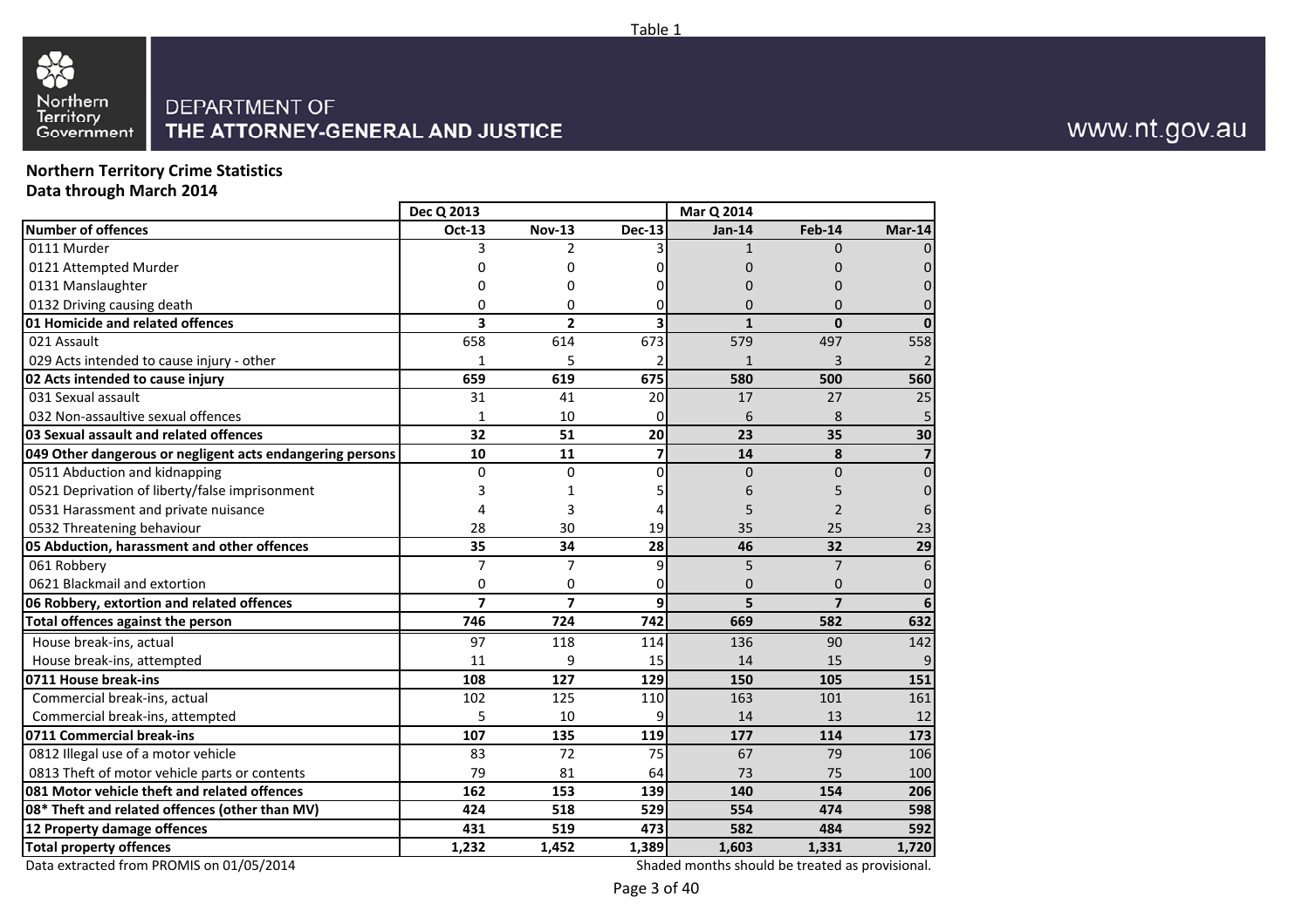Table 1

Northern Territory Government

DEPARTMENT OF
THE ATTORNEY-GENERAL AND JUSTICE

www.nt.gov.au

**Northern Territory Crime Statistics**
**Data through March 2014**

| | Dec Q 2013 | | | Mar Q 2014 | | |
|---|---|---|---|---|---|---|
| **Number of offences** | **Oct-13** | **Nov-13** | **Dec-13** | **Jan-14** | **Feb-14** | **Mar-14** |
| 0111 Murder | 3 | 2 | 3 | 1 | 0 | 0 |
| 0121 Attempted Murder | 0 | 0 | 0 | 0 | 0 | 0 |
| 0131 Manslaughter | 0 | 0 | 0 | 0 | 0 | 0 |
| 0132 Driving causing death | 0 | 0 | 0 | 0 | 0 | 0 |
| **01 Homicide and related offences** | **3** | **2** | **3** | **1** | **0** | **0** |
| 021 Assault | 658 | 614 | 673 | 579 | 497 | 558 |
| 029 Acts intended to cause injury - other | 1 | 5 | 2 | 1 | 3 | 2 |
| **02 Acts intended to cause injury** | **659** | **619** | **675** | **580** | **500** | **560** |
| 031 Sexual assault | 31 | 41 | 20 | 17 | 27 | 25 |
| 032 Non-assaultive sexual offences | 1 | 10 | 0 | 6 | 8 | 5 |
| **03 Sexual assault and related offences** | **32** | **51** | **20** | **23** | **35** | **30** |
| **049 Other dangerous or negligent acts endangering persons** | **10** | **11** | **7** | **14** | **8** | **7** |
| 0511 Abduction and kidnapping | 0 | 0 | 0 | 0 | 0 | 0 |
| 0521 Deprivation of liberty/false imprisonment | 3 | 1 | 5 | 6 | 5 | 0 |
| 0531 Harassment and private nuisance | 4 | 3 | 4 | 5 | 2 | 6 |
| 0532 Threatening behaviour | 28 | 30 | 19 | 35 | 25 | 23 |
| **05 Abduction, harassment and other offences** | **35** | **34** | **28** | **46** | **32** | **29** |
| 061 Robbery | 7 | 7 | 9 | 5 | 7 | 6 |
| 0621 Blackmail and extortion | 0 | 0 | 0 | 0 | 0 | 0 |
| **06 Robbery, extortion and related offences** | **7** | **7** | **9** | **5** | **7** | **6** |
| **Total offences against the person** | **746** | **724** | **742** | **669** | **582** | **632** |
| House break-ins, actual | 97 | 118 | 114 | 136 | 90 | 142 |
| House break-ins, attempted | 11 | 9 | 15 | 14 | 15 | 9 |
| **0711 House break-ins** | **108** | **127** | **129** | **150** | **105** | **151** |
| Commercial break-ins, actual | 102 | 125 | 110 | 163 | 101 | 161 |
| Commercial break-ins, attempted | 5 | 10 | 9 | 14 | 13 | 12 |
| **0711 Commercial break-ins** | **107** | **135** | **119** | **177** | **114** | **173** |
| 0812 Illegal use of a motor vehicle | 83 | 72 | 75 | 67 | 79 | 106 |
| 0813 Theft of motor vehicle parts or contents | 79 | 81 | 64 | 73 | 75 | 100 |
| **081 Motor vehicle theft and related offences** | **162** | **153** | **139** | **140** | **154** | **206** |
| **08* Theft and related offences (other than MV)** | **424** | **518** | **529** | **554** | **474** | **598** |
| **12 Property damage offences** | **431** | **519** | **473** | **582** | **484** | **592** |
| **Total property offences** | **1,232** | **1,452** | **1,389** | **1,603** | **1,331** | **1,720** |

Data extracted from PROMIS on 01/05/2014

Shaded months should be treated as provisional.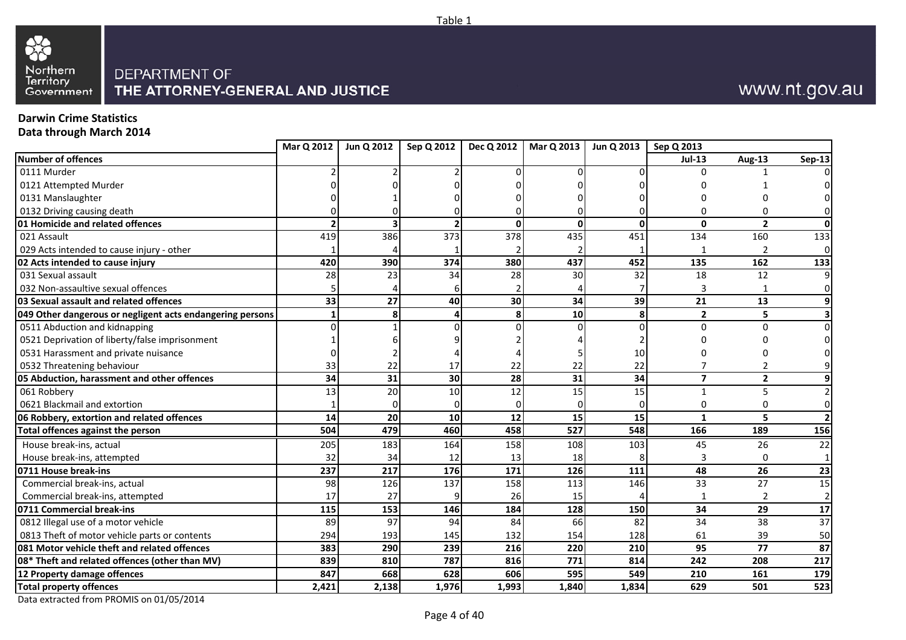Table 1

Northern Territory Government

DEPARTMENT OF THE ATTORNEY-GENERAL AND JUSTICE

www.nt.gov.au

**Darwin Crime Statistics**
**Data through March 2014**

| | Mar Q 2012 | Jun Q 2012 | Sep Q 2012 | Dec Q 2012 | Mar Q 2013 | Jun Q 2013 | Sep Q 2013 | | |
|---|---|---|---|---|---|---|---|---|---|
| **Number of offences** | | | | | | | **Jul-13** | **Aug-13** | **Sep-13** |
| 0111 Murder | 2 | 2 | 2 | 0 | 0 | 0 | 0 | 1 | 0 |
| 0121 Attempted Murder | 0 | 0 | 0 | 0 | 0 | 0 | 0 | 1 | 0 |
| 0131 Manslaughter | 0 | 1 | 0 | 0 | 0 | 0 | 0 | 0 | 0 |
| 0132 Driving causing death | 0 | 0 | 0 | 0 | 0 | 0 | 0 | 0 | 0 |
| **01 Homicide and related offences** | **2** | **3** | **2** | **0** | **0** | **0** | **0** | **2** | **0** |
| 021 Assault | 419 | 386 | 373 | 378 | 435 | 451 | 134 | 160 | 133 |
| 029 Acts intended to cause injury - other | 1 | 4 | 1 | 2 | 2 | 1 | 1 | 2 | 0 |
| **02 Acts intended to cause injury** | **420** | **390** | **374** | **380** | **437** | **452** | **135** | **162** | **133** |
| 031 Sexual assault | 28 | 23 | 34 | 28 | 30 | 32 | 18 | 12 | 9 |
| 032 Non-assaultive sexual offences | 5 | 4 | 6 | 2 | 4 | 7 | 3 | 1 | 0 |
| **03 Sexual assault and related offences** | **33** | **27** | **40** | **30** | **34** | **39** | **21** | **13** | **9** |
| **049 Other dangerous or negligent acts endangering persons** | **1** | **8** | **4** | **8** | **10** | **8** | **2** | **5** | **3** |
| 0511 Abduction and kidnapping | 0 | 1 | 0 | 0 | 0 | 0 | 0 | 0 | 0 |
| 0521 Deprivation of liberty/false imprisonment | 1 | 6 | 9 | 2 | 4 | 2 | 0 | 0 | 0 |
| 0531 Harassment and private nuisance | 0 | 2 | 4 | 4 | 5 | 10 | 0 | 0 | 0 |
| 0532 Threatening behaviour | 33 | 22 | 17 | 22 | 22 | 22 | 7 | 2 | 9 |
| **05 Abduction, harassment and other offences** | **34** | **31** | **30** | **28** | **31** | **34** | **7** | **2** | **9** |
| 061 Robbery | 13 | 20 | 10 | 12 | 15 | 15 | 1 | 5 | 2 |
| 0621 Blackmail and extortion | 1 | 0 | 0 | 0 | 0 | 0 | 0 | 0 | 0 |
| **06 Robbery, extortion and related offences** | **14** | **20** | **10** | **12** | **15** | **15** | **1** | **5** | **2** |
| **Total offences against the person** | **504** | **479** | **460** | **458** | **527** | **548** | **166** | **189** | **156** |
| House break-ins, actual | 205 | 183 | 164 | 158 | 108 | 103 | 45 | 26 | 22 |
| House break-ins, attempted | 32 | 34 | 12 | 13 | 18 | 8 | 3 | 0 | 1 |
| **0711 House break-ins** | **237** | **217** | **176** | **171** | **126** | **111** | **48** | **26** | **23** |
| Commercial break-ins, actual | 98 | 126 | 137 | 158 | 113 | 146 | 33 | 27 | 15 |
| Commercial break-ins, attempted | 17 | 27 | 9 | 26 | 15 | 4 | 1 | 2 | 2 |
| **0711 Commercial break-ins** | **115** | **153** | **146** | **184** | **128** | **150** | **34** | **29** | **17** |
| 0812 Illegal use of a motor vehicle | 89 | 97 | 94 | 84 | 66 | 82 | 34 | 38 | 37 |
| 0813 Theft of motor vehicle parts or contents | 294 | 193 | 145 | 132 | 154 | 128 | 61 | 39 | 50 |
| **081 Motor vehicle theft and related offences** | **383** | **290** | **239** | **216** | **220** | **210** | **95** | **77** | **87** |
| **08* Theft and related offences (other than MV)** | **839** | **810** | **787** | **816** | **771** | **814** | **242** | **208** | **217** |
| **12 Property damage offences** | **847** | **668** | **628** | **606** | **595** | **549** | **210** | **161** | **179** |
| **Total property offences** | **2,421** | **2,138** | **1,976** | **1,993** | **1,840** | **1,834** | **629** | **501** | **523** |

Data extracted from PROMIS on 01/05/2014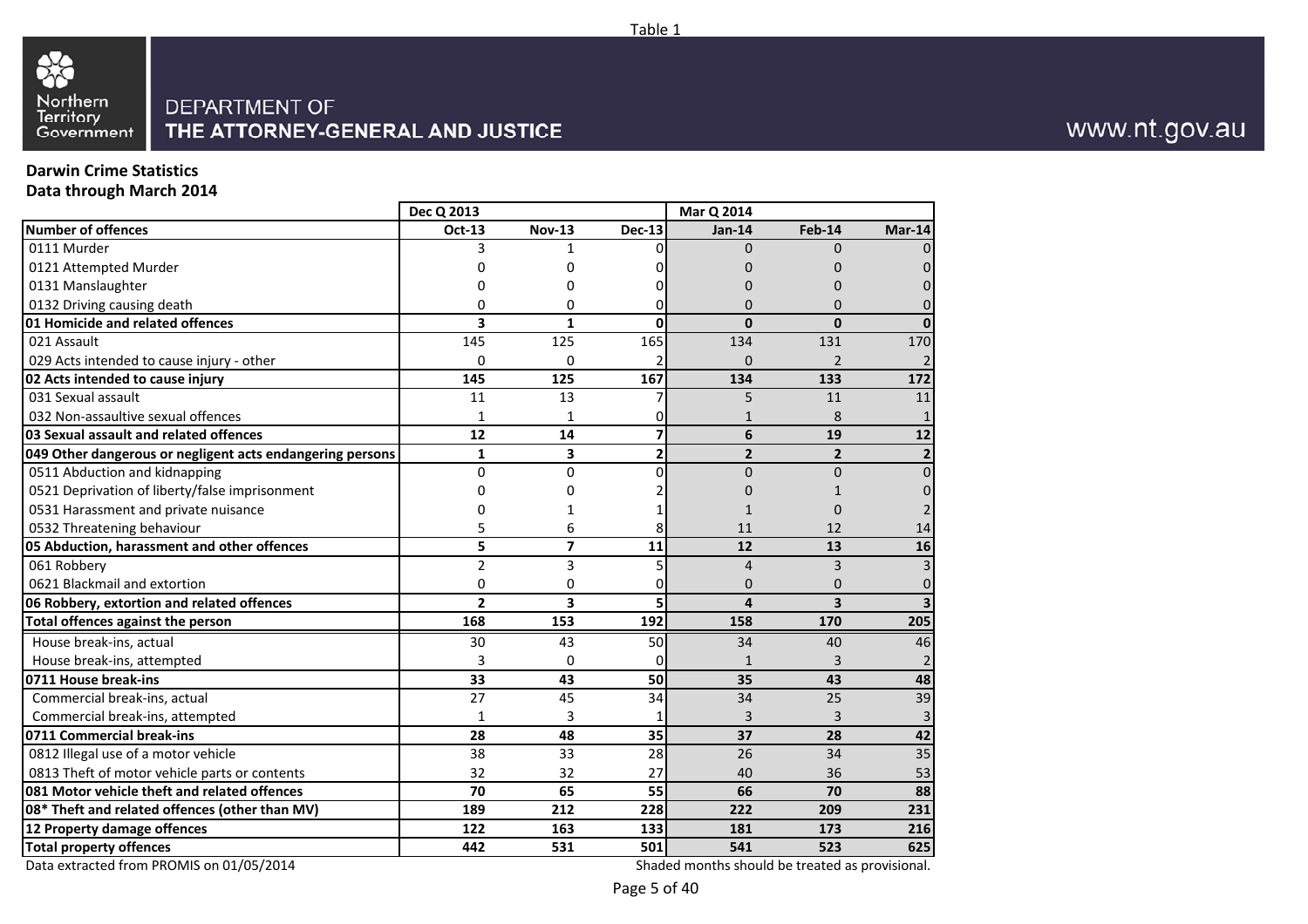Table 1

Northern Territory Government

DEPARTMENT OF
**THE ATTORNEY-GENERAL AND JUSTICE**

www.nt.gov.au

**Darwin Crime Statistics**
**Data through March 2014**

| | Dec Q 2013 | | | Mar Q 2014 | | |
|---|---|---|---|---|---|---|
| **Number of offences** | **Oct-13** | **Nov-13** | **Dec-13** | **Jan-14** | **Feb-14** | **Mar-14** |
| 0111 Murder | 3 | 1 | 0 | 0 | 0 | 0 |
| 0121 Attempted Murder | 0 | 0 | 0 | 0 | 0 | 0 |
| 0131 Manslaughter | 0 | 0 | 0 | 0 | 0 | 0 |
| 0132 Driving causing death | 0 | 0 | 0 | 0 | 0 | 0 |
| **01 Homicide and related offences** | **3** | **1** | **0** | **0** | **0** | **0** |
| 021 Assault | 145 | 125 | 165 | 134 | 131 | 170 |
| 029 Acts intended to cause injury - other | 0 | 0 | 2 | 0 | 2 | 2 |
| **02 Acts intended to cause injury** | **145** | **125** | **167** | **134** | **133** | **172** |
| 031 Sexual assault | 11 | 13 | 7 | 5 | 11 | 11 |
| 032 Non-assaultive sexual offences | 1 | 1 | 0 | 1 | 8 | 1 |
| **03 Sexual assault and related offences** | **12** | **14** | **7** | **6** | **19** | **12** |
| **049 Other dangerous or negligent acts endangering persons** | **1** | **3** | **2** | **2** | **2** | **2** |
| 0511 Abduction and kidnapping | 0 | 0 | 0 | 0 | 0 | 0 |
| 0521 Deprivation of liberty/false imprisonment | 0 | 0 | 2 | 0 | 1 | 0 |
| 0531 Harassment and private nuisance | 0 | 1 | 1 | 1 | 0 | 2 |
| 0532 Threatening behaviour | 5 | 6 | 8 | 11 | 12 | 14 |
| **05 Abduction, harassment and other offences** | **5** | **7** | **11** | **12** | **13** | **16** |
| 061 Robbery | 2 | 3 | 5 | 4 | 3 | 3 |
| 0621 Blackmail and extortion | 0 | 0 | 0 | 0 | 0 | 0 |
| **06 Robbery, extortion and related offences** | **2** | **3** | **5** | **4** | **3** | **3** |
| **Total offences against the person** | **168** | **153** | **192** | **158** | **170** | **205** |
| House break-ins, actual | 30 | 43 | 50 | 34 | 40 | 46 |
| House break-ins, attempted | 3 | 0 | 0 | 1 | 3 | 2 |
| **0711 House break-ins** | **33** | **43** | **50** | **35** | **43** | **48** |
| Commercial break-ins, actual | 27 | 45 | 34 | 34 | 25 | 39 |
| Commercial break-ins, attempted | 1 | 3 | 1 | 3 | 3 | 3 |
| **0711 Commercial break-ins** | **28** | **48** | **35** | **37** | **28** | **42** |
| 0812 Illegal use of a motor vehicle | 38 | 33 | 28 | 26 | 34 | 35 |
| 0813 Theft of motor vehicle parts or contents | 32 | 32 | 27 | 40 | 36 | 53 |
| **081 Motor vehicle theft and related offences** | **70** | **65** | **55** | **66** | **70** | **88** |
| **08* Theft and related offences (other than MV)** | **189** | **212** | **228** | **222** | **209** | **231** |
| **12 Property damage offences** | **122** | **163** | **133** | **181** | **173** | **216** |
| **Total property offences** | **442** | **531** | **501** | **541** | **523** | **625** |

Data extracted from PROMIS on 01/05/2014

Shaded months should be treated as provisional.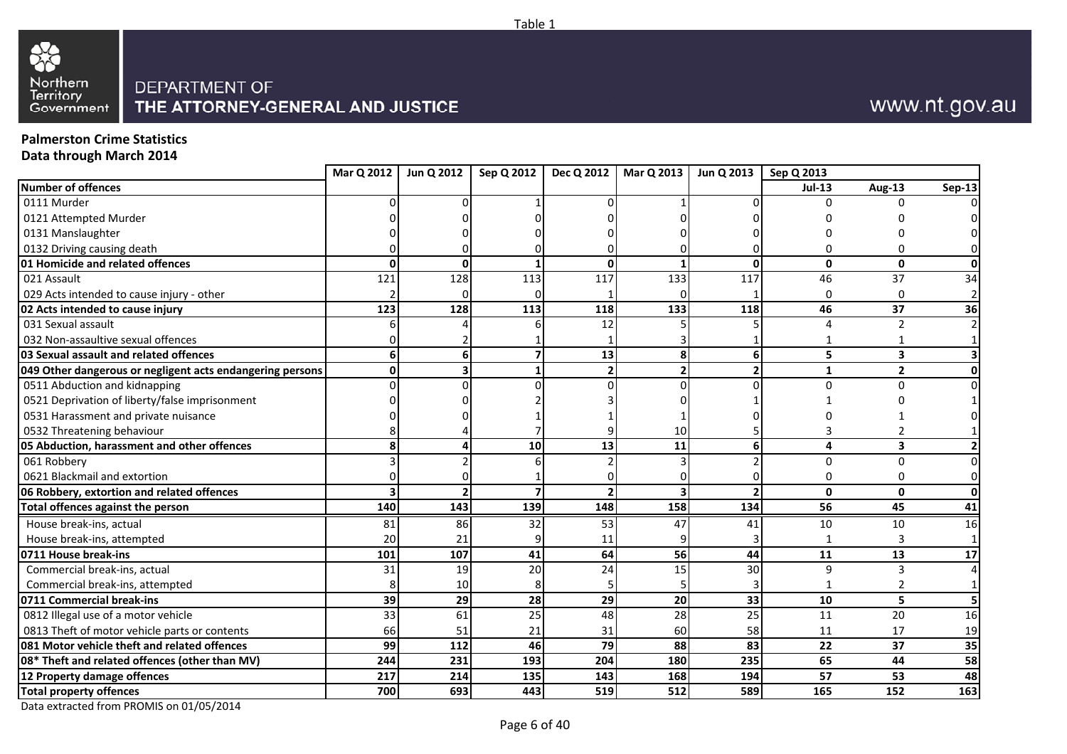Table 1

DEPARTMENT OF
THE ATTORNEY-GENERAL AND JUSTICE

www.nt.gov.au

**Palmerston Crime Statistics**
**Data through March 2014**

| | Mar Q 2012 | Jun Q 2012 | Sep Q 2012 | Dec Q 2012 | Mar Q 2013 | Jun Q 2013 | Sep Q 2013 | | |
|---|---|---|---|---|---|---|---|---|---|
| **Number of offences** | | | | | | | Jul-13 | Aug-13 | Sep-13 |
| 0111 Murder | 0 | 0 | 1 | 0 | 1 | 0 | 0 | 0 | 0 |
| 0121 Attempted Murder | 0 | 0 | 0 | 0 | 0 | 0 | 0 | 0 | 0 |
| 0131 Manslaughter | 0 | 0 | 0 | 0 | 0 | 0 | 0 | 0 | 0 |
| 0132 Driving causing death | 0 | 0 | 0 | 0 | 0 | 0 | 0 | 0 | 0 |
| **01 Homicide and related offences** | **0** | **0** | **1** | **0** | **1** | **0** | **0** | **0** | **0** |
| 021 Assault | 121 | 128 | 113 | 117 | 133 | 117 | 46 | 37 | 34 |
| 029 Acts intended to cause injury - other | 2 | 0 | 0 | 1 | 0 | 1 | 0 | 0 | 2 |
| **02 Acts intended to cause injury** | **123** | **128** | **113** | **118** | **133** | **118** | **46** | **37** | **36** |
| 031 Sexual assault | 6 | 4 | 6 | 12 | 5 | 5 | 4 | 2 | 2 |
| 032 Non-assaultive sexual offences | 0 | 2 | 1 | 1 | 3 | 1 | 1 | 1 | 1 |
| **03 Sexual assault and related offences** | **6** | **6** | **7** | **13** | **8** | **6** | **5** | **3** | **3** |
| **049 Other dangerous or negligent acts endangering persons** | **0** | **3** | **1** | **2** | **2** | **2** | **1** | **2** | **0** |
| 0511 Abduction and kidnapping | 0 | 0 | 0 | 0 | 0 | 0 | 0 | 0 | 0 |
| 0521 Deprivation of liberty/false imprisonment | 0 | 0 | 2 | 3 | 0 | 1 | 1 | 0 | 1 |
| 0531 Harassment and private nuisance | 0 | 0 | 1 | 1 | 1 | 0 | 0 | 1 | 0 |
| 0532 Threatening behaviour | 8 | 4 | 7 | 9 | 10 | 5 | 3 | 2 | 1 |
| **05 Abduction, harassment and other offences** | **8** | **4** | **10** | **13** | **11** | **6** | **4** | **3** | **2** |
| 061 Robbery | 3 | 2 | 6 | 2 | 3 | 2 | 0 | 0 | 0 |
| 0621 Blackmail and extortion | 0 | 0 | 1 | 0 | 0 | 0 | 0 | 0 | 0 |
| **06 Robbery, extortion and related offences** | **3** | **2** | **7** | **2** | **3** | **2** | **0** | **0** | **0** |
| **Total offences against the person** | **140** | **143** | **139** | **148** | **158** | **134** | **56** | **45** | **41** |
| House break-ins, actual | 81 | 86 | 32 | 53 | 47 | 41 | 10 | 10 | 16 |
| House break-ins, attempted | 20 | 21 | 9 | 11 | 9 | 3 | 1 | 3 | 1 |
| **0711 House break-ins** | **101** | **107** | **41** | **64** | **56** | **44** | **11** | **13** | **17** |
| Commercial break-ins, actual | 31 | 19 | 20 | 24 | 15 | 30 | 9 | 3 | 4 |
| Commercial break-ins, attempted | 8 | 10 | 8 | 5 | 5 | 3 | 1 | 2 | 1 |
| **0711 Commercial break-ins** | **39** | **29** | **28** | **29** | **20** | **33** | **10** | **5** | **5** |
| 0812 Illegal use of a motor vehicle | 33 | 61 | 25 | 48 | 28 | 25 | 11 | 20 | 16 |
| 0813 Theft of motor vehicle parts or contents | 66 | 51 | 21 | 31 | 60 | 58 | 11 | 17 | 19 |
| **081 Motor vehicle theft and related offences** | **99** | **112** | **46** | **79** | **88** | **83** | **22** | **37** | **35** |
| **08* Theft and related offences (other than MV)** | **244** | **231** | **193** | **204** | **180** | **235** | **65** | **44** | **58** |
| **12 Property damage offences** | **217** | **214** | **135** | **143** | **168** | **194** | **57** | **53** | **48** |
| **Total property offences** | **700** | **693** | **443** | **519** | **512** | **589** | **165** | **152** | **163** |

Data extracted from PROMIS on 01/05/2014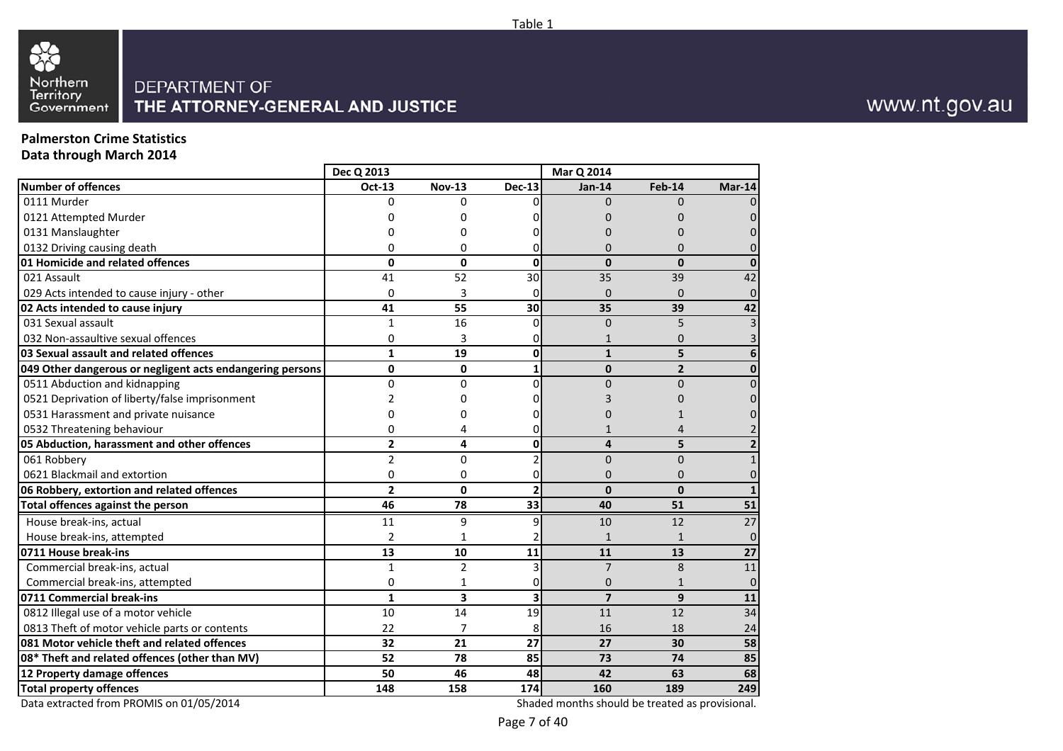Table 1

Northern Territory Government

DEPARTMENT OF
**THE ATTORNEY-GENERAL AND JUSTICE**

www.nt.gov.au

**Palmerston Crime Statistics**
**Data through March 2014**

| | Dec Q 2013 | | | Mar Q 2014 | | |
|---|---|---|---|---|---|---|
| **Number of offences** | **Oct-13** | **Nov-13** | **Dec-13** | **Jan-14** | **Feb-14** | **Mar-14** |
| 0111 Murder | 0 | 0 | 0 | 0 | 0 | 0 |
| 0121 Attempted Murder | 0 | 0 | 0 | 0 | 0 | 0 |
| 0131 Manslaughter | 0 | 0 | 0 | 0 | 0 | 0 |
| 0132 Driving causing death | 0 | 0 | 0 | 0 | 0 | 0 |
| **01 Homicide and related offences** | **0** | **0** | **0** | **0** | **0** | **0** |
| 021 Assault | 41 | 52 | 30 | 35 | 39 | 42 |
| 029 Acts intended to cause injury - other | 0 | 3 | 0 | 0 | 0 | 0 |
| **02 Acts intended to cause injury** | **41** | **55** | **30** | **35** | **39** | **42** |
| 031 Sexual assault | 1 | 16 | 0 | 0 | 5 | 3 |
| 032 Non-assaultive sexual offences | 0 | 3 | 0 | 1 | 0 | 3 |
| **03 Sexual assault and related offences** | **1** | **19** | **0** | **1** | **5** | **6** |
| **049 Other dangerous or negligent acts endangering persons** | **0** | **0** | **1** | **0** | **2** | **0** |
| 0511 Abduction and kidnapping | 0 | 0 | 0 | 0 | 0 | 0 |
| 0521 Deprivation of liberty/false imprisonment | 2 | 0 | 0 | 3 | 0 | 0 |
| 0531 Harassment and private nuisance | 0 | 0 | 0 | 0 | 1 | 0 |
| 0532 Threatening behaviour | 0 | 4 | 0 | 1 | 4 | 2 |
| **05 Abduction, harassment and other offences** | **2** | **4** | **0** | **4** | **5** | **2** |
| 061 Robbery | 2 | 0 | 2 | 0 | 0 | 1 |
| 0621 Blackmail and extortion | 0 | 0 | 0 | 0 | 0 | 0 |
| **06 Robbery, extortion and related offences** | **2** | **0** | **2** | **0** | **0** | **1** |
| **Total offences against the person** | **46** | **78** | **33** | **40** | **51** | **51** |
| House break-ins, actual | 11 | 9 | 9 | 10 | 12 | 27 |
| House break-ins, attempted | 2 | 1 | 2 | 1 | 1 | 0 |
| **0711 House break-ins** | **13** | **10** | **11** | **11** | **13** | **27** |
| Commercial break-ins, actual | 1 | 2 | 3 | 7 | 8 | 11 |
| Commercial break-ins, attempted | 0 | 1 | 0 | 0 | 1 | 0 |
| **0711 Commercial break-ins** | **1** | **3** | **3** | **7** | **9** | **11** |
| 0812 Illegal use of a motor vehicle | 10 | 14 | 19 | 11 | 12 | 34 |
| 0813 Theft of motor vehicle parts or contents | 22 | 7 | 8 | 16 | 18 | 24 |
| **081 Motor vehicle theft and related offences** | **32** | **21** | **27** | **27** | **30** | **58** |
| **08* Theft and related offences (other than MV)** | **52** | **78** | **85** | **73** | **74** | **85** |
| **12 Property damage offences** | **50** | **46** | **48** | **42** | **63** | **68** |
| **Total property offences** | **148** | **158** | **174** | **160** | **189** | **249** |

Data extracted from PROMIS on 01/05/2014

Shaded months should be treated as provisional.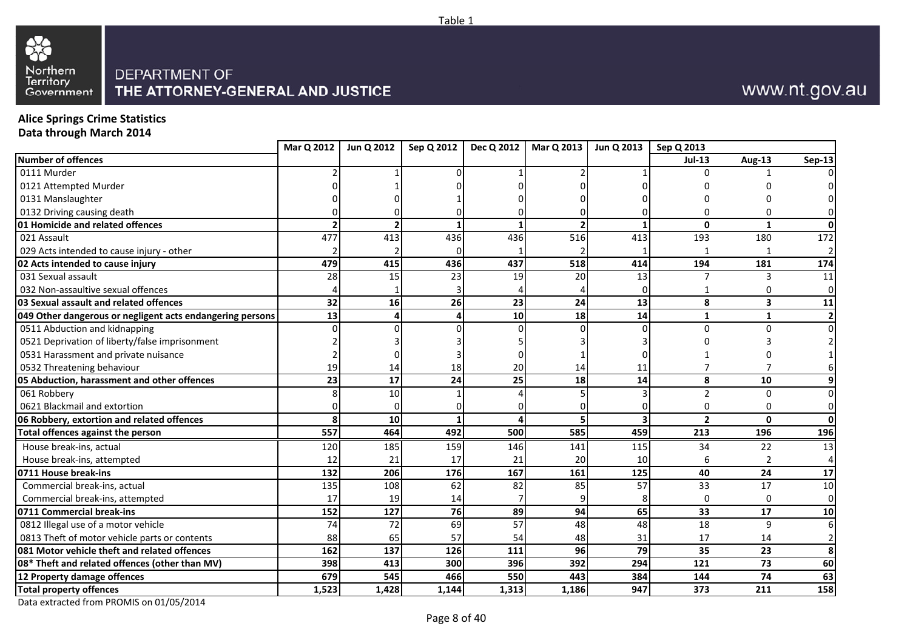Table 1

Northern Territory Government

DEPARTMENT OF
THE ATTORNEY-GENERAL AND JUSTICE

www.nt.gov.au

**Alice Springs Crime Statistics**
**Data through March 2014**

| | Mar Q 2012 | Jun Q 2012 | Sep Q 2012 | Dec Q 2012 | Mar Q 2013 | Jun Q 2013 | Sep Q 2013 | | |
|---|---|---|---|---|---|---|---|---|---|
| **Number of offences** | | | | | | | Jul-13 | Aug-13 | Sep-13 |
| 0111 Murder | 2 | 1 | 0 | 1 | 2 | 1 | 0 | 1 | 0 |
| 0121 Attempted Murder | 0 | 1 | 0 | 0 | 0 | 0 | 0 | 0 | 0 |
| 0131 Manslaughter | 0 | 0 | 1 | 0 | 0 | 0 | 0 | 0 | 0 |
| 0132 Driving causing death | 0 | 0 | 0 | 0 | 0 | 0 | 0 | 0 | 0 |
| **01 Homicide and related offences** | **2** | **2** | **1** | **1** | **2** | **1** | **0** | **1** | **0** |
| 021 Assault | 477 | 413 | 436 | 436 | 516 | 413 | 193 | 180 | 172 |
| 029 Acts intended to cause injury - other | 2 | 2 | 0 | 1 | 2 | 1 | 1 | 1 | 2 |
| **02 Acts intended to cause injury** | **479** | **415** | **436** | **437** | **518** | **414** | **194** | **181** | **174** |
| 031 Sexual assault | 28 | 15 | 23 | 19 | 20 | 13 | 7 | 3 | 11 |
| 032 Non-assaultive sexual offences | 4 | 1 | 3 | 4 | 4 | 0 | 1 | 0 | 0 |
| **03 Sexual assault and related offences** | **32** | **16** | **26** | **23** | **24** | **13** | **8** | **3** | **11** |
| **049 Other dangerous or negligent acts endangering persons** | **13** | **4** | **4** | **10** | **18** | **14** | **1** | **1** | **2** |
| 0511 Abduction and kidnapping | 0 | 0 | 0 | 0 | 0 | 0 | 0 | 0 | 0 |
| 0521 Deprivation of liberty/false imprisonment | 2 | 3 | 3 | 5 | 3 | 3 | 0 | 3 | 2 |
| 0531 Harassment and private nuisance | 2 | 0 | 3 | 0 | 1 | 0 | 1 | 0 | 1 |
| 0532 Threatening behaviour | 19 | 14 | 18 | 20 | 14 | 11 | 7 | 7 | 6 |
| **05 Abduction, harassment and other offences** | **23** | **17** | **24** | **25** | **18** | **14** | **8** | **10** | **9** |
| 061 Robbery | 8 | 10 | 1 | 4 | 5 | 3 | 2 | 0 | 0 |
| 0621 Blackmail and extortion | 0 | 0 | 0 | 0 | 0 | 0 | 0 | 0 | 0 |
| **06 Robbery, extortion and related offences** | **8** | **10** | **1** | **4** | **5** | **3** | **2** | **0** | **0** |
| **Total offences against the person** | **557** | **464** | **492** | **500** | **585** | **459** | **213** | **196** | **196** |
| House break-ins, actual | 120 | 185 | 159 | 146 | 141 | 115 | 34 | 22 | 13 |
| House break-ins, attempted | 12 | 21 | 17 | 21 | 20 | 10 | 6 | 2 | 4 |
| **0711 House break-ins** | **132** | **206** | **176** | **167** | **161** | **125** | **40** | **24** | **17** |
| Commercial break-ins, actual | 135 | 108 | 62 | 82 | 85 | 57 | 33 | 17 | 10 |
| Commercial break-ins, attempted | 17 | 19 | 14 | 7 | 9 | 8 | 0 | 0 | 0 |
| **0711 Commercial break-ins** | **152** | **127** | **76** | **89** | **94** | **65** | **33** | **17** | **10** |
| 0812 Illegal use of a motor vehicle | 74 | 72 | 69 | 57 | 48 | 48 | 18 | 9 | 6 |
| 0813 Theft of motor vehicle parts or contents | 88 | 65 | 57 | 54 | 48 | 31 | 17 | 14 | 2 |
| **081 Motor vehicle theft and related offences** | **162** | **137** | **126** | **111** | **96** | **79** | **35** | **23** | **8** |
| **08* Theft and related offences (other than MV)** | **398** | **413** | **300** | **396** | **392** | **294** | **121** | **73** | **60** |
| **12 Property damage offences** | **679** | **545** | **466** | **550** | **443** | **384** | **144** | **74** | **63** |
| **Total property offences** | **1,523** | **1,428** | **1,144** | **1,313** | **1,186** | **947** | **373** | **211** | **158** |

Data extracted from PROMIS on 01/05/2014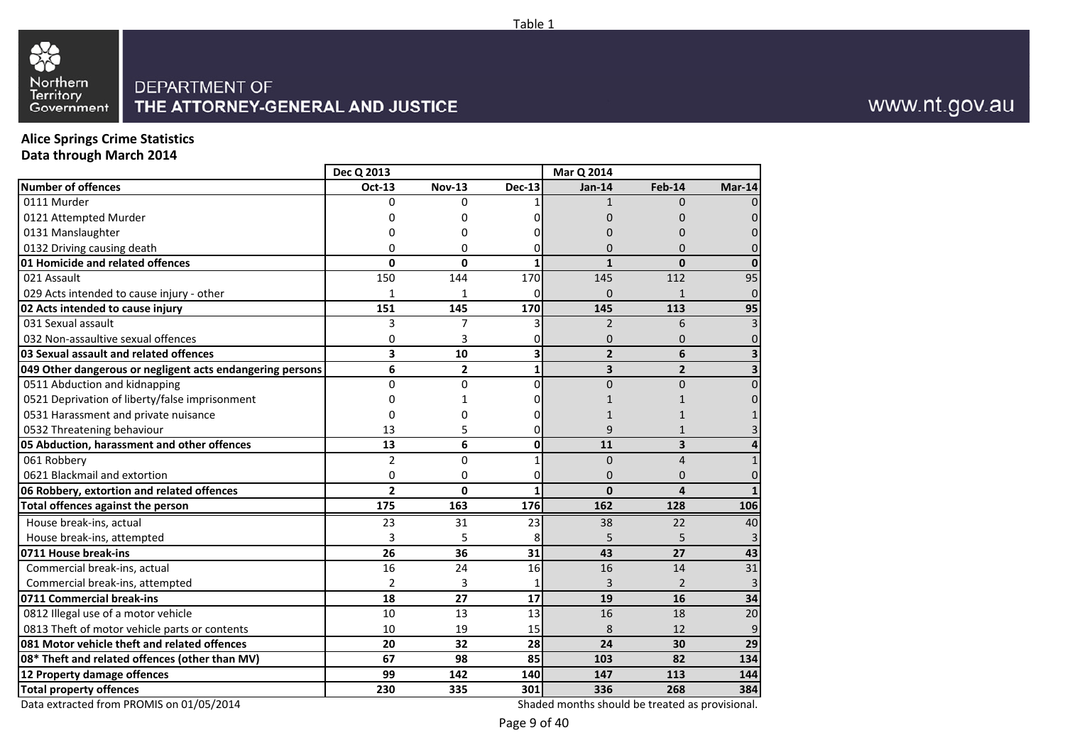Table 1

DEPARTMENT OF
THE ATTORNEY-GENERAL AND JUSTICE

www.nt.gov.au

**Alice Springs Crime Statistics**
**Data through March 2014**

| | Dec Q 2013 | | | Mar Q 2014 | | |
|---|---|---|---|---|---|---|
| **Number of offences** | **Oct-13** | **Nov-13** | **Dec-13** | **Jan-14** | **Feb-14** | **Mar-14** |
| 0111 Murder | 0 | 0 | 1 | 1 | 0 | 0 |
| 0121 Attempted Murder | 0 | 0 | 0 | 0 | 0 | 0 |
| 0131 Manslaughter | 0 | 0 | 0 | 0 | 0 | 0 |
| 0132 Driving causing death | 0 | 0 | 0 | 0 | 0 | 0 |
| **01 Homicide and related offences** | **0** | **0** | **1** | **1** | **0** | **0** |
| 021 Assault | 150 | 144 | 170 | 145 | 112 | 95 |
| 029 Acts intended to cause injury - other | 1 | 1 | 0 | 0 | 1 | 0 |
| **02 Acts intended to cause injury** | **151** | **145** | **170** | **145** | **113** | **95** |
| 031 Sexual assault | 3 | 7 | 3 | 2 | 6 | 3 |
| 032 Non-assaultive sexual offences | 0 | 3 | 0 | 0 | 0 | 0 |
| **03 Sexual assault and related offences** | **3** | **10** | **3** | **2** | **6** | **3** |
| **049 Other dangerous or negligent acts endangering persons** | **6** | **2** | **1** | **3** | **2** | **3** |
| 0511 Abduction and kidnapping | 0 | 0 | 0 | 0 | 0 | 0 |
| 0521 Deprivation of liberty/false imprisonment | 0 | 1 | 0 | 1 | 1 | 0 |
| 0531 Harassment and private nuisance | 0 | 0 | 0 | 1 | 1 | 1 |
| 0532 Threatening behaviour | 13 | 5 | 0 | 9 | 1 | 3 |
| **05 Abduction, harassment and other offences** | **13** | **6** | **0** | **11** | **3** | **4** |
| 061 Robbery | 2 | 0 | 1 | 0 | 4 | 1 |
| 0621 Blackmail and extortion | 0 | 0 | 0 | 0 | 0 | 0 |
| **06 Robbery, extortion and related offences** | **2** | **0** | **1** | **0** | **4** | **1** |
| **Total offences against the person** | **175** | **163** | **176** | **162** | **128** | **106** |
| House break-ins, actual | 23 | 31 | 23 | 38 | 22 | 40 |
| House break-ins, attempted | 3 | 5 | 8 | 5 | 5 | 3 |
| **0711 House break-ins** | **26** | **36** | **31** | **43** | **27** | **43** |
| Commercial break-ins, actual | 16 | 24 | 16 | 16 | 14 | 31 |
| Commercial break-ins, attempted | 2 | 3 | 1 | 3 | 2 | 3 |
| **0711 Commercial break-ins** | **18** | **27** | **17** | **19** | **16** | **34** |
| 0812 Illegal use of a motor vehicle | 10 | 13 | 13 | 16 | 18 | 20 |
| 0813 Theft of motor vehicle parts or contents | 10 | 19 | 15 | 8 | 12 | 9 |
| **081 Motor vehicle theft and related offences** | **20** | **32** | **28** | **24** | **30** | **29** |
| **08* Theft and related offences (other than MV)** | **67** | **98** | **85** | **103** | **82** | **134** |
| **12 Property damage offences** | **99** | **142** | **140** | **147** | **113** | **144** |
| **Total property offences** | **230** | **335** | **301** | **336** | **268** | **384** |

Data extracted from PROMIS on 01/05/2014

Shaded months should be treated as provisional.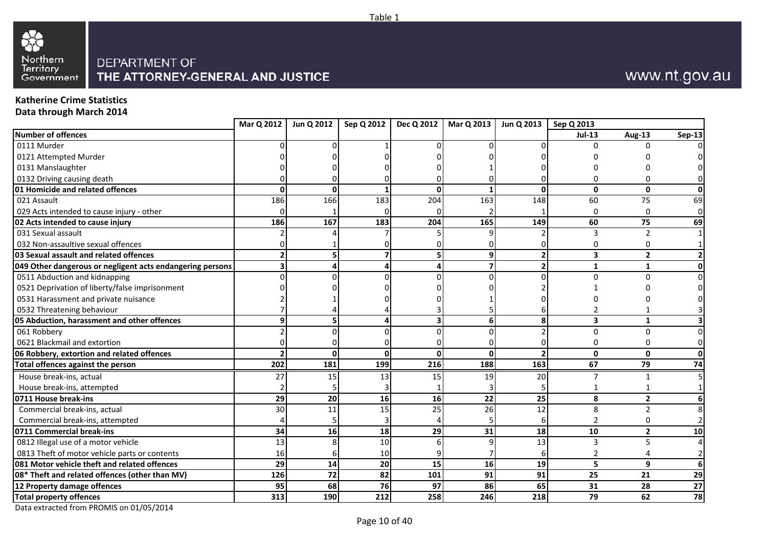Table 1

Northern Territory Government

DEPARTMENT OF
THE ATTORNEY-GENERAL AND JUSTICE

www.nt.gov.au

**Katherine Crime Statistics**
**Data through March 2014**

| | Mar Q 2012 | Jun Q 2012 | Sep Q 2012 | Dec Q 2012 | Mar Q 2013 | Jun Q 2013 | Sep Q 2013 | | |
|---|---|---|---|---|---|---|---|---|---|
| **Number of offences** | | | | | | | **Jul-13** | **Aug-13** | **Sep-13** |
| 0111 Murder | 0 | 0 | 1 | 0 | 0 | 0 | 0 | 0 | 0 |
| 0121 Attempted Murder | 0 | 0 | 0 | 0 | 0 | 0 | 0 | 0 | 0 |
| 0131 Manslaughter | 0 | 0 | 0 | 0 | 1 | 0 | 0 | 0 | 0 |
| 0132 Driving causing death | 0 | 0 | 0 | 0 | 0 | 0 | 0 | 0 | 0 |
| **01 Homicide and related offences** | **0** | **0** | **1** | **0** | **1** | **0** | **0** | **0** | **0** |
| 021 Assault | 186 | 166 | 183 | 204 | 163 | 148 | 60 | 75 | 69 |
| 029 Acts intended to cause injury - other | 0 | 1 | 0 | 0 | 2 | 1 | 0 | 0 | 0 |
| **02 Acts intended to cause injury** | **186** | **167** | **183** | **204** | **165** | **149** | **60** | **75** | **69** |
| 031 Sexual assault | 2 | 4 | 7 | 5 | 9 | 2 | 3 | 2 | 1 |
| 032 Non-assaultive sexual offences | 0 | 1 | 0 | 0 | 0 | 0 | 0 | 0 | 1 |
| **03 Sexual assault and related offences** | **2** | **5** | **7** | **5** | **9** | **2** | **3** | **2** | **2** |
| **049 Other dangerous or negligent acts endangering persons** | **3** | **4** | **4** | **4** | **7** | **2** | **1** | **1** | **0** |
| 0511 Abduction and kidnapping | 0 | 0 | 0 | 0 | 0 | 0 | 0 | 0 | 0 |
| 0521 Deprivation of liberty/false imprisonment | 0 | 0 | 0 | 0 | 0 | 2 | 1 | 0 | 0 |
| 0531 Harassment and private nuisance | 2 | 1 | 0 | 0 | 1 | 0 | 0 | 0 | 0 |
| 0532 Threatening behaviour | 7 | 4 | 4 | 3 | 5 | 6 | 2 | 1 | 3 |
| **05 Abduction, harassment and other offences** | **9** | **5** | **4** | **3** | **6** | **8** | **3** | **1** | **3** |
| 061 Robbery | 2 | 0 | 0 | 0 | 0 | 2 | 0 | 0 | 0 |
| 0621 Blackmail and extortion | 0 | 0 | 0 | 0 | 0 | 0 | 0 | 0 | 0 |
| **06 Robbery, extortion and related offences** | **2** | **0** | **0** | **0** | **0** | **2** | **0** | **0** | **0** |
| **Total offences against the person** | **202** | **181** | **199** | **216** | **188** | **163** | **67** | **79** | **74** |
| House break-ins, actual | 27 | 15 | 13 | 15 | 19 | 20 | 7 | 1 | 5 |
| House break-ins, attempted | 2 | 5 | 3 | 1 | 3 | 5 | 1 | 1 | 1 |
| **0711 House break-ins** | **29** | **20** | **16** | **16** | **22** | **25** | **8** | **2** | **6** |
| Commercial break-ins, actual | 30 | 11 | 15 | 25 | 26 | 12 | 8 | 2 | 8 |
| Commercial break-ins, attempted | 4 | 5 | 3 | 4 | 5 | 6 | 2 | 0 | 2 |
| **0711 Commercial break-ins** | **34** | **16** | **18** | **29** | **31** | **18** | **10** | **2** | **10** |
| 0812 Illegal use of a motor vehicle | 13 | 8 | 10 | 6 | 9 | 13 | 3 | 5 | 4 |
| 0813 Theft of motor vehicle parts or contents | 16 | 6 | 10 | 9 | 7 | 6 | 2 | 4 | 2 |
| **081 Motor vehicle theft and related offences** | **29** | **14** | **20** | **15** | **16** | **19** | **5** | **9** | **6** |
| **08* Theft and related offences (other than MV)** | **126** | **72** | **82** | **101** | **91** | **91** | **25** | **21** | **29** |
| **12 Property damage offences** | **95** | **68** | **76** | **97** | **86** | **65** | **31** | **28** | **27** |
| **Total property offences** | **313** | **190** | **212** | **258** | **246** | **218** | **79** | **62** | **78** |

Data extracted from PROMIS on 01/05/2014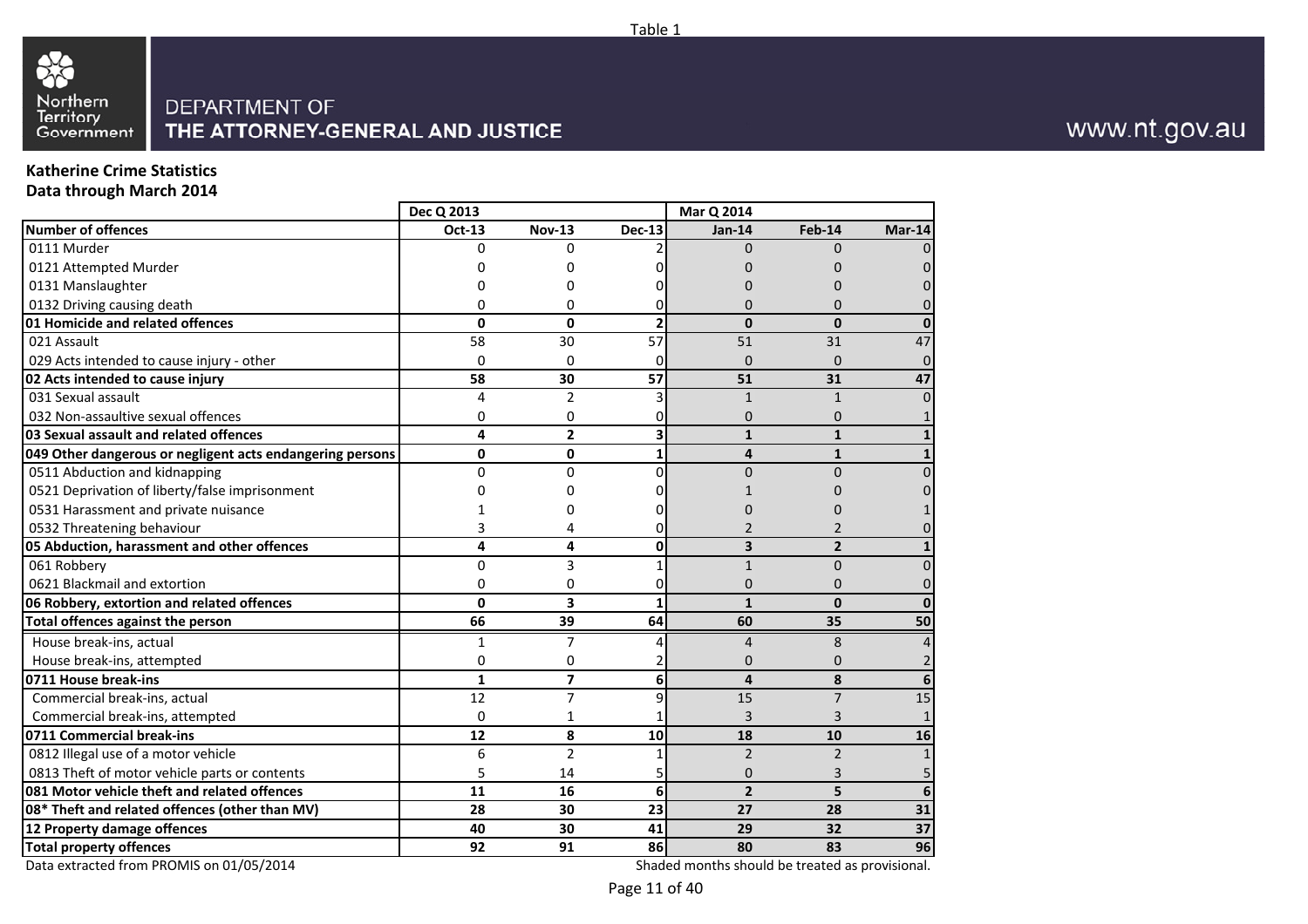Table 1

Northern Territory Government

DEPARTMENT OF
THE ATTORNEY-GENERAL AND JUSTICE

www.nt.gov.au

**Katherine Crime Statistics**
**Data through March 2014**

| | Dec Q 2013 | | | Mar Q 2014 | | |
|---|---|---|---|---|---|---|
| **Number of offences** | **Oct-13** | **Nov-13** | **Dec-13** | **Jan-14** | **Feb-14** | **Mar-14** |
| 0111 Murder | 0 | 0 | 2 | 0 | 0 | 0 |
| 0121 Attempted Murder | 0 | 0 | 0 | 0 | 0 | 0 |
| 0131 Manslaughter | 0 | 0 | 0 | 0 | 0 | 0 |
| 0132 Driving causing death | 0 | 0 | 0 | 0 | 0 | 0 |
| **01 Homicide and related offences** | **0** | **0** | **2** | **0** | **0** | **0** |
| 021 Assault | 58 | 30 | 57 | 51 | 31 | 47 |
| 029 Acts intended to cause injury - other | 0 | 0 | 0 | 0 | 0 | 0 |
| **02 Acts intended to cause injury** | **58** | **30** | **57** | **51** | **31** | **47** |
| 031 Sexual assault | 4 | 2 | 3 | 1 | 1 | 0 |
| 032 Non-assaultive sexual offences | 0 | 0 | 0 | 0 | 0 | 1 |
| **03 Sexual assault and related offences** | **4** | **2** | **3** | **1** | **1** | **1** |
| **049 Other dangerous or negligent acts endangering persons** | **0** | **0** | **1** | **4** | **1** | **1** |
| 0511 Abduction and kidnapping | 0 | 0 | 0 | 0 | 0 | 0 |
| 0521 Deprivation of liberty/false imprisonment | 0 | 0 | 0 | 1 | 0 | 0 |
| 0531 Harassment and private nuisance | 1 | 0 | 0 | 0 | 0 | 1 |
| 0532 Threatening behaviour | 3 | 4 | 0 | 2 | 2 | 0 |
| **05 Abduction, harassment and other offences** | **4** | **4** | **0** | **3** | **2** | **1** |
| 061 Robbery | 0 | 3 | 1 | 1 | 0 | 0 |
| 0621 Blackmail and extortion | 0 | 0 | 0 | 0 | 0 | 0 |
| **06 Robbery, extortion and related offences** | **0** | **3** | **1** | **1** | **0** | **0** |
| **Total offences against the person** | **66** | **39** | **64** | **60** | **35** | **50** |
| House break-ins, actual | 1 | 7 | 4 | 4 | 8 | 4 |
| House break-ins, attempted | 0 | 0 | 2 | 0 | 0 | 2 |
| **0711 House break-ins** | **1** | **7** | **6** | **4** | **8** | **6** |
| Commercial break-ins, actual | 12 | 7 | 9 | 15 | 7 | 15 |
| Commercial break-ins, attempted | 0 | 1 | 1 | 3 | 3 | 1 |
| **0711 Commercial break-ins** | **12** | **8** | **10** | **18** | **10** | **16** |
| 0812 Illegal use of a motor vehicle | 6 | 2 | 1 | 2 | 2 | 1 |
| 0813 Theft of motor vehicle parts or contents | 5 | 14 | 5 | 0 | 3 | 5 |
| **081 Motor vehicle theft and related offences** | **11** | **16** | **6** | **2** | **5** | **6** |
| **08* Theft and related offences (other than MV)** | **28** | **30** | **23** | **27** | **28** | **31** |
| **12 Property damage offences** | **40** | **30** | **41** | **29** | **32** | **37** |
| **Total property offences** | **92** | **91** | **86** | **80** | **83** | **96** |

Data extracted from PROMIS on 01/05/2014

Shaded months should be treated as provisional.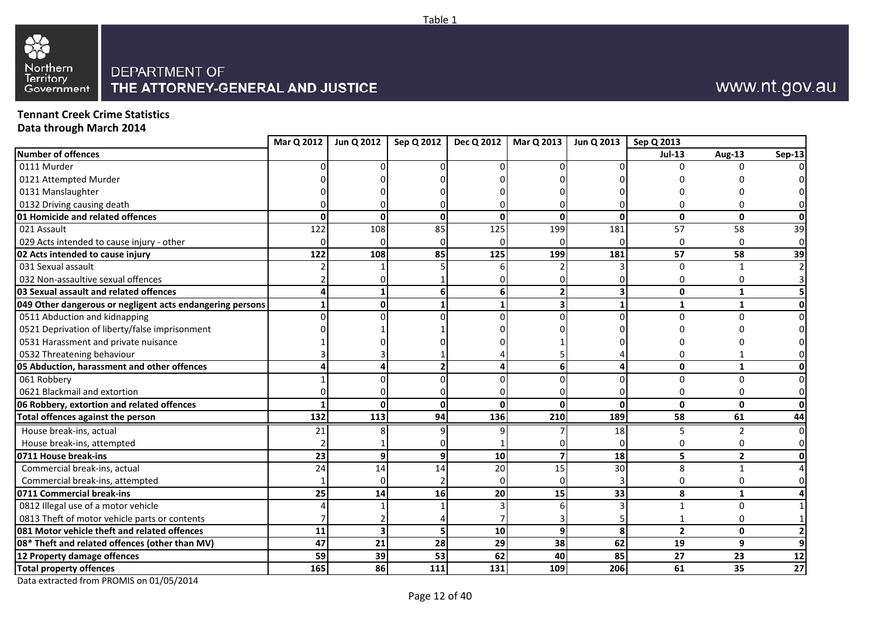Table 1

Northern Territory Government

DEPARTMENT OF
THE ATTORNEY-GENERAL AND JUSTICE

www.nt.gov.au

**Tennant Creek Crime Statistics**
**Data through March 2014**

| | Mar Q 2012 | Jun Q 2012 | Sep Q 2012 | Dec Q 2012 | Mar Q 2013 | Jun Q 2013 | Sep Q 2013 | | |
|---|---|---|---|---|---|---|---|---|---|
| **Number of offences** | | | | | | | **Jul-13** | **Aug-13** | **Sep-13** |
| 0111 Murder | 0 | 0 | 0 | 0 | 0 | 0 | 0 | 0 | 0 |
| 0121 Attempted Murder | 0 | 0 | 0 | 0 | 0 | 0 | 0 | 0 | 0 |
| 0131 Manslaughter | 0 | 0 | 0 | 0 | 0 | 0 | 0 | 0 | 0 |
| 0132 Driving causing death | 0 | 0 | 0 | 0 | 0 | 0 | 0 | 0 | 0 |
| **01 Homicide and related offences** | **0** | **0** | **0** | **0** | **0** | **0** | **0** | **0** | **0** |
| 021 Assault | 122 | 108 | 85 | 125 | 199 | 181 | 57 | 58 | 39 |
| 029 Acts intended to cause injury - other | 0 | 0 | 0 | 0 | 0 | 0 | 0 | 0 | 0 |
| **02 Acts intended to cause injury** | **122** | **108** | **85** | **125** | **199** | **181** | **57** | **58** | **39** |
| 031 Sexual assault | 2 | 1 | 5 | 6 | 2 | 3 | 0 | 1 | 2 |
| 032 Non-assaultive sexual offences | 2 | 0 | 1 | 0 | 0 | 0 | 0 | 0 | 3 |
| **03 Sexual assault and related offences** | **4** | **1** | **6** | **6** | **2** | **3** | **0** | **1** | **5** |
| **049 Other dangerous or negligent acts endangering persons** | **1** | **0** | **1** | **1** | **3** | **1** | **1** | **1** | **0** |
| 0511 Abduction and kidnapping | 0 | 0 | 0 | 0 | 0 | 0 | 0 | 0 | 0 |
| 0521 Deprivation of liberty/false imprisonment | 0 | 1 | 1 | 0 | 0 | 0 | 0 | 0 | 0 |
| 0531 Harassment and private nuisance | 1 | 0 | 0 | 0 | 1 | 0 | 0 | 0 | 0 |
| 0532 Threatening behaviour | 3 | 3 | 1 | 4 | 5 | 4 | 0 | 1 | 0 |
| **05 Abduction, harassment and other offences** | **4** | **4** | **2** | **4** | **6** | **4** | **0** | **1** | **0** |
| 061 Robbery | 1 | 0 | 0 | 0 | 0 | 0 | 0 | 0 | 0 |
| 0621 Blackmail and extortion | 0 | 0 | 0 | 0 | 0 | 0 | 0 | 0 | 0 |
| **06 Robbery, extortion and related offences** | **1** | **0** | **0** | **0** | **0** | **0** | **0** | **0** | **0** |
| **Total offences against the person** | **132** | **113** | **94** | **136** | **210** | **189** | **58** | **61** | **44** |
| House break-ins, actual | 21 | 8 | 9 | 9 | 7 | 18 | 5 | 2 | 0 |
| House break-ins, attempted | 2 | 1 | 0 | 1 | 0 | 0 | 0 | 0 | 0 |
| **0711 House break-ins** | **23** | **9** | **9** | **10** | **7** | **18** | **5** | **2** | **0** |
| Commercial break-ins, actual | 24 | 14 | 14 | 20 | 15 | 30 | 8 | 1 | 4 |
| Commercial break-ins, attempted | 1 | 0 | 2 | 0 | 0 | 3 | 0 | 0 | 0 |
| **0711 Commercial break-ins** | **25** | **14** | **16** | **20** | **15** | **33** | **8** | **1** | **4** |
| 0812 Illegal use of a motor vehicle | 4 | 1 | 1 | 3 | 6 | 3 | 1 | 0 | 1 |
| 0813 Theft of motor vehicle parts or contents | 7 | 2 | 4 | 7 | 3 | 5 | 1 | 0 | 1 |
| **081 Motor vehicle theft and related offences** | **11** | **3** | **5** | **10** | **9** | **8** | **2** | **0** | **2** |
| **08* Theft and related offences (other than MV)** | **47** | **21** | **28** | **29** | **38** | **62** | **19** | **9** | **9** |
| **12 Property damage offences** | **59** | **39** | **53** | **62** | **40** | **85** | **27** | **23** | **12** |
| **Total property offences** | **165** | **86** | **111** | **131** | **109** | **206** | **61** | **35** | **27** |

Data extracted from PROMIS on 01/05/2014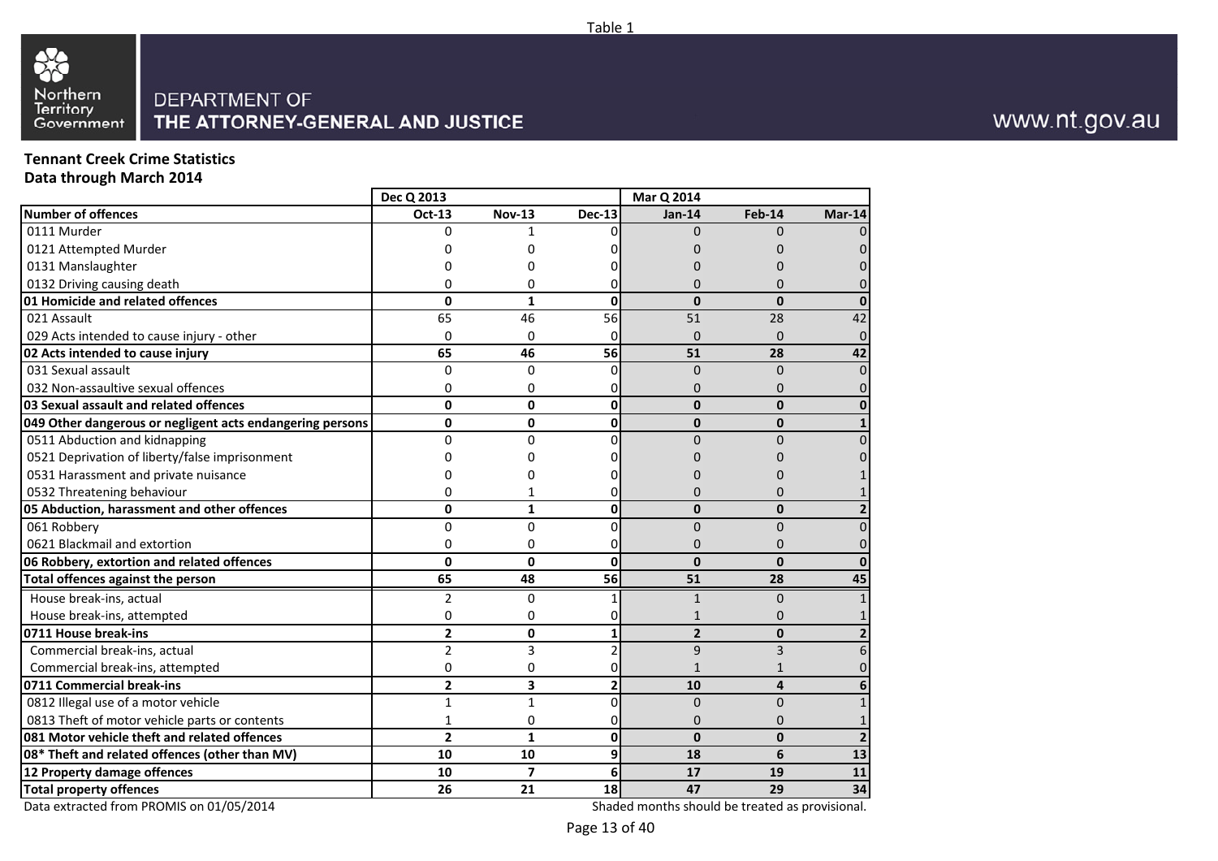Table 1

DEPARTMENT OF
**THE ATTORNEY-GENERAL AND JUSTICE**

www.nt.gov.au

**Tennant Creek Crime Statistics**
**Data through March 2014**

| | Dec Q 2013 | | | Mar Q 2014 | | |
|---|---|---|---|---|---|---|
| **Number of offences** | **Oct-13** | **Nov-13** | **Dec-13** | **Jan-14** | **Feb-14** | **Mar-14** |
| 0111 Murder | 0 | 1 | 0 | 0 | 0 | 0 |
| 0121 Attempted Murder | 0 | 0 | 0 | 0 | 0 | 0 |
| 0131 Manslaughter | 0 | 0 | 0 | 0 | 0 | 0 |
| 0132 Driving causing death | 0 | 0 | 0 | 0 | 0 | 0 |
| **01 Homicide and related offences** | **0** | **1** | **0** | **0** | **0** | **0** |
| 021 Assault | 65 | 46 | 56 | 51 | 28 | 42 |
| 029 Acts intended to cause injury - other | 0 | 0 | 0 | 0 | 0 | 0 |
| **02 Acts intended to cause injury** | **65** | **46** | **56** | **51** | **28** | **42** |
| 031 Sexual assault | 0 | 0 | 0 | 0 | 0 | 0 |
| 032 Non-assaultive sexual offences | 0 | 0 | 0 | 0 | 0 | 0 |
| **03 Sexual assault and related offences** | **0** | **0** | **0** | **0** | **0** | **0** |
| **049 Other dangerous or negligent acts endangering persons** | **0** | **0** | **0** | **0** | **0** | **1** |
| 0511 Abduction and kidnapping | 0 | 0 | 0 | 0 | 0 | 0 |
| 0521 Deprivation of liberty/false imprisonment | 0 | 0 | 0 | 0 | 0 | 0 |
| 0531 Harassment and private nuisance | 0 | 0 | 0 | 0 | 0 | 1 |
| 0532 Threatening behaviour | 0 | 1 | 0 | 0 | 0 | 1 |
| **05 Abduction, harassment and other offences** | **0** | **1** | **0** | **0** | **0** | **2** |
| 061 Robbery | 0 | 0 | 0 | 0 | 0 | 0 |
| 0621 Blackmail and extortion | 0 | 0 | 0 | 0 | 0 | 0 |
| **06 Robbery, extortion and related offences** | **0** | **0** | **0** | **0** | **0** | **0** |
| **Total offences against the person** | **65** | **48** | **56** | **51** | **28** | **45** |
| House break-ins, actual | 2 | 0 | 1 | 1 | 0 | 1 |
| House break-ins, attempted | 0 | 0 | 0 | 1 | 0 | 1 |
| **0711 House break-ins** | **2** | **0** | **1** | **2** | **0** | **2** |
| Commercial break-ins, actual | 2 | 3 | 2 | 9 | 3 | 6 |
| Commercial break-ins, attempted | 0 | 0 | 0 | 1 | 1 | 0 |
| **0711 Commercial break-ins** | **2** | **3** | **2** | **10** | **4** | **6** |
| 0812 Illegal use of a motor vehicle | 1 | 1 | 0 | 0 | 0 | 1 |
| 0813 Theft of motor vehicle parts or contents | 1 | 0 | 0 | 0 | 0 | 1 |
| **081 Motor vehicle theft and related offences** | **2** | **1** | **0** | **0** | **0** | **2** |
| **08* Theft and related offences (other than MV)** | **10** | **10** | **9** | **18** | **6** | **13** |
| **12 Property damage offences** | **10** | **7** | **6** | **17** | **19** | **11** |
| **Total property offences** | **26** | **21** | **18** | **47** | **29** | **34** |

Data extracted from PROMIS on 01/05/2014

Shaded months should be treated as provisional.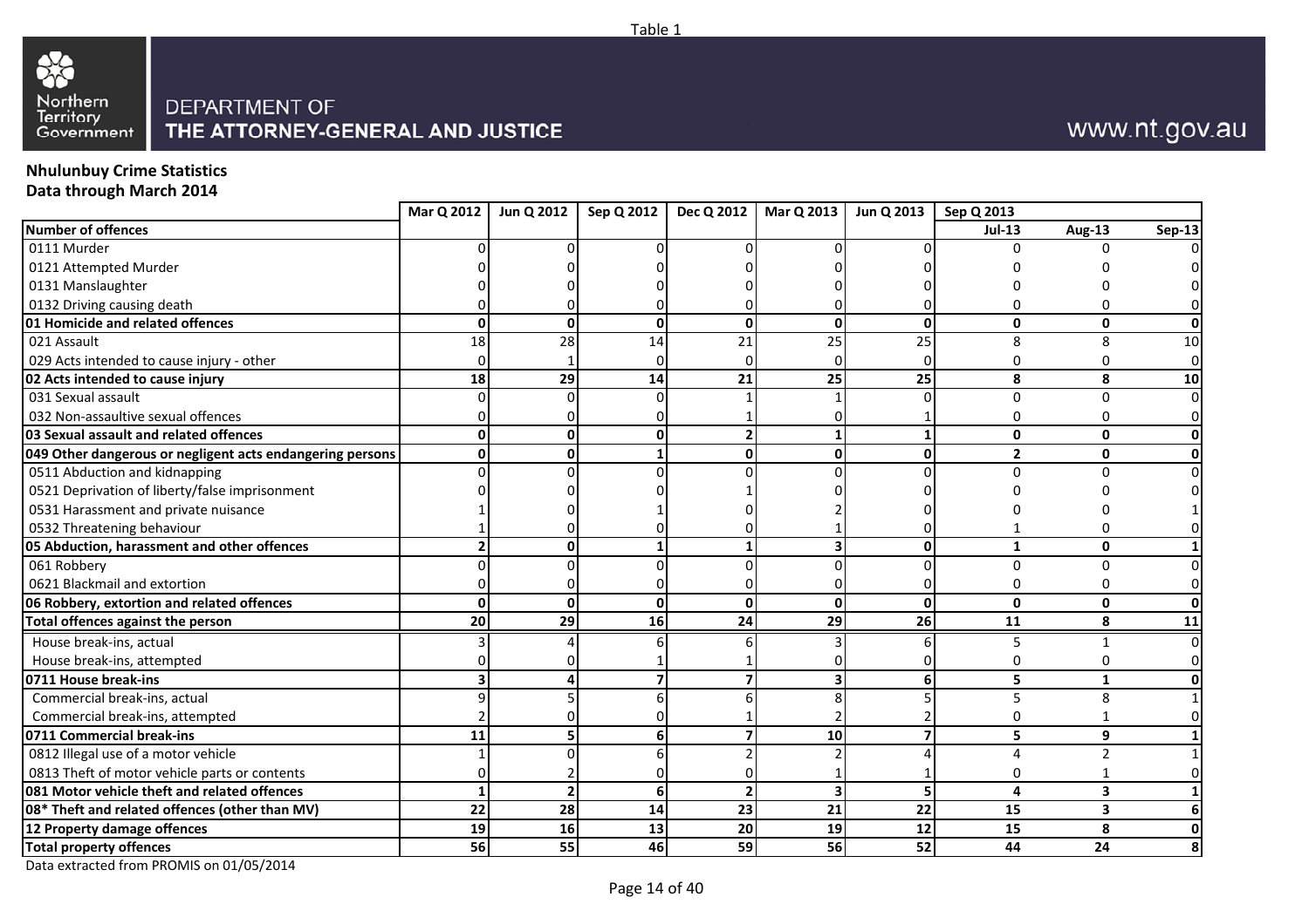Table 1

DEPARTMENT OF
THE ATTORNEY-GENERAL AND JUSTICE

www.nt.gov.au

## Nhulunbuy Crime Statistics
## Data through March 2014

| | Mar Q 2012 | Jun Q 2012 | Sep Q 2012 | Dec Q 2012 | Mar Q 2013 | Jun Q 2013 | Sep Q 2013 | | |
|---|---|---|---|---|---|---|---|---|---|
| **Number of offences** | | | | | | | **Jul-13** | **Aug-13** | **Sep-13** |
| 0111 Murder | 0 | 0 | 0 | 0 | 0 | 0 | 0 | 0 | 0 |
| 0121 Attempted Murder | 0 | 0 | 0 | 0 | 0 | 0 | 0 | 0 | 0 |
| 0131 Manslaughter | 0 | 0 | 0 | 0 | 0 | 0 | 0 | 0 | 0 |
| 0132 Driving causing death | 0 | 0 | 0 | 0 | 0 | 0 | 0 | 0 | 0 |
| **01 Homicide and related offences** | **0** | **0** | **0** | **0** | **0** | **0** | **0** | **0** | **0** |
| 021 Assault | 18 | 28 | 14 | 21 | 25 | 25 | 8 | 8 | 10 |
| 029 Acts intended to cause injury - other | 0 | 1 | 0 | 0 | 0 | 0 | 0 | 0 | 0 |
| **02 Acts intended to cause injury** | **18** | **29** | **14** | **21** | **25** | **25** | **8** | **8** | **10** |
| 031 Sexual assault | 0 | 0 | 0 | 1 | 1 | 0 | 0 | 0 | 0 |
| 032 Non-assaultive sexual offences | 0 | 0 | 0 | 1 | 0 | 1 | 0 | 0 | 0 |
| **03 Sexual assault and related offences** | **0** | **0** | **0** | **2** | **1** | **1** | **0** | **0** | **0** |
| **049 Other dangerous or negligent acts endangering persons** | **0** | **0** | **1** | **0** | **0** | **0** | **2** | **0** | **0** |
| 0511 Abduction and kidnapping | 0 | 0 | 0 | 0 | 0 | 0 | 0 | 0 | 0 |
| 0521 Deprivation of liberty/false imprisonment | 0 | 0 | 0 | 1 | 0 | 0 | 0 | 0 | 0 |
| 0531 Harassment and private nuisance | 1 | 0 | 1 | 0 | 2 | 0 | 0 | 0 | 1 |
| 0532 Threatening behaviour | 1 | 0 | 0 | 0 | 1 | 0 | 1 | 0 | 0 |
| **05 Abduction, harassment and other offences** | **2** | **0** | **1** | **1** | **3** | **0** | **1** | **0** | **1** |
| 061 Robbery | 0 | 0 | 0 | 0 | 0 | 0 | 0 | 0 | 0 |
| 0621 Blackmail and extortion | 0 | 0 | 0 | 0 | 0 | 0 | 0 | 0 | 0 |
| **06 Robbery, extortion and related offences** | **0** | **0** | **0** | **0** | **0** | **0** | **0** | **0** | **0** |
| **Total offences against the person** | **20** | **29** | **16** | **24** | **29** | **26** | **11** | **8** | **11** |
| House break-ins, actual | 3 | 4 | 6 | 6 | 3 | 6 | 5 | 1 | 0 |
| House break-ins, attempted | 0 | 0 | 1 | 1 | 0 | 0 | 0 | 0 | 0 |
| **0711 House break-ins** | **3** | **4** | **7** | **7** | **3** | **6** | **5** | **1** | **0** |
| Commercial break-ins, actual | 9 | 5 | 6 | 6 | 8 | 5 | 5 | 8 | 1 |
| Commercial break-ins, attempted | 2 | 0 | 0 | 1 | 2 | 2 | 0 | 1 | 0 |
| **0711 Commercial break-ins** | **11** | **5** | **6** | **7** | **10** | **7** | **5** | **9** | **1** |
| 0812 Illegal use of a motor vehicle | 1 | 0 | 6 | 2 | 2 | 4 | 4 | 2 | 1 |
| 0813 Theft of motor vehicle parts or contents | 0 | 2 | 0 | 0 | 1 | 1 | 0 | 1 | 0 |
| **081 Motor vehicle theft and related offences** | **1** | **2** | **6** | **2** | **3** | **5** | **4** | **3** | **1** |
| **08* Theft and related offences (other than MV)** | **22** | **28** | **14** | **23** | **21** | **22** | **15** | **3** | **6** |
| **12 Property damage offences** | **19** | **16** | **13** | **20** | **19** | **12** | **15** | **8** | **0** |
| **Total property offences** | **56** | **55** | **46** | **59** | **56** | **52** | **44** | **24** | **8** |

Data extracted from PROMIS on 01/05/2014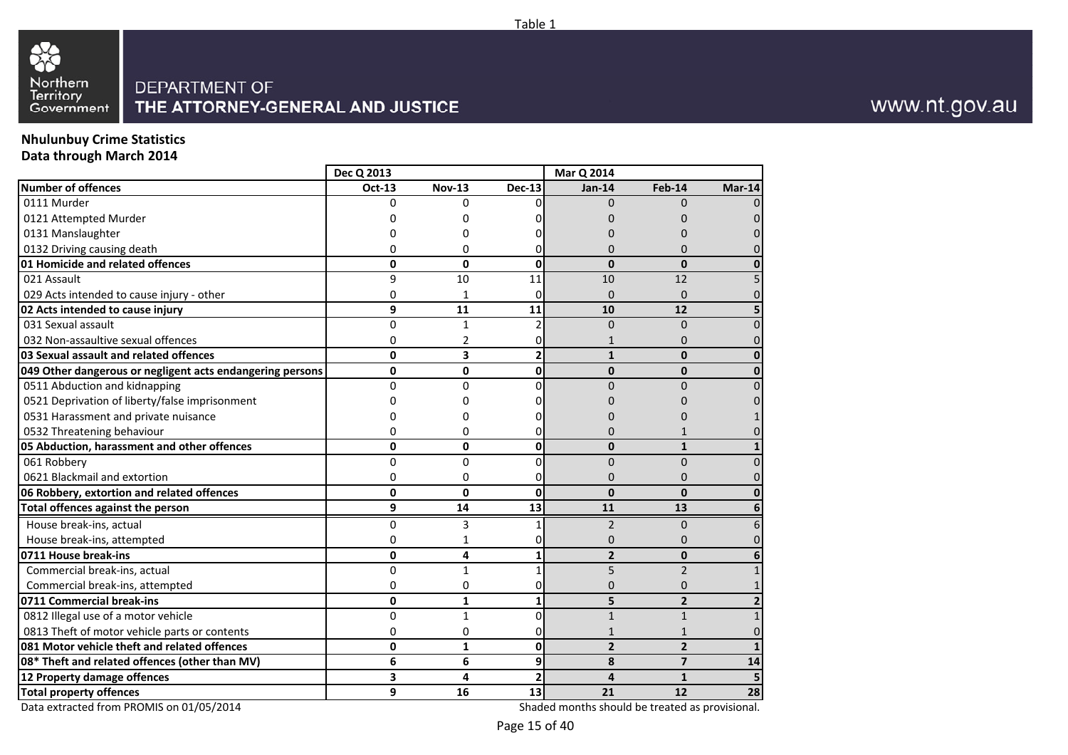Table 1

Northern Territory Government

DEPARTMENT OF
**THE ATTORNEY-GENERAL AND JUSTICE**

www.nt.gov.au

**Nhulunbuy Crime Statistics**
**Data through March 2014**

| | Dec Q 2013 | | | Mar Q 2014 | | |
|---|---|---|---|---|---|---|
| **Number of offences** | **Oct-13** | **Nov-13** | **Dec-13** | **Jan-14** | **Feb-14** | **Mar-14** |
| 0111 Murder | 0 | 0 | 0 | 0 | 0 | 0 |
| 0121 Attempted Murder | 0 | 0 | 0 | 0 | 0 | 0 |
| 0131 Manslaughter | 0 | 0 | 0 | 0 | 0 | 0 |
| 0132 Driving causing death | 0 | 0 | 0 | 0 | 0 | 0 |
| **01 Homicide and related offences** | **0** | **0** | **0** | **0** | **0** | **0** |
| 021 Assault | 9 | 10 | 11 | 10 | 12 | 5 |
| 029 Acts intended to cause injury - other | 0 | 1 | 0 | 0 | 0 | 0 |
| **02 Acts intended to cause injury** | **9** | **11** | **11** | **10** | **12** | **5** |
| 031 Sexual assault | 0 | 1 | 2 | 0 | 0 | 0 |
| 032 Non-assaultive sexual offences | 0 | 2 | 0 | 1 | 0 | 0 |
| **03 Sexual assault and related offences** | **0** | **3** | **2** | **1** | **0** | **0** |
| **049 Other dangerous or negligent acts endangering persons** | **0** | **0** | **0** | **0** | **0** | **0** |
| 0511 Abduction and kidnapping | 0 | 0 | 0 | 0 | 0 | 0 |
| 0521 Deprivation of liberty/false imprisonment | 0 | 0 | 0 | 0 | 0 | 0 |
| 0531 Harassment and private nuisance | 0 | 0 | 0 | 0 | 0 | 1 |
| 0532 Threatening behaviour | 0 | 0 | 0 | 0 | 1 | 0 |
| **05 Abduction, harassment and other offences** | **0** | **0** | **0** | **0** | **1** | **1** |
| 061 Robbery | 0 | 0 | 0 | 0 | 0 | 0 |
| 0621 Blackmail and extortion | 0 | 0 | 0 | 0 | 0 | 0 |
| **06 Robbery, extortion and related offences** | **0** | **0** | **0** | **0** | **0** | **0** |
| **Total offences against the person** | **9** | **14** | **13** | **11** | **13** | **6** |
| House break-ins, actual | 0 | 3 | 1 | 2 | 0 | 6 |
| House break-ins, attempted | 0 | 1 | 0 | 0 | 0 | 0 |
| **0711 House break-ins** | **0** | **4** | **1** | **2** | **0** | **6** |
| Commercial break-ins, actual | 0 | 1 | 1 | 5 | 2 | 1 |
| Commercial break-ins, attempted | 0 | 0 | 0 | 0 | 0 | 1 |
| **0711 Commercial break-ins** | **0** | **1** | **1** | **5** | **2** | **2** |
| 0812 Illegal use of a motor vehicle | 0 | 1 | 0 | 1 | 1 | 1 |
| 0813 Theft of motor vehicle parts or contents | 0 | 0 | 0 | 1 | 1 | 0 |
| **081 Motor vehicle theft and related offences** | **0** | **1** | **0** | **2** | **2** | **1** |
| **08* Theft and related offences (other than MV)** | **6** | **6** | **9** | **8** | **7** | **14** |
| **12 Property damage offences** | **3** | **4** | **2** | **4** | **1** | **5** |
| **Total property offences** | **9** | **16** | **13** | **21** | **12** | **28** |

Data extracted from PROMIS on 01/05/2014

Shaded months should be treated as provisional.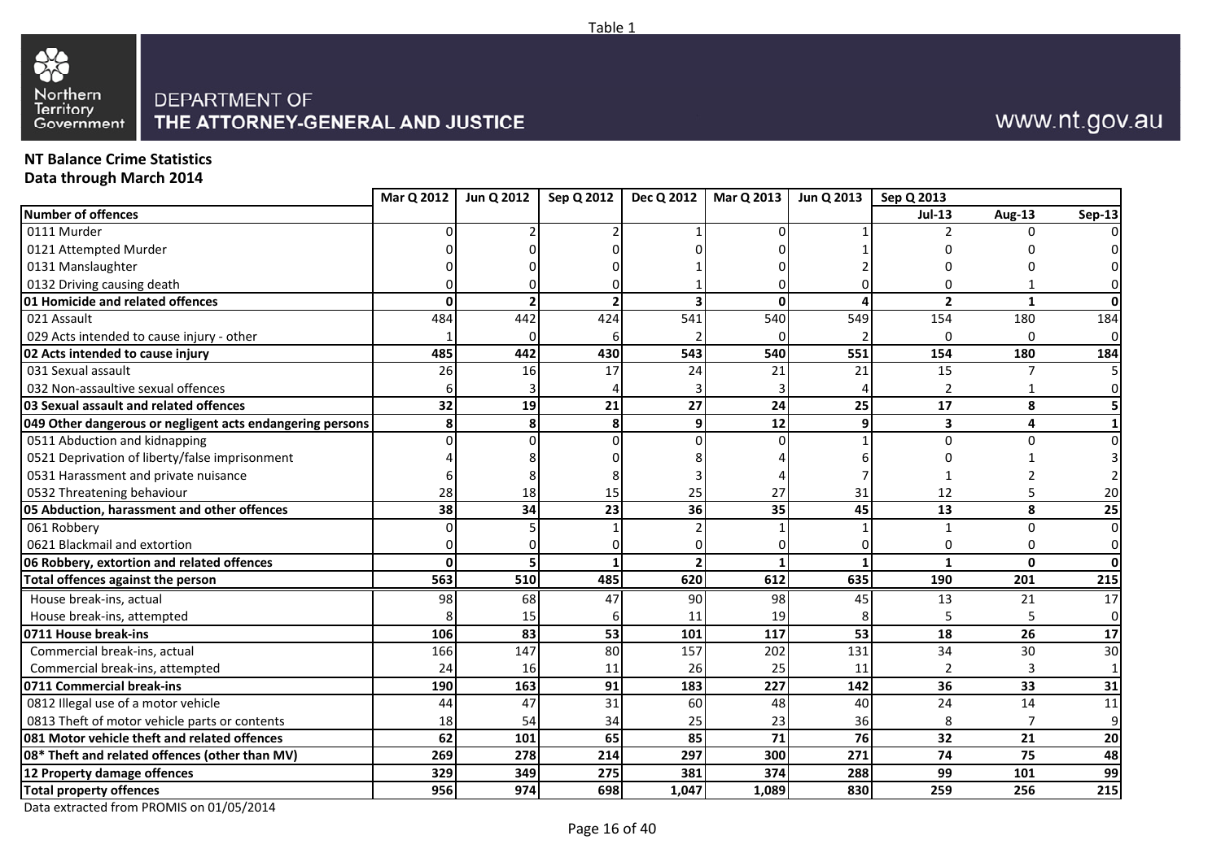Table 1

DEPARTMENT OF
THE ATTORNEY-GENERAL AND JUSTICE

www.nt.gov.au

**NT Balance Crime Statistics**
**Data through March 2014**

| | Mar Q 2012 | Jun Q 2012 | Sep Q 2012 | Dec Q 2012 | Mar Q 2013 | Jun Q 2013 | Sep Q 2013 | | |
|---|---|---|---|---|---|---|---|---|---|
| **Number of offences** | | | | | | | Jul-13 | Aug-13 | Sep-13 |
| 0111 Murder | 0 | 2 | 2 | 1 | 0 | 1 | 2 | 0 | 0 |
| 0121 Attempted Murder | 0 | 0 | 0 | 0 | 0 | 1 | 0 | 0 | 0 |
| 0131 Manslaughter | 0 | 0 | 0 | 1 | 0 | 2 | 0 | 0 | 0 |
| 0132 Driving causing death | 0 | 0 | 0 | 1 | 0 | 0 | 0 | 1 | 0 |
| **01 Homicide and related offences** | **0** | **2** | **2** | **3** | **0** | **4** | **2** | **1** | **0** |
| 021 Assault | 484 | 442 | 424 | 541 | 540 | 549 | 154 | 180 | 184 |
| 029 Acts intended to cause injury - other | 1 | 0 | 6 | 2 | 0 | 2 | 0 | 0 | 0 |
| **02 Acts intended to cause injury** | **485** | **442** | **430** | **543** | **540** | **551** | **154** | **180** | **184** |
| 031 Sexual assault | 26 | 16 | 17 | 24 | 21 | 21 | 15 | 7 | 5 |
| 032 Non-assaultive sexual offences | 6 | 3 | 4 | 3 | 3 | 4 | 2 | 1 | 0 |
| **03 Sexual assault and related offences** | **32** | **19** | **21** | **27** | **24** | **25** | **17** | **8** | **5** |
| **049 Other dangerous or negligent acts endangering persons** | **8** | **8** | **8** | **9** | **12** | **9** | **3** | **4** | **1** |
| 0511 Abduction and kidnapping | 0 | 0 | 0 | 0 | 0 | 1 | 0 | 0 | 0 |
| 0521 Deprivation of liberty/false imprisonment | 4 | 8 | 0 | 8 | 4 | 6 | 0 | 1 | 3 |
| 0531 Harassment and private nuisance | 6 | 8 | 8 | 3 | 4 | 7 | 1 | 2 | 2 |
| 0532 Threatening behaviour | 28 | 18 | 15 | 25 | 27 | 31 | 12 | 5 | 20 |
| **05 Abduction, harassment and other offences** | **38** | **34** | **23** | **36** | **35** | **45** | **13** | **8** | **25** |
| 061 Robbery | 0 | 5 | 1 | 2 | 1 | 1 | 1 | 0 | 0 |
| 0621 Blackmail and extortion | 0 | 0 | 0 | 0 | 0 | 0 | 0 | 0 | 0 |
| **06 Robbery, extortion and related offences** | **0** | **5** | **1** | **2** | **1** | **1** | **1** | **0** | **0** |
| **Total offences against the person** | **563** | **510** | **485** | **620** | **612** | **635** | **190** | **201** | **215** |
| House break-ins, actual | 98 | 68 | 47 | 90 | 98 | 45 | 13 | 21 | 17 |
| House break-ins, attempted | 8 | 15 | 6 | 11 | 19 | 8 | 5 | 5 | 0 |
| **0711 House break-ins** | **106** | **83** | **53** | **101** | **117** | **53** | **18** | **26** | **17** |
| Commercial break-ins, actual | 166 | 147 | 80 | 157 | 202 | 131 | 34 | 30 | 30 |
| Commercial break-ins, attempted | 24 | 16 | 11 | 26 | 25 | 11 | 2 | 3 | 1 |
| **0711 Commercial break-ins** | **190** | **163** | **91** | **183** | **227** | **142** | **36** | **33** | **31** |
| 0812 Illegal use of a motor vehicle | 44 | 47 | 31 | 60 | 48 | 40 | 24 | 14 | 11 |
| 0813 Theft of motor vehicle parts or contents | 18 | 54 | 34 | 25 | 23 | 36 | 8 | 7 | 9 |
| **081 Motor vehicle theft and related offences** | **62** | **101** | **65** | **85** | **71** | **76** | **32** | **21** | **20** |
| **08* Theft and related offences (other than MV)** | **269** | **278** | **214** | **297** | **300** | **271** | **74** | **75** | **48** |
| **12 Property damage offences** | **329** | **349** | **275** | **381** | **374** | **288** | **99** | **101** | **99** |
| **Total property offences** | **956** | **974** | **698** | **1,047** | **1,089** | **830** | **259** | **256** | **215** |

Data extracted from PROMIS on 01/05/2014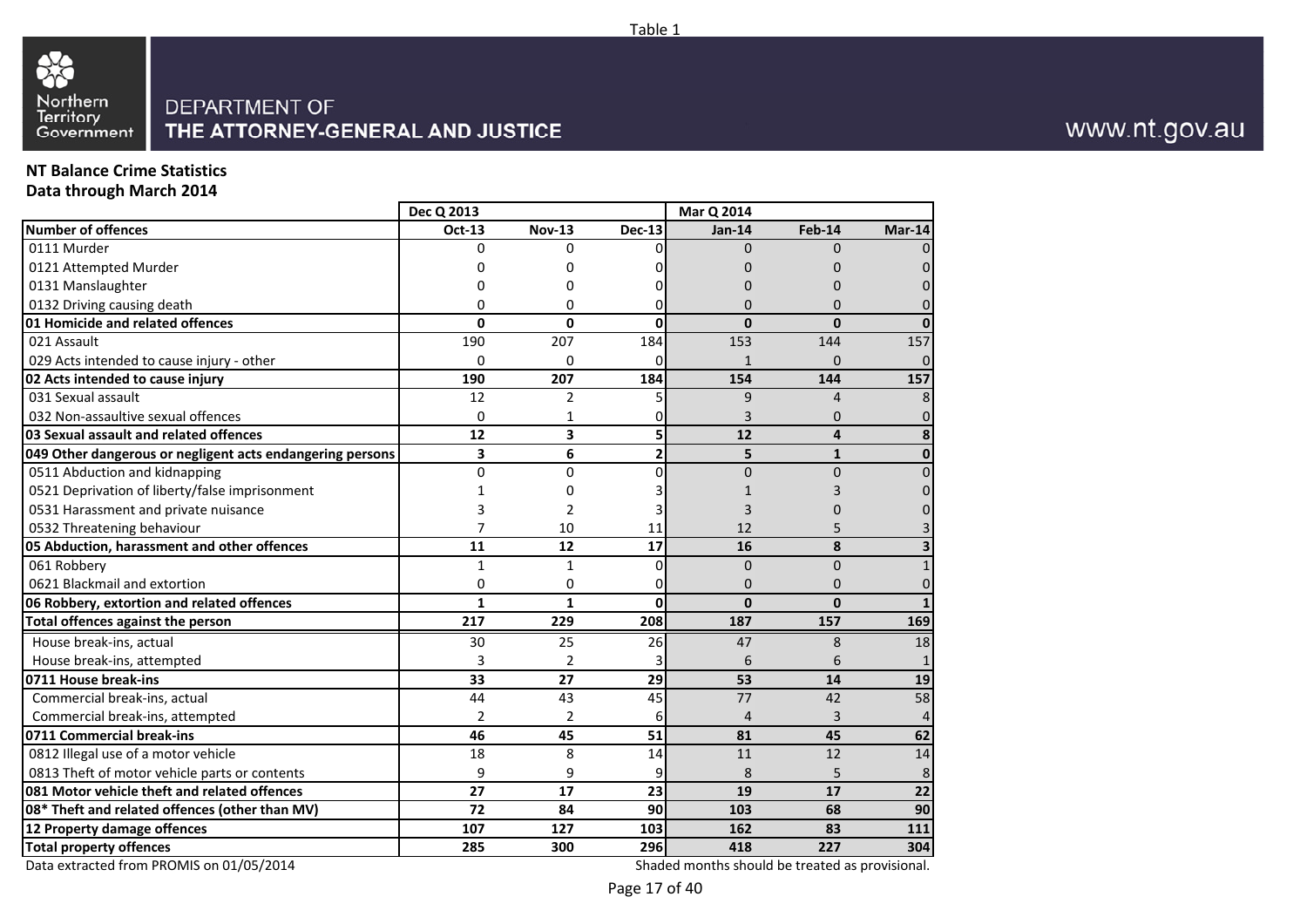Table 1

Northern Territory Government

DEPARTMENT OF
THE ATTORNEY-GENERAL AND JUSTICE

www.nt.gov.au

**NT Balance Crime Statistics**
**Data through March 2014**

| | Dec Q 2013 | | | Mar Q 2014 | | |
|---|---|---|---|---|---|---|
| **Number of offences** | **Oct-13** | **Nov-13** | **Dec-13** | **Jan-14** | **Feb-14** | **Mar-14** |
| 0111 Murder | 0 | 0 | 0 | 0 | 0 | 0 |
| 0121 Attempted Murder | 0 | 0 | 0 | 0 | 0 | 0 |
| 0131 Manslaughter | 0 | 0 | 0 | 0 | 0 | 0 |
| 0132 Driving causing death | 0 | 0 | 0 | 0 | 0 | 0 |
| **01 Homicide and related offences** | **0** | **0** | **0** | **0** | **0** | **0** |
| 021 Assault | 190 | 207 | 184 | 153 | 144 | 157 |
| 029 Acts intended to cause injury - other | 0 | 0 | 0 | 1 | 0 | 0 |
| **02 Acts intended to cause injury** | **190** | **207** | **184** | **154** | **144** | **157** |
| 031 Sexual assault | 12 | 2 | 5 | 9 | 4 | 8 |
| 032 Non-assaultive sexual offences | 0 | 1 | 0 | 3 | 0 | 0 |
| **03 Sexual assault and related offences** | **12** | **3** | **5** | **12** | **4** | **8** |
| **049 Other dangerous or negligent acts endangering persons** | **3** | **6** | **2** | **5** | **1** | **0** |
| 0511 Abduction and kidnapping | 0 | 0 | 0 | 0 | 0 | 0 |
| 0521 Deprivation of liberty/false imprisonment | 1 | 0 | 3 | 1 | 3 | 0 |
| 0531 Harassment and private nuisance | 3 | 2 | 3 | 3 | 0 | 0 |
| 0532 Threatening behaviour | 7 | 10 | 11 | 12 | 5 | 3 |
| **05 Abduction, harassment and other offences** | **11** | **12** | **17** | **16** | **8** | **3** |
| 061 Robbery | 1 | 1 | 0 | 0 | 0 | 1 |
| 0621 Blackmail and extortion | 0 | 0 | 0 | 0 | 0 | 0 |
| **06 Robbery, extortion and related offences** | **1** | **1** | **0** | **0** | **0** | **1** |
| **Total offences against the person** | **217** | **229** | **208** | **187** | **157** | **169** |
| House break-ins, actual | 30 | 25 | 26 | 47 | 8 | 18 |
| House break-ins, attempted | 3 | 2 | 3 | 6 | 6 | 1 |
| **0711 House break-ins** | **33** | **27** | **29** | **53** | **14** | **19** |
| Commercial break-ins, actual | 44 | 43 | 45 | 77 | 42 | 58 |
| Commercial break-ins, attempted | 2 | 2 | 6 | 4 | 3 | 4 |
| **0711 Commercial break-ins** | **46** | **45** | **51** | **81** | **45** | **62** |
| 0812 Illegal use of a motor vehicle | 18 | 8 | 14 | 11 | 12 | 14 |
| 0813 Theft of motor vehicle parts or contents | 9 | 9 | 9 | 8 | 5 | 8 |
| **081 Motor vehicle theft and related offences** | **27** | **17** | **23** | **19** | **17** | **22** |
| **08* Theft and related offences (other than MV)** | **72** | **84** | **90** | **103** | **68** | **90** |
| **12 Property damage offences** | **107** | **127** | **103** | **162** | **83** | **111** |
| **Total property offences** | **285** | **300** | **296** | **418** | **227** | **304** |

Data extracted from PROMIS on 01/05/2014

Shaded months should be treated as provisional.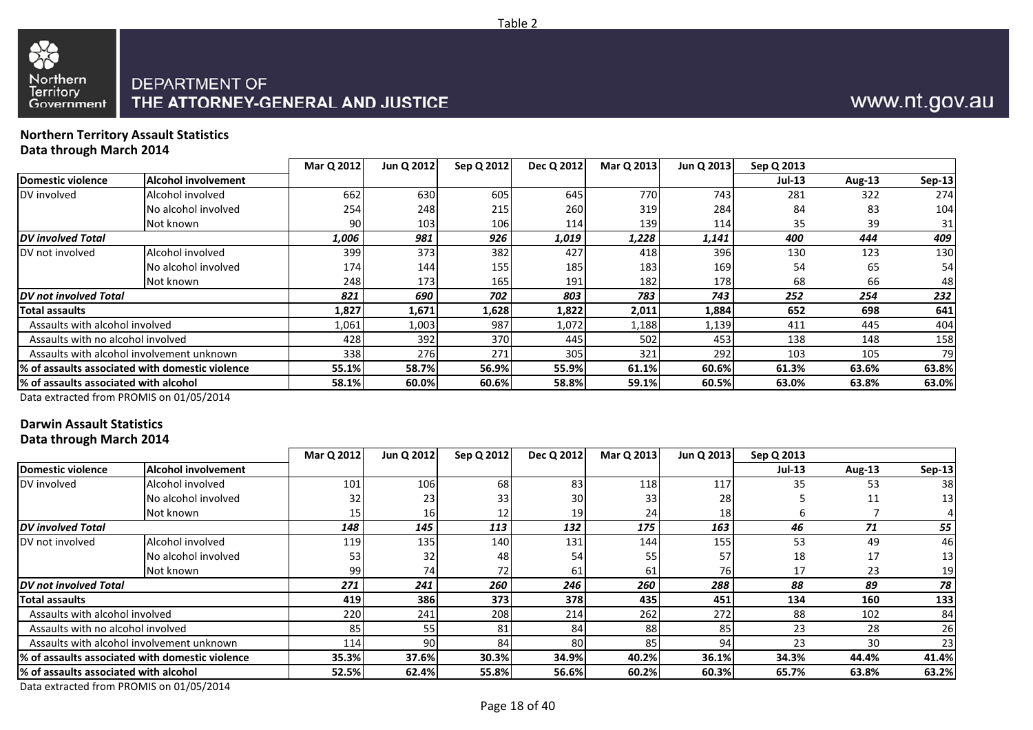Table 2

DEPARTMENT OF
THE ATTORNEY-GENERAL AND JUSTICE

www.nt.gov.au

**Northern Territory Assault Statistics**
**Data through March 2014**

| | | Mar Q 2012 | Jun Q 2012 | Sep Q 2012 | Dec Q 2012 | Mar Q 2013 | Jun Q 2013 | Sep Q 2013 | | |
|---|---|---|---|---|---|---|---|---|---|---|
| **Domestic violence** | **Alcohol involvement** | | | | | | | **Jul-13** | **Aug-13** | **Sep-13** |
| DV involved | Alcohol involved | 662 | 630 | 605 | 645 | 770 | 743 | 281 | 322 | 274 |
| | No alcohol involved | 254 | 248 | 215 | 260 | 319 | 284 | 84 | 83 | 104 |
| | Not known | 90 | 103 | 106 | 114 | 139 | 114 | 35 | 39 | 31 |
| ***DV involved Total*** | | ***1,006*** | ***981*** | ***926*** | ***1,019*** | ***1,228*** | ***1,141*** | ***400*** | ***444*** | ***409*** |
| DV not involved | Alcohol involved | 399 | 373 | 382 | 427 | 418 | 396 | 130 | 123 | 130 |
| | No alcohol involved | 174 | 144 | 155 | 185 | 183 | 169 | 54 | 65 | 54 |
| | Not known | 248 | 173 | 165 | 191 | 182 | 178 | 68 | 66 | 48 |
| ***DV not involved Total*** | | ***821*** | ***690*** | ***702*** | ***803*** | ***783*** | ***743*** | ***252*** | ***254*** | ***232*** |
| **Total assaults** | | **1,827** | **1,671** | **1,628** | **1,822** | **2,011** | **1,884** | **652** | **698** | **641** |
| Assaults with alcohol involved | | 1,061 | 1,003 | 987 | 1,072 | 1,188 | 1,139 | 411 | 445 | 404 |
| Assaults with no alcohol involved | | 428 | 392 | 370 | 445 | 502 | 453 | 138 | 148 | 158 |
| Assaults with alcohol involvement unknown | | 338 | 276 | 271 | 305 | 321 | 292 | 103 | 105 | 79 |
| **% of assaults associated with domestic violence** | | **55.1%** | **58.7%** | **56.9%** | **55.9%** | **61.1%** | **60.6%** | **61.3%** | **63.6%** | **63.8%** |
| **% of assaults associated with alcohol** | | **58.1%** | **60.0%** | **60.6%** | **58.8%** | **59.1%** | **60.5%** | **63.0%** | **63.8%** | **63.0%** |

Data extracted from PROMIS on 01/05/2014

**Darwin Assault Statistics**
**Data through March 2014**

| | | Mar Q 2012 | Jun Q 2012 | Sep Q 2012 | Dec Q 2012 | Mar Q 2013 | Jun Q 2013 | Sep Q 2013 | | |
|---|---|---|---|---|---|---|---|---|---|---|
| **Domestic violence** | **Alcohol involvement** | | | | | | | **Jul-13** | **Aug-13** | **Sep-13** |
| DV involved | Alcohol involved | 101 | 106 | 68 | 83 | 118 | 117 | 35 | 53 | 38 |
| | No alcohol involved | 32 | 23 | 33 | 30 | 33 | 28 | 5 | 11 | 13 |
| | Not known | 15 | 16 | 12 | 19 | 24 | 18 | 6 | 7 | 4 |
| ***DV involved Total*** | | ***148*** | ***145*** | ***113*** | ***132*** | ***175*** | ***163*** | ***46*** | ***71*** | ***55*** |
| DV not involved | Alcohol involved | 119 | 135 | 140 | 131 | 144 | 155 | 53 | 49 | 46 |
| | No alcohol involved | 53 | 32 | 48 | 54 | 55 | 57 | 18 | 17 | 13 |
| | Not known | 99 | 74 | 72 | 61 | 61 | 76 | 17 | 23 | 19 |
| ***DV not involved Total*** | | ***271*** | ***241*** | ***260*** | ***246*** | ***260*** | ***288*** | ***88*** | ***89*** | ***78*** |
| **Total assaults** | | **419** | **386** | **373** | **378** | **435** | **451** | **134** | **160** | **133** |
| Assaults with alcohol involved | | 220 | 241 | 208 | 214 | 262 | 272 | 88 | 102 | 84 |
| Assaults with no alcohol involved | | 85 | 55 | 81 | 84 | 88 | 85 | 23 | 28 | 26 |
| Assaults with alcohol involvement unknown | | 114 | 90 | 84 | 80 | 85 | 94 | 23 | 30 | 23 |
| **% of assaults associated with domestic violence** | | **35.3%** | **37.6%** | **30.3%** | **34.9%** | **40.2%** | **36.1%** | **34.3%** | **44.4%** | **41.4%** |
| **% of assaults associated with alcohol** | | **52.5%** | **62.4%** | **55.8%** | **56.6%** | **60.2%** | **60.3%** | **65.7%** | **63.8%** | **63.2%** |

Data extracted from PROMIS on 01/05/2014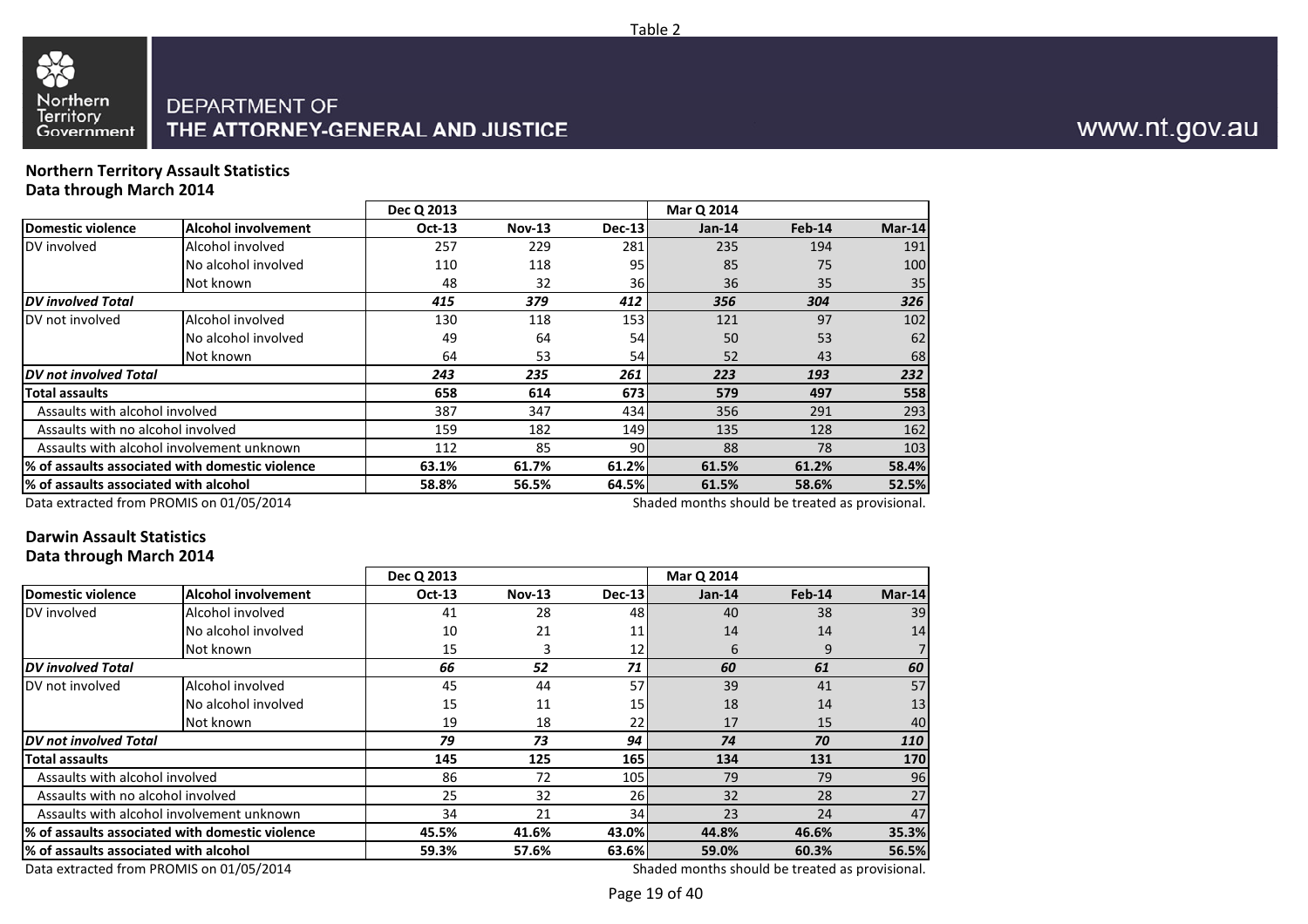Table 2

DEPARTMENT OF
THE ATTORNEY-GENERAL AND JUSTICE

www.nt.gov.au

**Northern Territory Assault Statistics**
**Data through March 2014**

| | | Dec Q 2013 | | | Mar Q 2014 | | |
|---|---|---|---|---|---|---|---|
| **Domestic violence** | **Alcohol involvement** | **Oct-13** | **Nov-13** | **Dec-13** | **Jan-14** | **Feb-14** | **Mar-14** |
| DV involved | Alcohol involved | 257 | 229 | 281 | 235 | 194 | 191 |
| | No alcohol involved | 110 | 118 | 95 | 85 | 75 | 100 |
| | Not known | 48 | 32 | 36 | 36 | 35 | 35 |
| ***DV involved Total*** | | ***415*** | ***379*** | ***412*** | ***356*** | ***304*** | ***326*** |
| DV not involved | Alcohol involved | 130 | 118 | 153 | 121 | 97 | 102 |
| | No alcohol involved | 49 | 64 | 54 | 50 | 53 | 62 |
| | Not known | 64 | 53 | 54 | 52 | 43 | 68 |
| ***DV not involved Total*** | | ***243*** | ***235*** | ***261*** | ***223*** | ***193*** | ***232*** |
| **Total assaults** | | **658** | **614** | **673** | **579** | **497** | **558** |
| Assaults with alcohol involved | | 387 | 347 | 434 | 356 | 291 | 293 |
| Assaults with no alcohol involved | | 159 | 182 | 149 | 135 | 128 | 162 |
| Assaults with alcohol involvement unknown | | 112 | 85 | 90 | 88 | 78 | 103 |
| **% of assaults associated with domestic violence** | | **63.1%** | **61.7%** | **61.2%** | **61.5%** | **61.2%** | **58.4%** |
| **% of assaults associated with alcohol** | | **58.8%** | **56.5%** | **64.5%** | **61.5%** | **58.6%** | **52.5%** |

Data extracted from PROMIS on 01/05/2014

Shaded months should be treated as provisional.

**Darwin Assault Statistics**
**Data through March 2014**

| | | Dec Q 2013 | | | Mar Q 2014 | | |
|---|---|---|---|---|---|---|---|
| **Domestic violence** | **Alcohol involvement** | **Oct-13** | **Nov-13** | **Dec-13** | **Jan-14** | **Feb-14** | **Mar-14** |
| DV involved | Alcohol involved | 41 | 28 | 48 | 40 | 38 | 39 |
| | No alcohol involved | 10 | 21 | 11 | 14 | 14 | 14 |
| | Not known | 15 | 3 | 12 | 6 | 9 | 7 |
| ***DV involved Total*** | | ***66*** | ***52*** | ***71*** | ***60*** | ***61*** | ***60*** |
| DV not involved | Alcohol involved | 45 | 44 | 57 | 39 | 41 | 57 |
| | No alcohol involved | 15 | 11 | 15 | 18 | 14 | 13 |
| | Not known | 19 | 18 | 22 | 17 | 15 | 40 |
| ***DV not involved Total*** | | ***79*** | ***73*** | ***94*** | ***74*** | ***70*** | ***110*** |
| **Total assaults** | | **145** | **125** | **165** | **134** | **131** | **170** |
| Assaults with alcohol involved | | 86 | 72 | 105 | 79 | 79 | 96 |
| Assaults with no alcohol involved | | 25 | 32 | 26 | 32 | 28 | 27 |
| Assaults with alcohol involvement unknown | | 34 | 21 | 34 | 23 | 24 | 47 |
| **% of assaults associated with domestic violence** | | **45.5%** | **41.6%** | **43.0%** | **44.8%** | **46.6%** | **35.3%** |
| **% of assaults associated with alcohol** | | **59.3%** | **57.6%** | **63.6%** | **59.0%** | **60.3%** | **56.5%** |

Data extracted from PROMIS on 01/05/2014

Shaded months should be treated as provisional.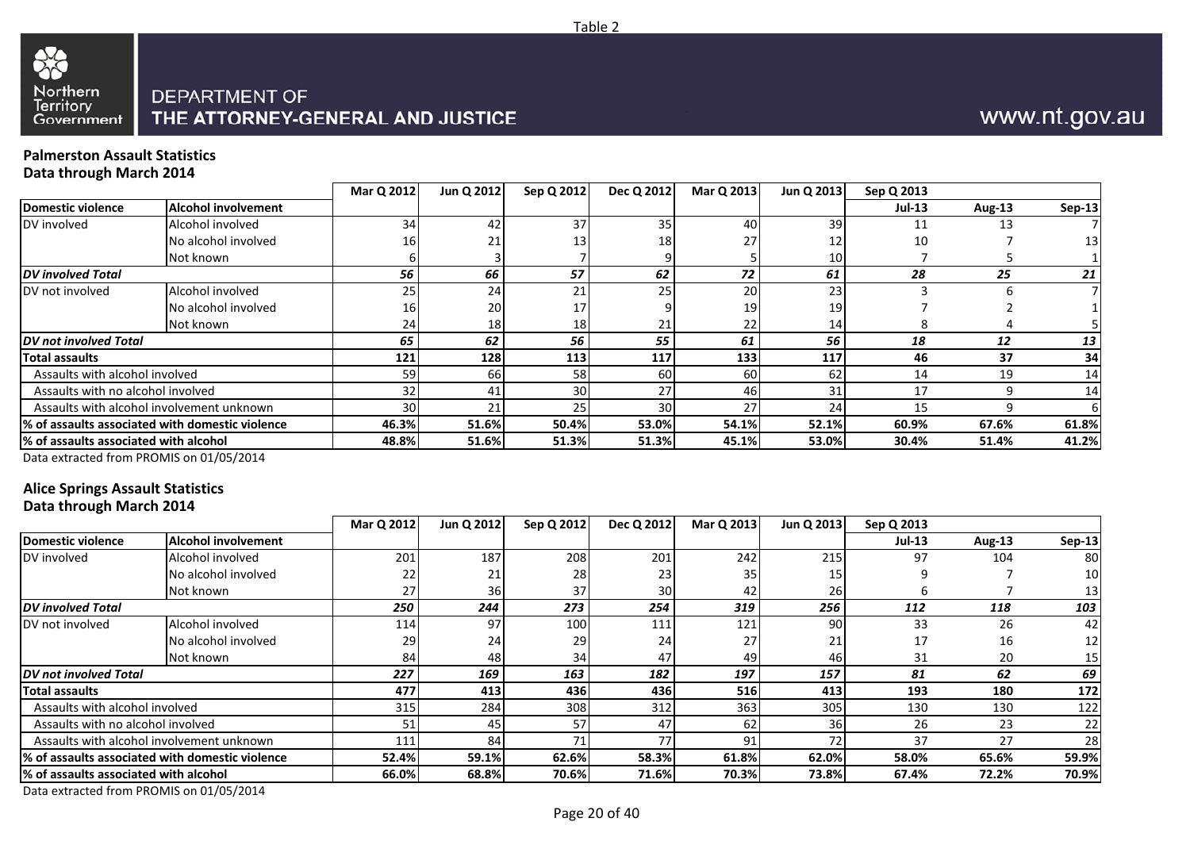Table 2

DEPARTMENT OF
THE ATTORNEY-GENERAL AND JUSTICE

www.nt.gov.au

**Palmerston Assault Statistics**
**Data through March 2014**

| Domestic violence | Alcohol involvement | Mar Q 2012 | Jun Q 2012 | Sep Q 2012 | Dec Q 2012 | Mar Q 2013 | Jun Q 2013 | Sep Q 2013 Jul-13 | Aug-13 | Sep-13 |
|---|---|---|---|---|---|---|---|---|---|---|
| DV involved | Alcohol involved | 34 | 42 | 37 | 35 | 40 | 39 | 11 | 13 | 7 |
| | No alcohol involved | 16 | 21 | 13 | 18 | 27 | 12 | 10 | 7 | 13 |
| | Not known | 6 | 3 | 7 | 9 | 5 | 10 | 7 | 5 | 1 |
| ***DV involved Total*** | | ***56*** | ***66*** | ***57*** | ***62*** | ***72*** | ***61*** | ***28*** | ***25*** | ***21*** |
| DV not involved | Alcohol involved | 25 | 24 | 21 | 25 | 20 | 23 | 3 | 6 | 7 |
| | No alcohol involved | 16 | 20 | 17 | 9 | 19 | 19 | 7 | 2 | 1 |
| | Not known | 24 | 18 | 18 | 21 | 22 | 14 | 8 | 4 | 5 |
| ***DV not involved Total*** | | ***65*** | ***62*** | ***56*** | ***55*** | ***61*** | ***56*** | ***18*** | ***12*** | ***13*** |
| **Total assaults** | | **121** | **128** | **113** | **117** | **133** | **117** | **46** | **37** | **34** |
| Assaults with alcohol involved | | 59 | 66 | 58 | 60 | 60 | 62 | 14 | 19 | 14 |
| Assaults with no alcohol involved | | 32 | 41 | 30 | 27 | 46 | 31 | 17 | 9 | 14 |
| Assaults with alcohol involvement unknown | | 30 | 21 | 25 | 30 | 27 | 24 | 15 | 9 | 6 |
| **% of assaults associated with domestic violence** | | **46.3%** | **51.6%** | **50.4%** | **53.0%** | **54.1%** | **52.1%** | **60.9%** | **67.6%** | **61.8%** |
| **% of assaults associated with alcohol** | | **48.8%** | **51.6%** | **51.3%** | **51.3%** | **45.1%** | **53.0%** | **30.4%** | **51.4%** | **41.2%** |

Data extracted from PROMIS on 01/05/2014

**Alice Springs Assault Statistics**
**Data through March 2014**

| Domestic violence | Alcohol involvement | Mar Q 2012 | Jun Q 2012 | Sep Q 2012 | Dec Q 2012 | Mar Q 2013 | Jun Q 2013 | Sep Q 2013 Jul-13 | Aug-13 | Sep-13 |
|---|---|---|---|---|---|---|---|---|---|---|
| DV involved | Alcohol involved | 201 | 187 | 208 | 201 | 242 | 215 | 97 | 104 | 80 |
| | No alcohol involved | 22 | 21 | 28 | 23 | 35 | 15 | 9 | 7 | 10 |
| | Not known | 27 | 36 | 37 | 30 | 42 | 26 | 6 | 7 | 13 |
| ***DV involved Total*** | | ***250*** | ***244*** | ***273*** | ***254*** | ***319*** | ***256*** | ***112*** | ***118*** | ***103*** |
| DV not involved | Alcohol involved | 114 | 97 | 100 | 111 | 121 | 90 | 33 | 26 | 42 |
| | No alcohol involved | 29 | 24 | 29 | 24 | 27 | 21 | 17 | 16 | 12 |
| | Not known | 84 | 48 | 34 | 47 | 49 | 46 | 31 | 20 | 15 |
| ***DV not involved Total*** | | ***227*** | ***169*** | ***163*** | ***182*** | ***197*** | ***157*** | ***81*** | ***62*** | ***69*** |
| **Total assaults** | | **477** | **413** | **436** | **436** | **516** | **413** | **193** | **180** | **172** |
| Assaults with alcohol involved | | 315 | 284 | 308 | 312 | 363 | 305 | 130 | 130 | 122 |
| Assaults with no alcohol involved | | 51 | 45 | 57 | 47 | 62 | 36 | 26 | 23 | 22 |
| Assaults with alcohol involvement unknown | | 111 | 84 | 71 | 77 | 91 | 72 | 37 | 27 | 28 |
| **% of assaults associated with domestic violence** | | **52.4%** | **59.1%** | **62.6%** | **58.3%** | **61.8%** | **62.0%** | **58.0%** | **65.6%** | **59.9%** |
| **% of assaults associated with alcohol** | | **66.0%** | **68.8%** | **70.6%** | **71.6%** | **70.3%** | **73.8%** | **67.4%** | **72.2%** | **70.9%** |

Data extracted from PROMIS on 01/05/2014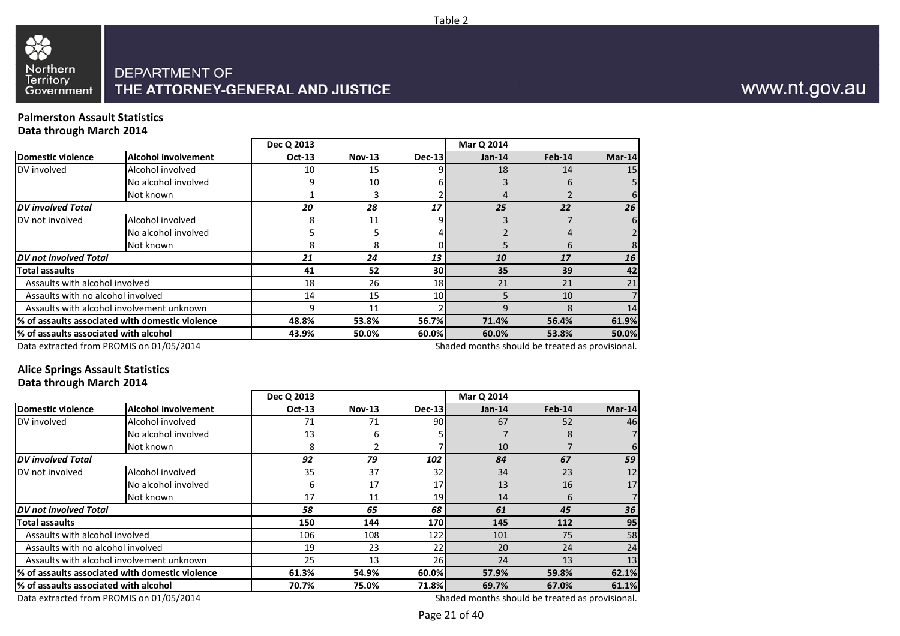Table 2

DEPARTMENT OF
THE ATTORNEY-GENERAL AND JUSTICE

www.nt.gov.au

**Palmerston Assault Statistics**
**Data through March 2014**

| | | Dec Q 2013 | | | Mar Q 2014 | | |
|---|---|---|---|---|---|---|---|
| **Domestic violence** | **Alcohol involvement** | **Oct-13** | **Nov-13** | **Dec-13** | **Jan-14** | **Feb-14** | **Mar-14** |
| DV involved | Alcohol involved | 10 | 15 | 9 | 18 | 14 | 15 |
| | No alcohol involved | 9 | 10 | 6 | 3 | 6 | 5 |
| | Not known | 1 | 3 | 2 | 4 | 2 | 6 |
| ***DV involved Total*** | | ***20*** | ***28*** | ***17*** | ***25*** | ***22*** | ***26*** |
| DV not involved | Alcohol involved | 8 | 11 | 9 | 3 | 7 | 6 |
| | No alcohol involved | 5 | 5 | 4 | 2 | 4 | 2 |
| | Not known | 8 | 8 | 0 | 5 | 6 | 8 |
| ***DV not involved Total*** | | ***21*** | ***24*** | ***13*** | ***10*** | ***17*** | ***16*** |
| **Total assaults** | | **41** | **52** | **30** | **35** | **39** | **42** |
| Assaults with alcohol involved | | 18 | 26 | 18 | 21 | 21 | 21 |
| Assaults with no alcohol involved | | 14 | 15 | 10 | 5 | 10 | 7 |
| Assaults with alcohol involvement unknown | | 9 | 11 | 2 | 9 | 8 | 14 |
| **% of assaults associated with domestic violence** | | **48.8%** | **53.8%** | **56.7%** | **71.4%** | **56.4%** | **61.9%** |
| **% of assaults associated with alcohol** | | **43.9%** | **50.0%** | **60.0%** | **60.0%** | **53.8%** | **50.0%** |

Data extracted from PROMIS on 01/05/2014

Shaded months should be treated as provisional.

**Alice Springs Assault Statistics**
**Data through March 2014**

| | | Dec Q 2013 | | | Mar Q 2014 | | |
|---|---|---|---|---|---|---|---|
| **Domestic violence** | **Alcohol involvement** | **Oct-13** | **Nov-13** | **Dec-13** | **Jan-14** | **Feb-14** | **Mar-14** |
| DV involved | Alcohol involved | 71 | 71 | 90 | 67 | 52 | 46 |
| | No alcohol involved | 13 | 6 | 5 | 7 | 8 | 7 |
| | Not known | 8 | 2 | 7 | 10 | 7 | 6 |
| ***DV involved Total*** | | ***92*** | ***79*** | ***102*** | ***84*** | ***67*** | ***59*** |
| DV not involved | Alcohol involved | 35 | 37 | 32 | 34 | 23 | 12 |
| | No alcohol involved | 6 | 17 | 17 | 13 | 16 | 17 |
| | Not known | 17 | 11 | 19 | 14 | 6 | 7 |
| ***DV not involved Total*** | | ***58*** | ***65*** | ***68*** | ***61*** | ***45*** | ***36*** |
| **Total assaults** | | **150** | **144** | **170** | **145** | **112** | **95** |
| Assaults with alcohol involved | | 106 | 108 | 122 | 101 | 75 | 58 |
| Assaults with no alcohol involved | | 19 | 23 | 22 | 20 | 24 | 24 |
| Assaults with alcohol involvement unknown | | 25 | 13 | 26 | 24 | 13 | 13 |
| **% of assaults associated with domestic violence** | | **61.3%** | **54.9%** | **60.0%** | **57.9%** | **59.8%** | **62.1%** |
| **% of assaults associated with alcohol** | | **70.7%** | **75.0%** | **71.8%** | **69.7%** | **67.0%** | **61.1%** |

Data extracted from PROMIS on 01/05/2014

Shaded months should be treated as provisional.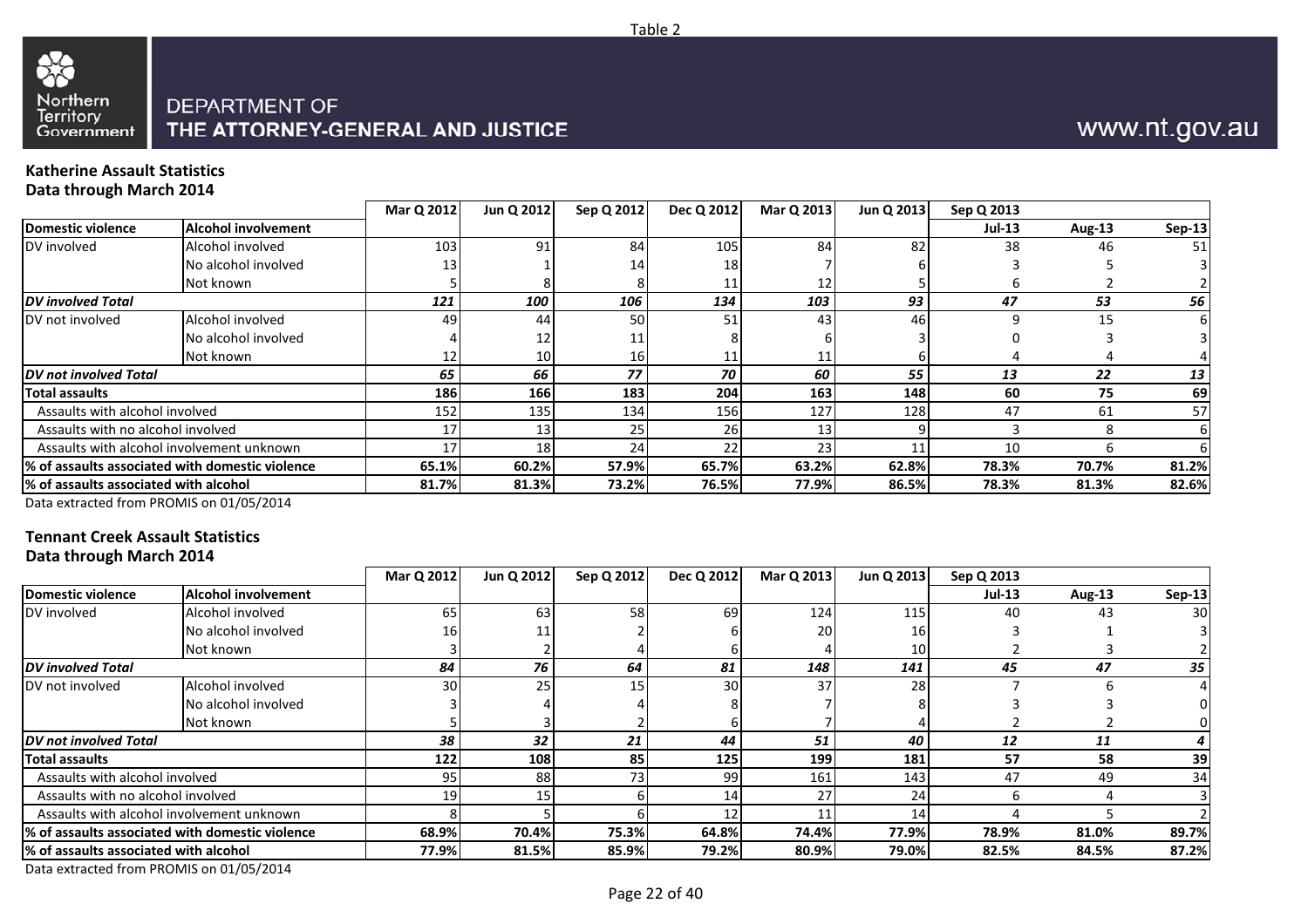Table 2

DEPARTMENT OF
THE ATTORNEY-GENERAL AND JUSTICE

www.nt.gov.au

**Katherine Assault Statistics**
**Data through March 2014**

| | | Mar Q 2012 | Jun Q 2012 | Sep Q 2012 | Dec Q 2012 | Mar Q 2013 | Jun Q 2013 | Sep Q 2013 | | |
|---|---|---|---|---|---|---|---|---|---|---|
| **Domestic violence** | **Alcohol involvement** | | | | | | | **Jul-13** | **Aug-13** | **Sep-13** |
| DV involved | Alcohol involved | 103 | 91 | 84 | 105 | 84 | 82 | 38 | 46 | 51 |
| | No alcohol involved | 13 | 1 | 14 | 18 | 7 | 6 | 3 | 5 | 3 |
| | Not known | 5 | 8 | 8 | 11 | 12 | 5 | 6 | 2 | 2 |
| ***DV involved Total*** | | ***121*** | ***100*** | ***106*** | ***134*** | ***103*** | ***93*** | ***47*** | ***53*** | ***56*** |
| DV not involved | Alcohol involved | 49 | 44 | 50 | 51 | 43 | 46 | 9 | 15 | 6 |
| | No alcohol involved | 4 | 12 | 11 | 8 | 6 | 3 | 0 | 3 | 3 |
| | Not known | 12 | 10 | 16 | 11 | 11 | 6 | 4 | 4 | 4 |
| ***DV not involved Total*** | | ***65*** | ***66*** | ***77*** | ***70*** | ***60*** | ***55*** | ***13*** | ***22*** | ***13*** |
| **Total assaults** | | **186** | **166** | **183** | **204** | **163** | **148** | **60** | **75** | **69** |
| Assaults with alcohol involved | | 152 | 135 | 134 | 156 | 127 | 128 | 47 | 61 | 57 |
| Assaults with no alcohol involved | | 17 | 13 | 25 | 26 | 13 | 9 | 3 | 8 | 6 |
| Assaults with alcohol involvement unknown | | 17 | 18 | 24 | 22 | 23 | 11 | 10 | 6 | 6 |
| **% of assaults associated with domestic violence** | | **65.1%** | **60.2%** | **57.9%** | **65.7%** | **63.2%** | **62.8%** | **78.3%** | **70.7%** | **81.2%** |
| **% of assaults associated with alcohol** | | **81.7%** | **81.3%** | **73.2%** | **76.5%** | **77.9%** | **86.5%** | **78.3%** | **81.3%** | **82.6%** |

Data extracted from PROMIS on 01/05/2014

**Tennant Creek Assault Statistics**
**Data through March 2014**

| | | Mar Q 2012 | Jun Q 2012 | Sep Q 2012 | Dec Q 2012 | Mar Q 2013 | Jun Q 2013 | Sep Q 2013 | | |
|---|---|---|---|---|---|---|---|---|---|---|
| **Domestic violence** | **Alcohol involvement** | | | | | | | **Jul-13** | **Aug-13** | **Sep-13** |
| DV involved | Alcohol involved | 65 | 63 | 58 | 69 | 124 | 115 | 40 | 43 | 30 |
| | No alcohol involved | 16 | 11 | 2 | 6 | 20 | 16 | 3 | 1 | 3 |
| | Not known | 3 | 2 | 4 | 6 | 4 | 10 | 2 | 3 | 2 |
| ***DV involved Total*** | | ***84*** | ***76*** | ***64*** | ***81*** | ***148*** | ***141*** | ***45*** | ***47*** | ***35*** |
| DV not involved | Alcohol involved | 30 | 25 | 15 | 30 | 37 | 28 | 7 | 6 | 4 |
| | No alcohol involved | 3 | 4 | 4 | 8 | 7 | 8 | 3 | 3 | 0 |
| | Not known | 5 | 3 | 2 | 6 | 7 | 4 | 2 | 2 | 0 |
| ***DV not involved Total*** | | ***38*** | ***32*** | ***21*** | ***44*** | ***51*** | ***40*** | ***12*** | ***11*** | ***4*** |
| **Total assaults** | | **122** | **108** | **85** | **125** | **199** | **181** | **57** | **58** | **39** |
| Assaults with alcohol involved | | 95 | 88 | 73 | 99 | 161 | 143 | 47 | 49 | 34 |
| Assaults with no alcohol involved | | 19 | 15 | 6 | 14 | 27 | 24 | 6 | 4 | 3 |
| Assaults with alcohol involvement unknown | | 8 | 5 | 6 | 12 | 11 | 14 | 4 | 5 | 2 |
| **% of assaults associated with domestic violence** | | **68.9%** | **70.4%** | **75.3%** | **64.8%** | **74.4%** | **77.9%** | **78.9%** | **81.0%** | **89.7%** |
| **% of assaults associated with alcohol** | | **77.9%** | **81.5%** | **85.9%** | **79.2%** | **80.9%** | **79.0%** | **82.5%** | **84.5%** | **87.2%** |

Data extracted from PROMIS on 01/05/2014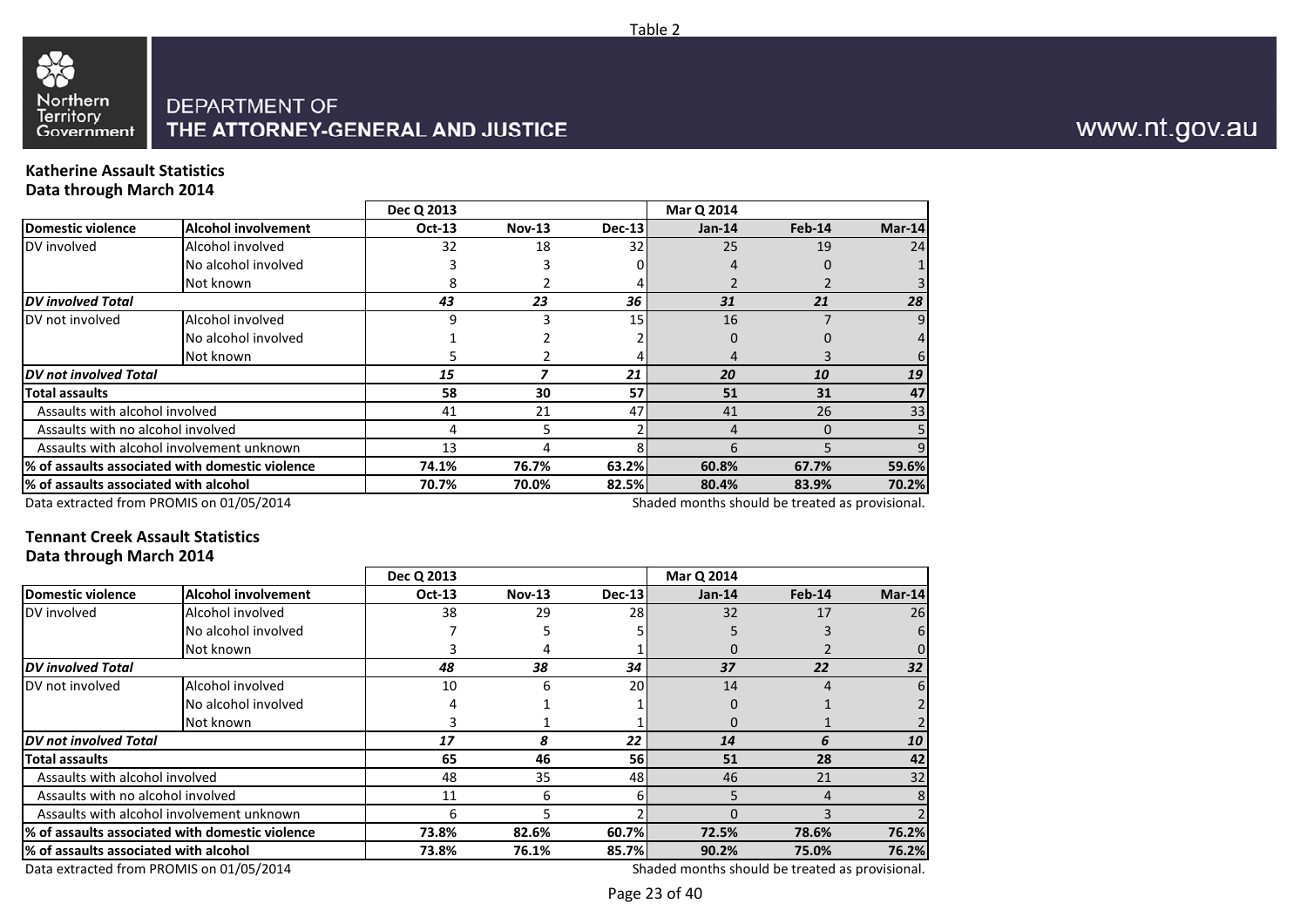Table 2

DEPARTMENT OF
THE ATTORNEY-GENERAL AND JUSTICE

www.nt.gov.au

**Katherine Assault Statistics**
**Data through March 2014**

| | | Dec Q 2013 | | | Mar Q 2014 | | |
|---|---|---|---|---|---|---|---|
| **Domestic violence** | **Alcohol involvement** | **Oct-13** | **Nov-13** | **Dec-13** | **Jan-14** | **Feb-14** | **Mar-14** |
| DV involved | Alcohol involved | 32 | 18 | 32 | 25 | 19 | 24 |
| | No alcohol involved | 3 | 3 | 0 | 4 | 0 | 1 |
| | Not known | 8 | 2 | 4 | 2 | 2 | 3 |
| ***DV involved Total*** | | ***43*** | ***23*** | ***36*** | ***31*** | ***21*** | ***28*** |
| DV not involved | Alcohol involved | 9 | 3 | 15 | 16 | 7 | 9 |
| | No alcohol involved | 1 | 2 | 2 | 0 | 0 | 4 |
| | Not known | 5 | 2 | 4 | 4 | 3 | 6 |
| ***DV not involved Total*** | | ***15*** | ***7*** | ***21*** | ***20*** | ***10*** | ***19*** |
| **Total assaults** | | **58** | **30** | **57** | **51** | **31** | **47** |
| Assaults with alcohol involved | | 41 | 21 | 47 | 41 | 26 | 33 |
| Assaults with no alcohol involved | | 4 | 5 | 2 | 4 | 0 | 5 |
| Assaults with alcohol involvement unknown | | 13 | 4 | 8 | 6 | 5 | 9 |
| **% of assaults associated with domestic violence** | | **74.1%** | **76.7%** | **63.2%** | **60.8%** | **67.7%** | **59.6%** |
| **% of assaults associated with alcohol** | | **70.7%** | **70.0%** | **82.5%** | **80.4%** | **83.9%** | **70.2%** |

Data extracted from PROMIS on 01/05/2014

Shaded months should be treated as provisional.

**Tennant Creek Assault Statistics**
**Data through March 2014**

| | | Dec Q 2013 | | | Mar Q 2014 | | |
|---|---|---|---|---|---|---|---|
| **Domestic violence** | **Alcohol involvement** | **Oct-13** | **Nov-13** | **Dec-13** | **Jan-14** | **Feb-14** | **Mar-14** |
| DV involved | Alcohol involved | 38 | 29 | 28 | 32 | 17 | 26 |
| | No alcohol involved | 7 | 5 | 5 | 5 | 3 | 6 |
| | Not known | 3 | 4 | 1 | 0 | 2 | 0 |
| ***DV involved Total*** | | ***48*** | ***38*** | ***34*** | ***37*** | ***22*** | ***32*** |
| DV not involved | Alcohol involved | 10 | 6 | 20 | 14 | 4 | 6 |
| | No alcohol involved | 4 | 1 | 1 | 0 | 1 | 2 |
| | Not known | 3 | 1 | 1 | 0 | 1 | 2 |
| ***DV not involved Total*** | | ***17*** | ***8*** | ***22*** | ***14*** | ***6*** | ***10*** |
| **Total assaults** | | **65** | **46** | **56** | **51** | **28** | **42** |
| Assaults with alcohol involved | | 48 | 35 | 48 | 46 | 21 | 32 |
| Assaults with no alcohol involved | | 11 | 6 | 6 | 5 | 4 | 8 |
| Assaults with alcohol involvement unknown | | 6 | 5 | 2 | 0 | 3 | 2 |
| **% of assaults associated with domestic violence** | | **73.8%** | **82.6%** | **60.7%** | **72.5%** | **78.6%** | **76.2%** |
| **% of assaults associated with alcohol** | | **73.8%** | **76.1%** | **85.7%** | **90.2%** | **75.0%** | **76.2%** |

Data extracted from PROMIS on 01/05/2014

Shaded months should be treated as provisional.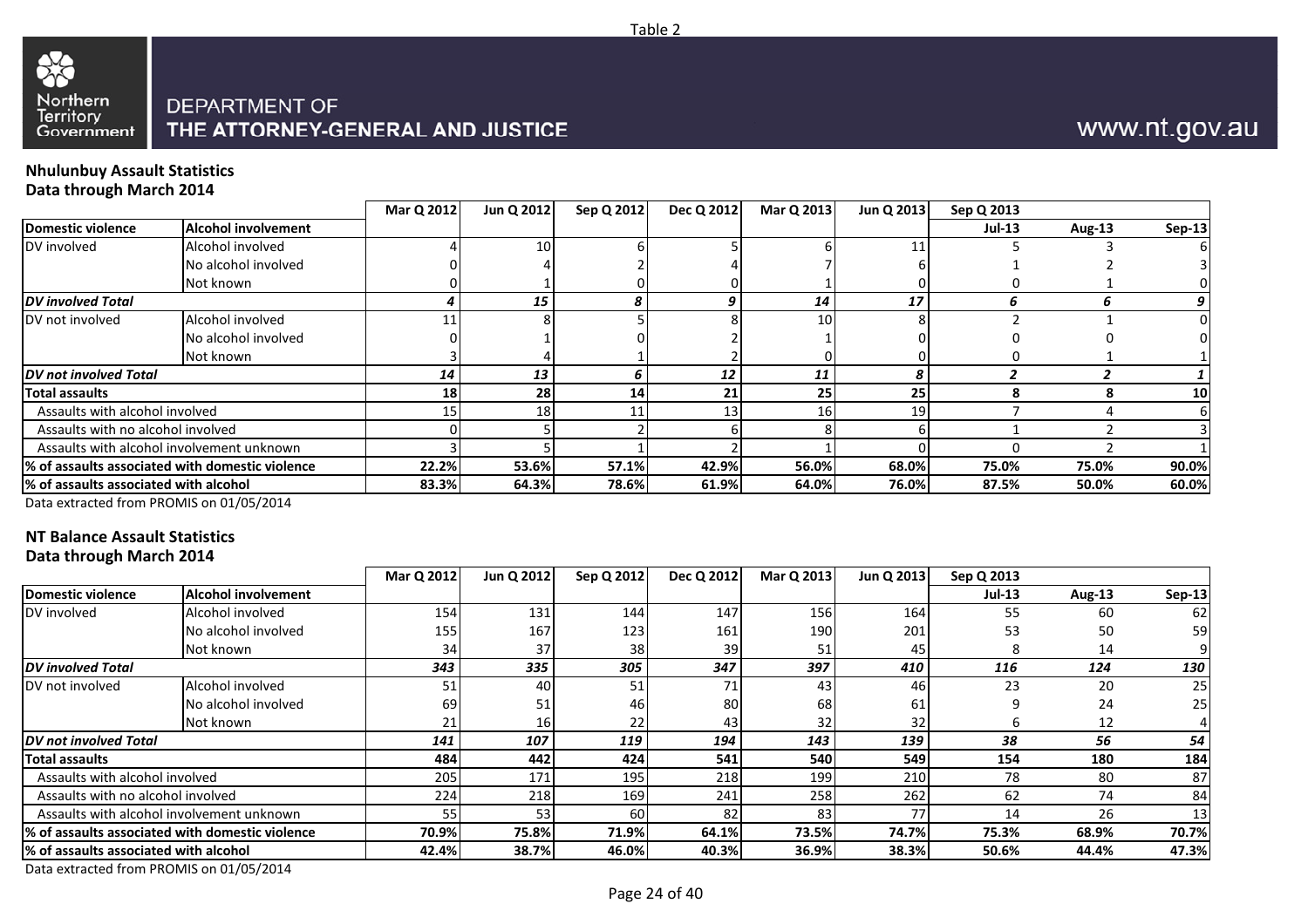Table 2

Northern Territory Government

DEPARTMENT OF THE ATTORNEY-GENERAL AND JUSTICE

www.nt.gov.au

**Nhulunbuy Assault Statistics**
**Data through March 2014**

| Domestic violence | Alcohol involvement | Mar Q 2012 | Jun Q 2012 | Sep Q 2012 | Dec Q 2012 | Mar Q 2013 | Jun Q 2013 | Sep Q 2013 Jul-13 | Aug-13 | Sep-13 |
|---|---|---|---|---|---|---|---|---|---|---|
| DV involved | Alcohol involved | 4 | 10 | 6 | 5 | 6 | 11 | 5 | 3 | 6 |
| | No alcohol involved | 0 | 4 | 2 | 4 | 7 | 6 | 1 | 2 | 3 |
| | Not known | 0 | 1 | 0 | 0 | 1 | 0 | 0 | 1 | 0 |
| *DV involved Total* | | *4* | *15* | *8* | *9* | *14* | *17* | *6* | *6* | *9* |
| DV not involved | Alcohol involved | 11 | 8 | 5 | 8 | 10 | 8 | 2 | 1 | 0 |
| | No alcohol involved | 0 | 1 | 0 | 2 | 1 | 0 | 0 | 0 | 0 |
| | Not known | 3 | 4 | 1 | 2 | 0 | 0 | 0 | 1 | 1 |
| *DV not involved Total* | | *14* | *13* | *6* | *12* | *11* | *8* | *2* | *2* | *1* |
| **Total assaults** | | **18** | **28** | **14** | **21** | **25** | **25** | **8** | **8** | **10** |
| Assaults with alcohol involved | | 15 | 18 | 11 | 13 | 16 | 19 | 7 | 4 | 6 |
| Assaults with no alcohol involved | | 0 | 5 | 2 | 6 | 8 | 6 | 1 | 2 | 3 |
| Assaults with alcohol involvement unknown | | 3 | 5 | 1 | 2 | 1 | 0 | 0 | 2 | 1 |
| **% of assaults associated with domestic violence** | | **22.2%** | **53.6%** | **57.1%** | **42.9%** | **56.0%** | **68.0%** | **75.0%** | **75.0%** | **90.0%** |
| **% of assaults associated with alcohol** | | **83.3%** | **64.3%** | **78.6%** | **61.9%** | **64.0%** | **76.0%** | **87.5%** | **50.0%** | **60.0%** |

Data extracted from PROMIS on 01/05/2014

**NT Balance Assault Statistics**
**Data through March 2014**

| Domestic violence | Alcohol involvement | Mar Q 2012 | Jun Q 2012 | Sep Q 2012 | Dec Q 2012 | Mar Q 2013 | Jun Q 2013 | Sep Q 2013 Jul-13 | Aug-13 | Sep-13 |
|---|---|---|---|---|---|---|---|---|---|---|
| DV involved | Alcohol involved | 154 | 131 | 144 | 147 | 156 | 164 | 55 | 60 | 62 |
| | No alcohol involved | 155 | 167 | 123 | 161 | 190 | 201 | 53 | 50 | 59 |
| | Not known | 34 | 37 | 38 | 39 | 51 | 45 | 8 | 14 | 9 |
| *DV involved Total* | | *343* | *335* | *305* | *347* | *397* | *410* | *116* | *124* | *130* |
| DV not involved | Alcohol involved | 51 | 40 | 51 | 71 | 43 | 46 | 23 | 20 | 25 |
| | No alcohol involved | 69 | 51 | 46 | 80 | 68 | 61 | 9 | 24 | 25 |
| | Not known | 21 | 16 | 22 | 43 | 32 | 32 | 6 | 12 | 4 |
| *DV not involved Total* | | *141* | *107* | *119* | *194* | *143* | *139* | *38* | *56* | *54* |
| **Total assaults** | | **484** | **442** | **424** | **541** | **540** | **549** | **154** | **180** | **184** |
| Assaults with alcohol involved | | 205 | 171 | 195 | 218 | 199 | 210 | 78 | 80 | 87 |
| Assaults with no alcohol involved | | 224 | 218 | 169 | 241 | 258 | 262 | 62 | 74 | 84 |
| Assaults with alcohol involvement unknown | | 55 | 53 | 60 | 82 | 83 | 77 | 14 | 26 | 13 |
| **% of assaults associated with domestic violence** | | **70.9%** | **75.8%** | **71.9%** | **64.1%** | **73.5%** | **74.7%** | **75.3%** | **68.9%** | **70.7%** |
| **% of assaults associated with alcohol** | | **42.4%** | **38.7%** | **46.0%** | **40.3%** | **36.9%** | **38.3%** | **50.6%** | **44.4%** | **47.3%** |

Data extracted from PROMIS on 01/05/2014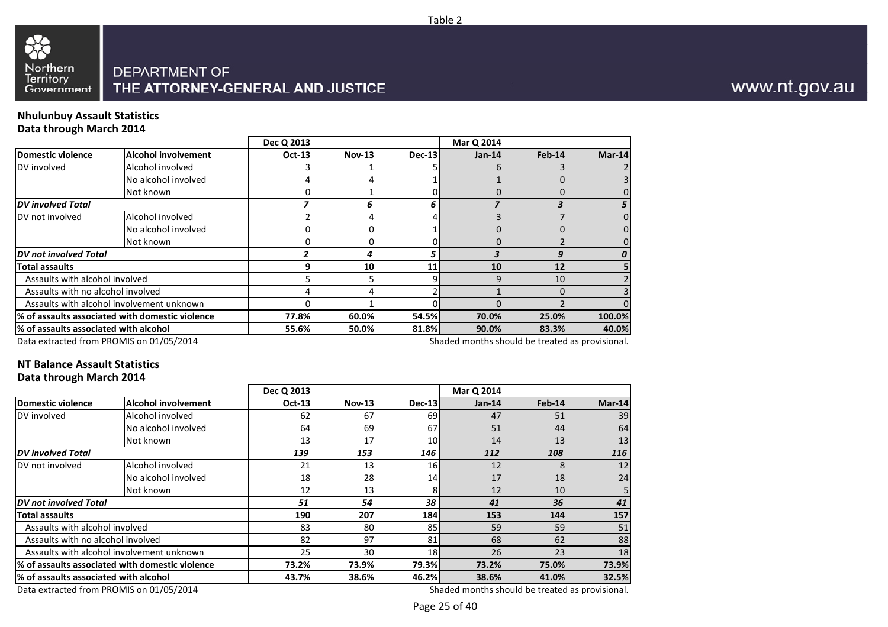Table 2

Northern Territory Government

DEPARTMENT OF
THE ATTORNEY-GENERAL AND JUSTICE

www.nt.gov.au

**Nhulunbuy Assault Statistics**
**Data through March 2014**

| | | Dec Q 2013 | | | Mar Q 2014 | | |
|---|---|---|---|---|---|---|---|
| **Domestic violence** | **Alcohol involvement** | **Oct-13** | **Nov-13** | **Dec-13** | **Jan-14** | **Feb-14** | **Mar-14** |
| DV involved | Alcohol involved | 3 | 1 | 5 | 6 | 3 | 2 |
| | No alcohol involved | 4 | 4 | 1 | 1 | 0 | 3 |
| | Not known | 0 | 1 | 0 | 0 | 0 | 0 |
| ***DV involved Total*** | | ***7*** | ***6*** | ***6*** | ***7*** | ***3*** | ***5*** |
| DV not involved | Alcohol involved | 2 | 4 | 4 | 3 | 7 | 0 |
| | No alcohol involved | 0 | 0 | 1 | 0 | 0 | 0 |
| | Not known | 0 | 0 | 0 | 0 | 2 | 0 |
| ***DV not involved Total*** | | ***2*** | ***4*** | ***5*** | ***3*** | ***9*** | ***0*** |
| **Total assaults** | | **9** | **10** | **11** | **10** | **12** | **5** |
| Assaults with alcohol involved | | 5 | 5 | 9 | 9 | 10 | 2 |
| Assaults with no alcohol involved | | 4 | 4 | 2 | 1 | 0 | 3 |
| Assaults with alcohol involvement unknown | | 0 | 1 | 0 | 0 | 2 | 0 |
| **% of assaults associated with domestic violence** | | **77.8%** | **60.0%** | **54.5%** | **70.0%** | **25.0%** | **100.0%** |
| **% of assaults associated with alcohol** | | **55.6%** | **50.0%** | **81.8%** | **90.0%** | **83.3%** | **40.0%** |

Data extracted from PROMIS on 01/05/2014

Shaded months should be treated as provisional.

**NT Balance Assault Statistics**
**Data through March 2014**

| | | Dec Q 2013 | | | Mar Q 2014 | | |
|---|---|---|---|---|---|---|---|
| **Domestic violence** | **Alcohol involvement** | **Oct-13** | **Nov-13** | **Dec-13** | **Jan-14** | **Feb-14** | **Mar-14** |
| DV involved | Alcohol involved | 62 | 67 | 69 | 47 | 51 | 39 |
| | No alcohol involved | 64 | 69 | 67 | 51 | 44 | 64 |
| | Not known | 13 | 17 | 10 | 14 | 13 | 13 |
| ***DV involved Total*** | | ***139*** | ***153*** | ***146*** | ***112*** | ***108*** | ***116*** |
| DV not involved | Alcohol involved | 21 | 13 | 16 | 12 | 8 | 12 |
| | No alcohol involved | 18 | 28 | 14 | 17 | 18 | 24 |
| | Not known | 12 | 13 | 8 | 12 | 10 | 5 |
| ***DV not involved Total*** | | ***51*** | ***54*** | ***38*** | ***41*** | ***36*** | ***41*** |
| **Total assaults** | | **190** | **207** | **184** | **153** | **144** | **157** |
| Assaults with alcohol involved | | 83 | 80 | 85 | 59 | 59 | 51 |
| Assaults with no alcohol involved | | 82 | 97 | 81 | 68 | 62 | 88 |
| Assaults with alcohol involvement unknown | | 25 | 30 | 18 | 26 | 23 | 18 |
| **% of assaults associated with domestic violence** | | **73.2%** | **73.9%** | **79.3%** | **73.2%** | **75.0%** | **73.9%** |
| **% of assaults associated with alcohol** | | **43.7%** | **38.6%** | **46.2%** | **38.6%** | **41.0%** | **32.5%** |

Data extracted from PROMIS on 01/05/2014

Shaded months should be treated as provisional.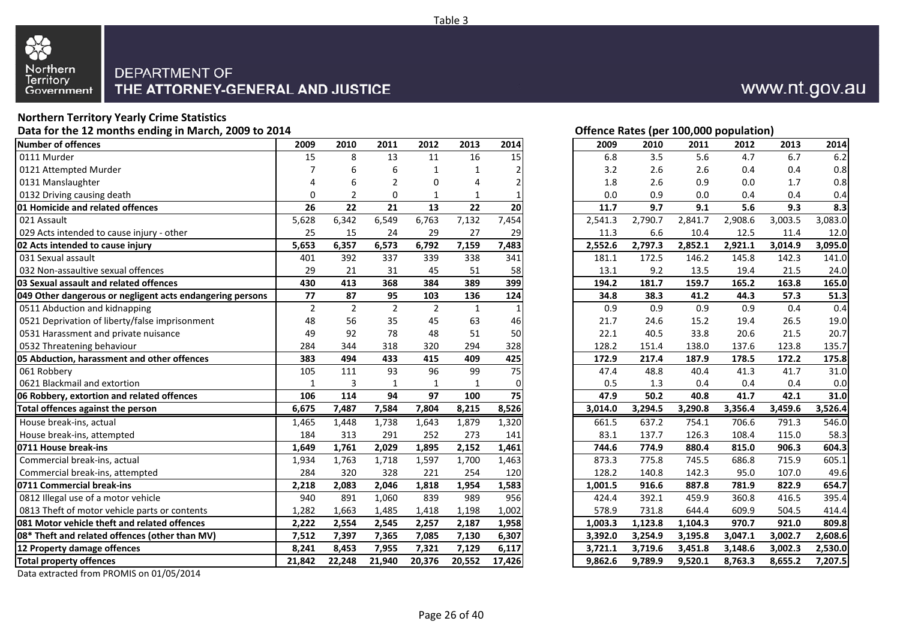Table 3

Northern Territory Government

DEPARTMENT OF THE ATTORNEY-GENERAL AND JUSTICE

www.nt.gov.au

**Northern Territory Yearly Crime Statistics**

**Data for the 12 months ending in March, 2009 to 2014**

| Number of offences | 2009 | 2010 | 2011 | 2012 | 2013 | 2014 |
|---|---|---|---|---|---|---|
| 0111 Murder | 15 | 8 | 13 | 11 | 16 | 15 |
| 0121 Attempted Murder | 7 | 6 | 6 | 1 | 1 | 2 |
| 0131 Manslaughter | 4 | 6 | 2 | 0 | 4 | 2 |
| 0132 Driving causing death | 0 | 2 | 0 | 1 | 1 | 1 |
| **01 Homicide and related offences** | **26** | **22** | **21** | **13** | **22** | **20** |
| 021 Assault | 5,628 | 6,342 | 6,549 | 6,763 | 7,132 | 7,454 |
| 029 Acts intended to cause injury - other | 25 | 15 | 24 | 29 | 27 | 29 |
| **02 Acts intended to cause injury** | **5,653** | **6,357** | **6,573** | **6,792** | **7,159** | **7,483** |
| 031 Sexual assault | 401 | 392 | 337 | 339 | 338 | 341 |
| 032 Non-assaultive sexual offences | 29 | 21 | 31 | 45 | 51 | 58 |
| **03 Sexual assault and related offences** | **430** | **413** | **368** | **384** | **389** | **399** |
| **049 Other dangerous or negligent acts endangering persons** | **77** | **87** | **95** | **103** | **136** | **124** |
| 0511 Abduction and kidnapping | 2 | 2 | 2 | 2 | 1 | 1 |
| 0521 Deprivation of liberty/false imprisonment | 48 | 56 | 35 | 45 | 63 | 46 |
| 0531 Harassment and private nuisance | 49 | 92 | 78 | 48 | 51 | 50 |
| 0532 Threatening behaviour | 284 | 344 | 318 | 320 | 294 | 328 |
| **05 Abduction, harassment and other offences** | **383** | **494** | **433** | **415** | **409** | **425** |
| 061 Robbery | 105 | 111 | 93 | 96 | 99 | 75 |
| 0621 Blackmail and extortion | 1 | 3 | 1 | 1 | 1 | 0 |
| **06 Robbery, extortion and related offences** | **106** | **114** | **94** | **97** | **100** | **75** |
| **Total offences against the person** | **6,675** | **7,487** | **7,584** | **7,804** | **8,215** | **8,526** |
| House break-ins, actual | 1,465 | 1,448 | 1,738 | 1,643 | 1,879 | 1,320 |
| House break-ins, attempted | 184 | 313 | 291 | 252 | 273 | 141 |
| **0711 House break-ins** | **1,649** | **1,761** | **2,029** | **1,895** | **2,152** | **1,461** |
| Commercial break-ins, actual | 1,934 | 1,763 | 1,718 | 1,597 | 1,700 | 1,463 |
| Commercial break-ins, attempted | 284 | 320 | 328 | 221 | 254 | 120 |
| **0711 Commercial break-ins** | **2,218** | **2,083** | **2,046** | **1,818** | **1,954** | **1,583** |
| 0812 Illegal use of a motor vehicle | 940 | 891 | 1,060 | 839 | 989 | 956 |
| 0813 Theft of motor vehicle parts or contents | 1,282 | 1,663 | 1,485 | 1,418 | 1,198 | 1,002 |
| **081 Motor vehicle theft and related offences** | **2,222** | **2,554** | **2,545** | **2,257** | **2,187** | **1,958** |
| **08* Theft and related offences (other than MV)** | **7,512** | **7,397** | **7,365** | **7,085** | **7,130** | **6,307** |
| **12 Property damage offences** | **8,241** | **8,453** | **7,955** | **7,321** | **7,129** | **6,117** |
| **Total property offences** | **21,842** | **22,248** | **21,940** | **20,376** | **20,552** | **17,426** |

**Offence Rates (per 100,000 population)**

| Offence | 2009 | 2010 | 2011 | 2012 | 2013 | 2014 |
|---|---|---|---|---|---|---|
| 0111 Murder | 6.8 | 3.5 | 5.6 | 4.7 | 6.7 | 6.2 |
| 0121 Attempted Murder | 3.2 | 2.6 | 2.6 | 0.4 | 0.4 | 0.8 |
| 0131 Manslaughter | 1.8 | 2.6 | 0.9 | 0.0 | 1.7 | 0.8 |
| 0132 Driving causing death | 0.0 | 0.9 | 0.0 | 0.4 | 0.4 | 0.4 |
| **01 Homicide and related offences** | **11.7** | **9.7** | **9.1** | **5.6** | **9.3** | **8.3** |
| 021 Assault | 2,541.3 | 2,790.7 | 2,841.7 | 2,908.6 | 3,003.5 | 3,083.0 |
| 029 Acts intended to cause injury - other | 11.3 | 6.6 | 10.4 | 12.5 | 11.4 | 12.0 |
| **02 Acts intended to cause injury** | **2,552.6** | **2,797.3** | **2,852.1** | **2,921.1** | **3,014.9** | **3,095.0** |
| 031 Sexual assault | 181.1 | 172.5 | 146.2 | 145.8 | 142.3 | 141.0 |
| 032 Non-assaultive sexual offences | 13.1 | 9.2 | 13.5 | 19.4 | 21.5 | 24.0 |
| **03 Sexual assault and related offences** | **194.2** | **181.7** | **159.7** | **165.2** | **163.8** | **165.0** |
| **049 Other dangerous or negligent acts endangering persons** | **34.8** | **38.3** | **41.2** | **44.3** | **57.3** | **51.3** |
| 0511 Abduction and kidnapping | 0.9 | 0.9 | 0.9 | 0.9 | 0.4 | 0.4 |
| 0521 Deprivation of liberty/false imprisonment | 21.7 | 24.6 | 15.2 | 19.4 | 26.5 | 19.0 |
| 0531 Harassment and private nuisance | 22.1 | 40.5 | 33.8 | 20.6 | 21.5 | 20.7 |
| 0532 Threatening behaviour | 128.2 | 151.4 | 138.0 | 137.6 | 123.8 | 135.7 |
| **05 Abduction, harassment and other offences** | **172.9** | **217.4** | **187.9** | **178.5** | **172.2** | **175.8** |
| 061 Robbery | 47.4 | 48.8 | 40.4 | 41.3 | 41.7 | 31.0 |
| 0621 Blackmail and extortion | 0.5 | 1.3 | 0.4 | 0.4 | 0.4 | 0.0 |
| **06 Robbery, extortion and related offences** | **47.9** | **50.2** | **40.8** | **41.7** | **42.1** | **31.0** |
| **Total offences against the person** | **3,014.0** | **3,294.5** | **3,290.8** | **3,356.4** | **3,459.6** | **3,526.4** |
| House break-ins, actual | 661.5 | 637.2 | 754.1 | 706.6 | 791.3 | 546.0 |
| House break-ins, attempted | 83.1 | 137.7 | 126.3 | 108.4 | 115.0 | 58.3 |
| **0711 House break-ins** | **744.6** | **774.9** | **880.4** | **815.0** | **906.3** | **604.3** |
| Commercial break-ins, actual | 873.3 | 775.8 | 745.5 | 686.8 | 715.9 | 605.1 |
| Commercial break-ins, attempted | 128.2 | 140.8 | 142.3 | 95.0 | 107.0 | 49.6 |
| **0711 Commercial break-ins** | **1,001.5** | **916.6** | **887.8** | **781.9** | **822.9** | **654.7** |
| 0812 Illegal use of a motor vehicle | 424.4 | 392.1 | 459.9 | 360.8 | 416.5 | 395.4 |
| 0813 Theft of motor vehicle parts or contents | 578.9 | 731.8 | 644.4 | 609.9 | 504.5 | 414.4 |
| **081 Motor vehicle theft and related offences** | **1,003.3** | **1,123.8** | **1,104.3** | **970.7** | **921.0** | **809.8** |
| **08* Theft and related offences (other than MV)** | **3,392.0** | **3,254.9** | **3,195.8** | **3,047.1** | **3,002.7** | **2,608.6** |
| **12 Property damage offences** | **3,721.1** | **3,719.6** | **3,451.8** | **3,148.6** | **3,002.3** | **2,530.0** |
| **Total property offences** | **9,862.6** | **9,789.9** | **9,520.1** | **8,763.3** | **8,655.2** | **7,207.5** |

Data extracted from PROMIS on 01/05/2014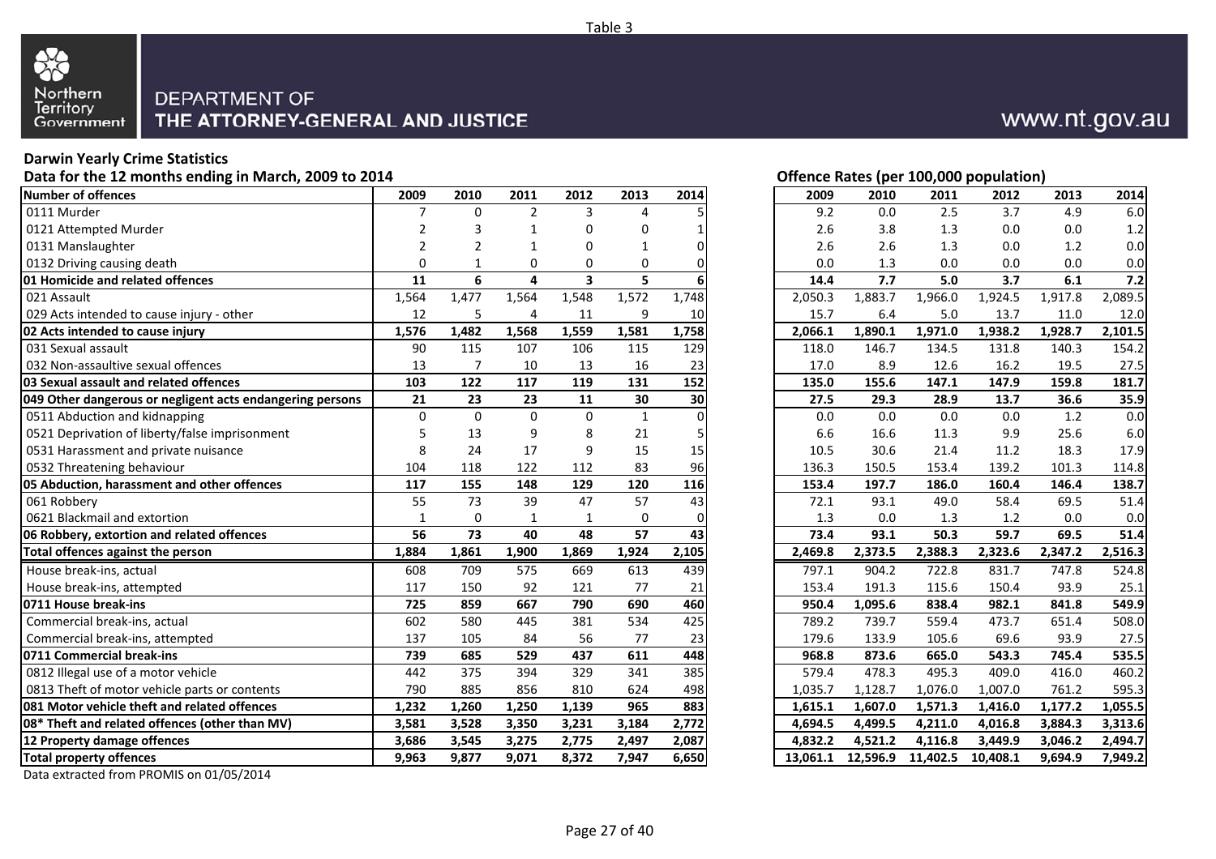Table 3

Northern Territory Government

DEPARTMENT OF
THE ATTORNEY-GENERAL AND JUSTICE

www.nt.gov.au

**Darwin Yearly Crime Statistics**

**Data for the 12 months ending in March, 2009 to 2014**

| Number of offences | 2009 | 2010 | 2011 | 2012 | 2013 | 2014 |
|---|---|---|---|---|---|---|
| 0111 Murder | 7 | 0 | 2 | 3 | 4 | 5 |
| 0121 Attempted Murder | 2 | 3 | 1 | 0 | 0 | 1 |
| 0131 Manslaughter | 2 | 2 | 1 | 0 | 1 | 0 |
| 0132 Driving causing death | 0 | 1 | 0 | 0 | 0 | 0 |
| **01 Homicide and related offences** | **11** | **6** | **4** | **3** | **5** | **6** |
| 021 Assault | 1,564 | 1,477 | 1,564 | 1,548 | 1,572 | 1,748 |
| 029 Acts intended to cause injury - other | 12 | 5 | 4 | 11 | 9 | 10 |
| **02 Acts intended to cause injury** | **1,576** | **1,482** | **1,568** | **1,559** | **1,581** | **1,758** |
| 031 Sexual assault | 90 | 115 | 107 | 106 | 115 | 129 |
| 032 Non-assaultive sexual offences | 13 | 7 | 10 | 13 | 16 | 23 |
| **03 Sexual assault and related offences** | **103** | **122** | **117** | **119** | **131** | **152** |
| **049 Other dangerous or negligent acts endangering persons** | **21** | **23** | **23** | **11** | **30** | **30** |
| 0511 Abduction and kidnapping | 0 | 0 | 0 | 0 | 1 | 0 |
| 0521 Deprivation of liberty/false imprisonment | 5 | 13 | 9 | 8 | 21 | 5 |
| 0531 Harassment and private nuisance | 8 | 24 | 17 | 9 | 15 | 15 |
| 0532 Threatening behaviour | 104 | 118 | 122 | 112 | 83 | 96 |
| **05 Abduction, harassment and other offences** | **117** | **155** | **148** | **129** | **120** | **116** |
| 061 Robbery | 55 | 73 | 39 | 47 | 57 | 43 |
| 0621 Blackmail and extortion | 1 | 0 | 1 | 1 | 0 | 0 |
| **06 Robbery, extortion and related offences** | **56** | **73** | **40** | **48** | **57** | **43** |
| **Total offences against the person** | **1,884** | **1,861** | **1,900** | **1,869** | **1,924** | **2,105** |
| House break-ins, actual | 608 | 709 | 575 | 669 | 613 | 439 |
| House break-ins, attempted | 117 | 150 | 92 | 121 | 77 | 21 |
| **0711 House break-ins** | **725** | **859** | **667** | **790** | **690** | **460** |
| Commercial break-ins, actual | 602 | 580 | 445 | 381 | 534 | 425 |
| Commercial break-ins, attempted | 137 | 105 | 84 | 56 | 77 | 23 |
| **0711 Commercial break-ins** | **739** | **685** | **529** | **437** | **611** | **448** |
| 0812 Illegal use of a motor vehicle | 442 | 375 | 394 | 329 | 341 | 385 |
| 0813 Theft of motor vehicle parts or contents | 790 | 885 | 856 | 810 | 624 | 498 |
| **081 Motor vehicle theft and related offences** | **1,232** | **1,260** | **1,250** | **1,139** | **965** | **883** |
| **08* Theft and related offences (other than MV)** | **3,581** | **3,528** | **3,350** | **3,231** | **3,184** | **2,772** |
| **12 Property damage offences** | **3,686** | **3,545** | **3,275** | **2,775** | **2,497** | **2,087** |
| **Total property offences** | **9,963** | **9,877** | **9,071** | **8,372** | **7,947** | **6,650** |

**Offence Rates (per 100,000 population)**

| Number of offences | 2009 | 2010 | 2011 | 2012 | 2013 | 2014 |
|---|---|---|---|---|---|---|
| 0111 Murder | 9.2 | 0.0 | 2.5 | 3.7 | 4.9 | 6.0 |
| 0121 Attempted Murder | 2.6 | 3.8 | 1.3 | 0.0 | 0.0 | 1.2 |
| 0131 Manslaughter | 2.6 | 2.6 | 1.3 | 0.0 | 1.2 | 0.0 |
| 0132 Driving causing death | 0.0 | 1.3 | 0.0 | 0.0 | 0.0 | 0.0 |
| **01 Homicide and related offences** | **14.4** | **7.7** | **5.0** | **3.7** | **6.1** | **7.2** |
| 021 Assault | 2,050.3 | 1,883.7 | 1,966.0 | 1,924.5 | 1,917.8 | 2,089.5 |
| 029 Acts intended to cause injury - other | 15.7 | 6.4 | 5.0 | 13.7 | 11.0 | 12.0 |
| **02 Acts intended to cause injury** | **2,066.1** | **1,890.1** | **1,971.0** | **1,938.2** | **1,928.7** | **2,101.5** |
| 031 Sexual assault | 118.0 | 146.7 | 134.5 | 131.8 | 140.3 | 154.2 |
| 032 Non-assaultive sexual offences | 17.0 | 8.9 | 12.6 | 16.2 | 19.5 | 27.5 |
| **03 Sexual assault and related offences** | **135.0** | **155.6** | **147.1** | **147.9** | **159.8** | **181.7** |
| **049 Other dangerous or negligent acts endangering persons** | **27.5** | **29.3** | **28.9** | **13.7** | **36.6** | **35.9** |
| 0511 Abduction and kidnapping | 0.0 | 0.0 | 0.0 | 0.0 | 1.2 | 0.0 |
| 0521 Deprivation of liberty/false imprisonment | 6.6 | 16.6 | 11.3 | 9.9 | 25.6 | 6.0 |
| 0531 Harassment and private nuisance | 10.5 | 30.6 | 21.4 | 11.2 | 18.3 | 17.9 |
| 0532 Threatening behaviour | 136.3 | 150.5 | 153.4 | 139.2 | 101.3 | 114.8 |
| **05 Abduction, harassment and other offences** | **153.4** | **197.7** | **186.0** | **160.4** | **146.4** | **138.7** |
| 061 Robbery | 72.1 | 93.1 | 49.0 | 58.4 | 69.5 | 51.4 |
| 0621 Blackmail and extortion | 1.3 | 0.0 | 1.3 | 1.2 | 0.0 | 0.0 |
| **06 Robbery, extortion and related offences** | **73.4** | **93.1** | **50.3** | **59.7** | **69.5** | **51.4** |
| **Total offences against the person** | **2,469.8** | **2,373.5** | **2,388.3** | **2,323.6** | **2,347.2** | **2,516.3** |
| House break-ins, actual | 797.1 | 904.2 | 722.8 | 831.7 | 747.8 | 524.8 |
| House break-ins, attempted | 153.4 | 191.3 | 115.6 | 150.4 | 93.9 | 25.1 |
| **0711 House break-ins** | **950.4** | **1,095.6** | **838.4** | **982.1** | **841.8** | **549.9** |
| Commercial break-ins, actual | 789.2 | 739.7 | 559.4 | 473.7 | 651.4 | 508.0 |
| Commercial break-ins, attempted | 179.6 | 133.9 | 105.6 | 69.6 | 93.9 | 27.5 |
| **0711 Commercial break-ins** | **968.8** | **873.6** | **665.0** | **543.3** | **745.4** | **535.5** |
| 0812 Illegal use of a motor vehicle | 579.4 | 478.3 | 495.3 | 409.0 | 416.0 | 460.2 |
| 0813 Theft of motor vehicle parts or contents | 1,035.7 | 1,128.7 | 1,076.0 | 1,007.0 | 761.2 | 595.3 |
| **081 Motor vehicle theft and related offences** | **1,615.1** | **1,607.0** | **1,571.3** | **1,416.0** | **1,177.2** | **1,055.5** |
| **08* Theft and related offences (other than MV)** | **4,694.5** | **4,499.5** | **4,211.0** | **4,016.8** | **3,884.3** | **3,313.6** |
| **12 Property damage offences** | **4,832.2** | **4,521.2** | **4,116.8** | **3,449.9** | **3,046.2** | **2,494.7** |
| **Total property offences** | **13,061.1** | **12,596.9** | **11,402.5** | **10,408.1** | **9,694.9** | **7,949.2** |

Data extracted from PROMIS on 01/05/2014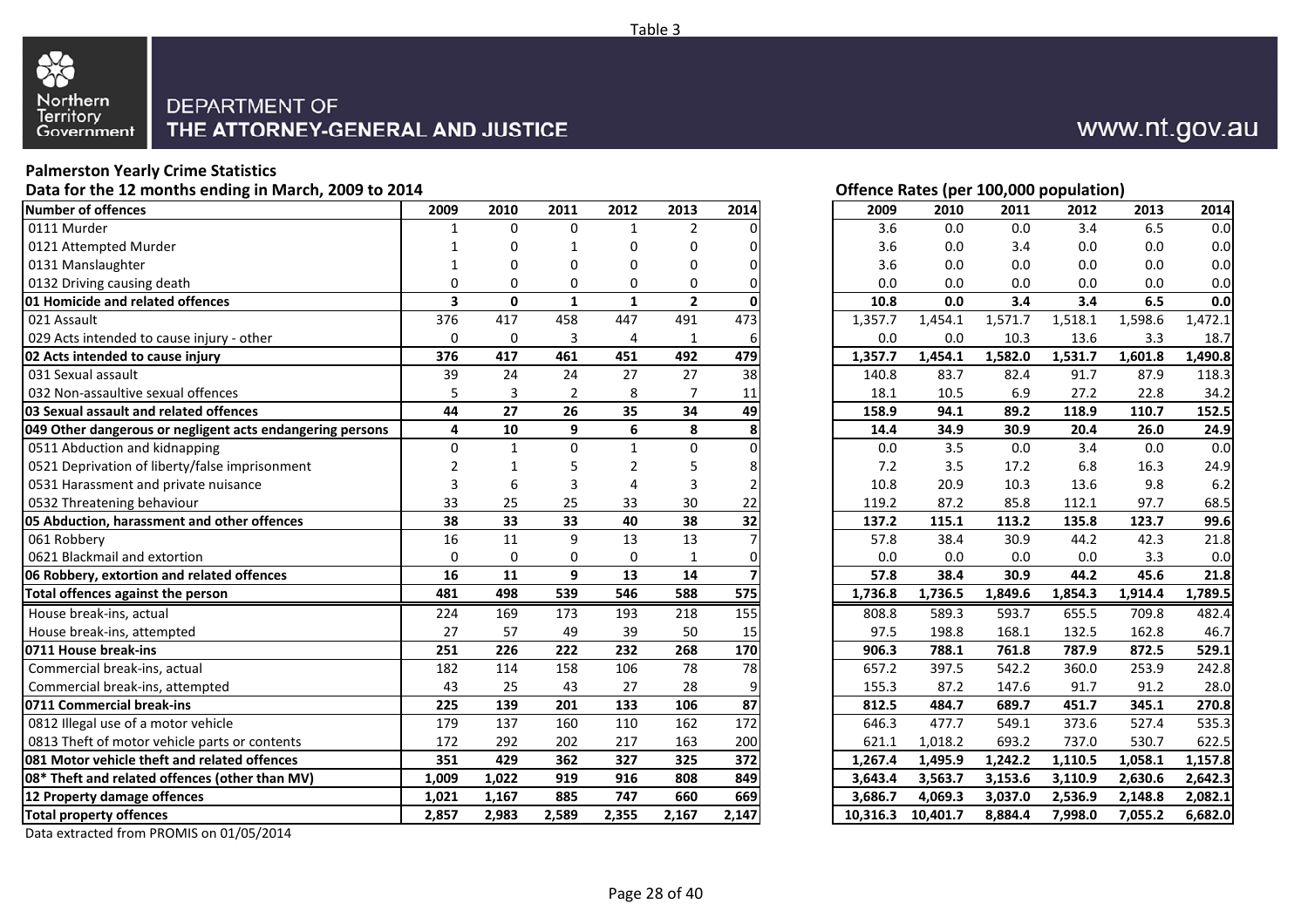Table 3

Northern Territory Government

DEPARTMENT OF THE ATTORNEY-GENERAL AND JUSTICE

www.nt.gov.au

**Palmerston Yearly Crime Statistics**

**Data for the 12 months ending in March, 2009 to 2014**

| Number of offences | 2009 | 2010 | 2011 | 2012 | 2013 | 2014 |
|---|---|---|---|---|---|---|
| 0111 Murder | 1 | 0 | 0 | 1 | 2 | 0 |
| 0121 Attempted Murder | 1 | 0 | 1 | 0 | 0 | 0 |
| 0131 Manslaughter | 1 | 0 | 0 | 0 | 0 | 0 |
| 0132 Driving causing death | 0 | 0 | 0 | 0 | 0 | 0 |
| **01 Homicide and related offences** | **3** | **0** | **1** | **1** | **2** | **0** |
| 021 Assault | 376 | 417 | 458 | 447 | 491 | 473 |
| 029 Acts intended to cause injury - other | 0 | 0 | 3 | 4 | 1 | 6 |
| **02 Acts intended to cause injury** | **376** | **417** | **461** | **451** | **492** | **479** |
| 031 Sexual assault | 39 | 24 | 24 | 27 | 27 | 38 |
| 032 Non-assaultive sexual offences | 5 | 3 | 2 | 8 | 7 | 11 |
| **03 Sexual assault and related offences** | **44** | **27** | **26** | **35** | **34** | **49** |
| **049 Other dangerous or negligent acts endangering persons** | **4** | **10** | **9** | **6** | **8** | **8** |
| 0511 Abduction and kidnapping | 0 | 1 | 0 | 1 | 0 | 0 |
| 0521 Deprivation of liberty/false imprisonment | 2 | 1 | 5 | 2 | 5 | 8 |
| 0531 Harassment and private nuisance | 3 | 6 | 3 | 4 | 3 | 2 |
| 0532 Threatening behaviour | 33 | 25 | 25 | 33 | 30 | 22 |
| **05 Abduction, harassment and other offences** | **38** | **33** | **33** | **40** | **38** | **32** |
| 061 Robbery | 16 | 11 | 9 | 13 | 13 | 7 |
| 0621 Blackmail and extortion | 0 | 0 | 0 | 0 | 1 | 0 |
| **06 Robbery, extortion and related offences** | **16** | **11** | **9** | **13** | **14** | **7** |
| **Total offences against the person** | **481** | **498** | **539** | **546** | **588** | **575** |
| House break-ins, actual | 224 | 169 | 173 | 193 | 218 | 155 |
| House break-ins, attempted | 27 | 57 | 49 | 39 | 50 | 15 |
| **0711 House break-ins** | **251** | **226** | **222** | **232** | **268** | **170** |
| Commercial break-ins, actual | 182 | 114 | 158 | 106 | 78 | 78 |
| Commercial break-ins, attempted | 43 | 25 | 43 | 27 | 28 | 9 |
| **0711 Commercial break-ins** | **225** | **139** | **201** | **133** | **106** | **87** |
| 0812 Illegal use of a motor vehicle | 179 | 137 | 160 | 110 | 162 | 172 |
| 0813 Theft of motor vehicle parts or contents | 172 | 292 | 202 | 217 | 163 | 200 |
| **081 Motor vehicle theft and related offences** | **351** | **429** | **362** | **327** | **325** | **372** |
| **08* Theft and related offences (other than MV)** | **1,009** | **1,022** | **919** | **916** | **808** | **849** |
| **12 Property damage offences** | **1,021** | **1,167** | **885** | **747** | **660** | **669** |
| **Total property offences** | **2,857** | **2,983** | **2,589** | **2,355** | **2,167** | **2,147** |

**Offence Rates (per 100,000 population)**

| Offence | 2009 | 2010 | 2011 | 2012 | 2013 | 2014 |
|---|---|---|---|---|---|---|
| 0111 Murder | 3.6 | 0.0 | 0.0 | 3.4 | 6.5 | 0.0 |
| 0121 Attempted Murder | 3.6 | 0.0 | 3.4 | 0.0 | 0.0 | 0.0 |
| 0131 Manslaughter | 3.6 | 0.0 | 0.0 | 0.0 | 0.0 | 0.0 |
| 0132 Driving causing death | 0.0 | 0.0 | 0.0 | 0.0 | 0.0 | 0.0 |
| **01 Homicide and related offences** | **10.8** | **0.0** | **3.4** | **3.4** | **6.5** | **0.0** |
| 021 Assault | 1,357.7 | 1,454.1 | 1,571.7 | 1,518.1 | 1,598.6 | 1,472.1 |
| 029 Acts intended to cause injury - other | 0.0 | 0.0 | 10.3 | 13.6 | 3.3 | 18.7 |
| **02 Acts intended to cause injury** | **1,357.7** | **1,454.1** | **1,582.0** | **1,531.7** | **1,601.8** | **1,490.8** |
| 031 Sexual assault | 140.8 | 83.7 | 82.4 | 91.7 | 87.9 | 118.3 |
| 032 Non-assaultive sexual offences | 18.1 | 10.5 | 6.9 | 27.2 | 22.8 | 34.2 |
| **03 Sexual assault and related offences** | **158.9** | **94.1** | **89.2** | **118.9** | **110.7** | **152.5** |
| **049 Other dangerous or negligent acts endangering persons** | **14.4** | **34.9** | **30.9** | **20.4** | **26.0** | **24.9** |
| 0511 Abduction and kidnapping | 0.0 | 3.5 | 0.0 | 3.4 | 0.0 | 0.0 |
| 0521 Deprivation of liberty/false imprisonment | 7.2 | 3.5 | 17.2 | 6.8 | 16.3 | 24.9 |
| 0531 Harassment and private nuisance | 10.8 | 20.9 | 10.3 | 13.6 | 9.8 | 6.2 |
| 0532 Threatening behaviour | 119.2 | 87.2 | 85.8 | 112.1 | 97.7 | 68.5 |
| **05 Abduction, harassment and other offences** | **137.2** | **115.1** | **113.2** | **135.8** | **123.7** | **99.6** |
| 061 Robbery | 57.8 | 38.4 | 30.9 | 44.2 | 42.3 | 21.8 |
| 0621 Blackmail and extortion | 0.0 | 0.0 | 0.0 | 0.0 | 3.3 | 0.0 |
| **06 Robbery, extortion and related offences** | **57.8** | **38.4** | **30.9** | **44.2** | **45.6** | **21.8** |
| **Total offences against the person** | **1,736.8** | **1,736.5** | **1,849.6** | **1,854.3** | **1,914.4** | **1,789.5** |
| House break-ins, actual | 808.8 | 589.3 | 593.7 | 655.5 | 709.8 | 482.4 |
| House break-ins, attempted | 97.5 | 198.8 | 168.1 | 132.5 | 162.8 | 46.7 |
| **0711 House break-ins** | **906.3** | **788.1** | **761.8** | **787.9** | **872.5** | **529.1** |
| Commercial break-ins, actual | 657.2 | 397.5 | 542.2 | 360.0 | 253.9 | 242.8 |
| Commercial break-ins, attempted | 155.3 | 87.2 | 147.6 | 91.7 | 91.2 | 28.0 |
| **0711 Commercial break-ins** | **812.5** | **484.7** | **689.7** | **451.7** | **345.1** | **270.8** |
| 0812 Illegal use of a motor vehicle | 646.3 | 477.7 | 549.1 | 373.6 | 527.4 | 535.3 |
| 0813 Theft of motor vehicle parts or contents | 621.1 | 1,018.2 | 693.2 | 737.0 | 530.7 | 622.5 |
| **081 Motor vehicle theft and related offences** | **1,267.4** | **1,495.9** | **1,242.2** | **1,110.5** | **1,058.1** | **1,157.8** |
| **08* Theft and related offences (other than MV)** | **3,643.4** | **3,563.7** | **3,153.6** | **3,110.9** | **2,630.6** | **2,642.3** |
| **12 Property damage offences** | **3,686.7** | **4,069.3** | **3,037.0** | **2,536.9** | **2,148.8** | **2,082.1** |
| **Total property offences** | **10,316.3** | **10,401.7** | **8,884.4** | **7,998.0** | **7,055.2** | **6,682.0** |

Data extracted from PROMIS on 01/05/2014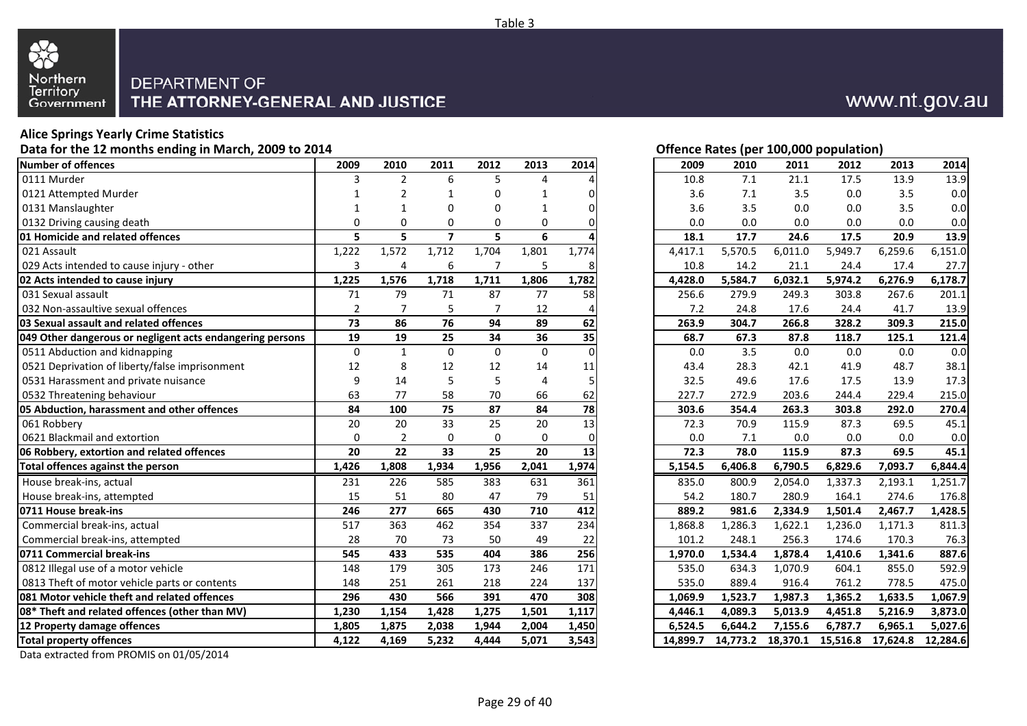Table 3

DEPARTMENT OF
THE ATTORNEY-GENERAL AND JUSTICE

www.nt.gov.au

## Alice Springs Yearly Crime Statistics

**Data for the 12 months ending in March, 2009 to 2014**

| Number of offences | 2009 | 2010 | 2011 | 2012 | 2013 | 2014 |
|---|---|---|---|---|---|---|
| 0111 Murder | 3 | 2 | 6 | 5 | 4 | 4 |
| 0121 Attempted Murder | 1 | 2 | 1 | 0 | 1 | 0 |
| 0131 Manslaughter | 1 | 1 | 0 | 0 | 1 | 0 |
| 0132 Driving causing death | 0 | 0 | 0 | 0 | 0 | 0 |
| **01 Homicide and related offences** | **5** | **5** | **7** | **5** | **6** | **4** |
| 021 Assault | 1,222 | 1,572 | 1,712 | 1,704 | 1,801 | 1,774 |
| 029 Acts intended to cause injury - other | 3 | 4 | 6 | 7 | 5 | 8 |
| **02 Acts intended to cause injury** | **1,225** | **1,576** | **1,718** | **1,711** | **1,806** | **1,782** |
| 031 Sexual assault | 71 | 79 | 71 | 87 | 77 | 58 |
| 032 Non-assaultive sexual offences | 2 | 7 | 5 | 7 | 12 | 4 |
| **03 Sexual assault and related offences** | **73** | **86** | **76** | **94** | **89** | **62** |
| **049 Other dangerous or negligent acts endangering persons** | **19** | **19** | **25** | **34** | **36** | **35** |
| 0511 Abduction and kidnapping | 0 | 1 | 0 | 0 | 0 | 0 |
| 0521 Deprivation of liberty/false imprisonment | 12 | 8 | 12 | 12 | 14 | 11 |
| 0531 Harassment and private nuisance | 9 | 14 | 5 | 5 | 4 | 5 |
| 0532 Threatening behaviour | 63 | 77 | 58 | 70 | 66 | 62 |
| **05 Abduction, harassment and other offences** | **84** | **100** | **75** | **87** | **84** | **78** |
| 061 Robbery | 20 | 20 | 33 | 25 | 20 | 13 |
| 0621 Blackmail and extortion | 0 | 2 | 0 | 0 | 0 | 0 |
| **06 Robbery, extortion and related offences** | **20** | **22** | **33** | **25** | **20** | **13** |
| **Total offences against the person** | **1,426** | **1,808** | **1,934** | **1,956** | **2,041** | **1,974** |
| House break-ins, actual | 231 | 226 | 585 | 383 | 631 | 361 |
| House break-ins, attempted | 15 | 51 | 80 | 47 | 79 | 51 |
| **0711 House break-ins** | **246** | **277** | **665** | **430** | **710** | **412** |
| Commercial break-ins, actual | 517 | 363 | 462 | 354 | 337 | 234 |
| Commercial break-ins, attempted | 28 | 70 | 73 | 50 | 49 | 22 |
| **0711 Commercial break-ins** | **545** | **433** | **535** | **404** | **386** | **256** |
| 0812 Illegal use of a motor vehicle | 148 | 179 | 305 | 173 | 246 | 171 |
| 0813 Theft of motor vehicle parts or contents | 148 | 251 | 261 | 218 | 224 | 137 |
| **081 Motor vehicle theft and related offences** | **296** | **430** | **566** | **391** | **470** | **308** |
| **08* Theft and related offences (other than MV)** | **1,230** | **1,154** | **1,428** | **1,275** | **1,501** | **1,117** |
| **12 Property damage offences** | **1,805** | **1,875** | **2,038** | **1,944** | **2,004** | **1,450** |
| **Total property offences** | **4,122** | **4,169** | **5,232** | **4,444** | **5,071** | **3,543** |

**Offence Rates (per 100,000 population)**

| Number of offences | 2009 | 2010 | 2011 | 2012 | 2013 | 2014 |
|---|---|---|---|---|---|---|
| 0111 Murder | 10.8 | 7.1 | 21.1 | 17.5 | 13.9 | 13.9 |
| 0121 Attempted Murder | 3.6 | 7.1 | 3.5 | 0.0 | 3.5 | 0.0 |
| 0131 Manslaughter | 3.6 | 3.5 | 0.0 | 0.0 | 3.5 | 0.0 |
| 0132 Driving causing death | 0.0 | 0.0 | 0.0 | 0.0 | 0.0 | 0.0 |
| **01 Homicide and related offences** | **18.1** | **17.7** | **24.6** | **17.5** | **20.9** | **13.9** |
| 021 Assault | 4,417.1 | 5,570.5 | 6,011.0 | 5,949.7 | 6,259.6 | 6,151.0 |
| 029 Acts intended to cause injury - other | 10.8 | 14.2 | 21.1 | 24.4 | 17.4 | 27.7 |
| **02 Acts intended to cause injury** | **4,428.0** | **5,584.7** | **6,032.1** | **5,974.2** | **6,276.9** | **6,178.7** |
| 031 Sexual assault | 256.6 | 279.9 | 249.3 | 303.8 | 267.6 | 201.1 |
| 032 Non-assaultive sexual offences | 7.2 | 24.8 | 17.6 | 24.4 | 41.7 | 13.9 |
| **03 Sexual assault and related offences** | **263.9** | **304.7** | **266.8** | **328.2** | **309.3** | **215.0** |
| **049 Other dangerous or negligent acts endangering persons** | **68.7** | **67.3** | **87.8** | **118.7** | **125.1** | **121.4** |
| 0511 Abduction and kidnapping | 0.0 | 3.5 | 0.0 | 0.0 | 0.0 | 0.0 |
| 0521 Deprivation of liberty/false imprisonment | 43.4 | 28.3 | 42.1 | 41.9 | 48.7 | 38.1 |
| 0531 Harassment and private nuisance | 32.5 | 49.6 | 17.6 | 17.5 | 13.9 | 17.3 |
| 0532 Threatening behaviour | 227.7 | 272.9 | 203.6 | 244.4 | 229.4 | 215.0 |
| **05 Abduction, harassment and other offences** | **303.6** | **354.4** | **263.3** | **303.8** | **292.0** | **270.4** |
| 061 Robbery | 72.3 | 70.9 | 115.9 | 87.3 | 69.5 | 45.1 |
| 0621 Blackmail and extortion | 0.0 | 7.1 | 0.0 | 0.0 | 0.0 | 0.0 |
| **06 Robbery, extortion and related offences** | **72.3** | **78.0** | **115.9** | **87.3** | **69.5** | **45.1** |
| **Total offences against the person** | **5,154.5** | **6,406.8** | **6,790.5** | **6,829.6** | **7,093.7** | **6,844.4** |
| House break-ins, actual | 835.0 | 800.9 | 2,054.0 | 1,337.3 | 2,193.1 | 1,251.7 |
| House break-ins, attempted | 54.2 | 180.7 | 280.9 | 164.1 | 274.6 | 176.8 |
| **0711 House break-ins** | **889.2** | **981.6** | **2,334.9** | **1,501.4** | **2,467.7** | **1,428.5** |
| Commercial break-ins, actual | 1,868.8 | 1,286.3 | 1,622.1 | 1,236.0 | 1,171.3 | 811.3 |
| Commercial break-ins, attempted | 101.2 | 248.1 | 256.3 | 174.6 | 170.3 | 76.3 |
| **0711 Commercial break-ins** | **1,970.0** | **1,534.4** | **1,878.4** | **1,410.6** | **1,341.6** | **887.6** |
| 0812 Illegal use of a motor vehicle | 535.0 | 634.3 | 1,070.9 | 604.1 | 855.0 | 592.9 |
| 0813 Theft of motor vehicle parts or contents | 535.0 | 889.4 | 916.4 | 761.2 | 778.5 | 475.0 |
| **081 Motor vehicle theft and related offences** | **1,069.9** | **1,523.7** | **1,987.3** | **1,365.2** | **1,633.5** | **1,067.9** |
| **08* Theft and related offences (other than MV)** | **4,446.1** | **4,089.3** | **5,013.9** | **4,451.8** | **5,216.9** | **3,873.0** |
| **12 Property damage offences** | **6,524.5** | **6,644.2** | **7,155.6** | **6,787.7** | **6,965.1** | **5,027.6** |
| **Total property offences** | **14,899.7** | **14,773.2** | **18,370.1** | **15,516.8** | **17,624.8** | **12,284.6** |

Data extracted from PROMIS on 01/05/2014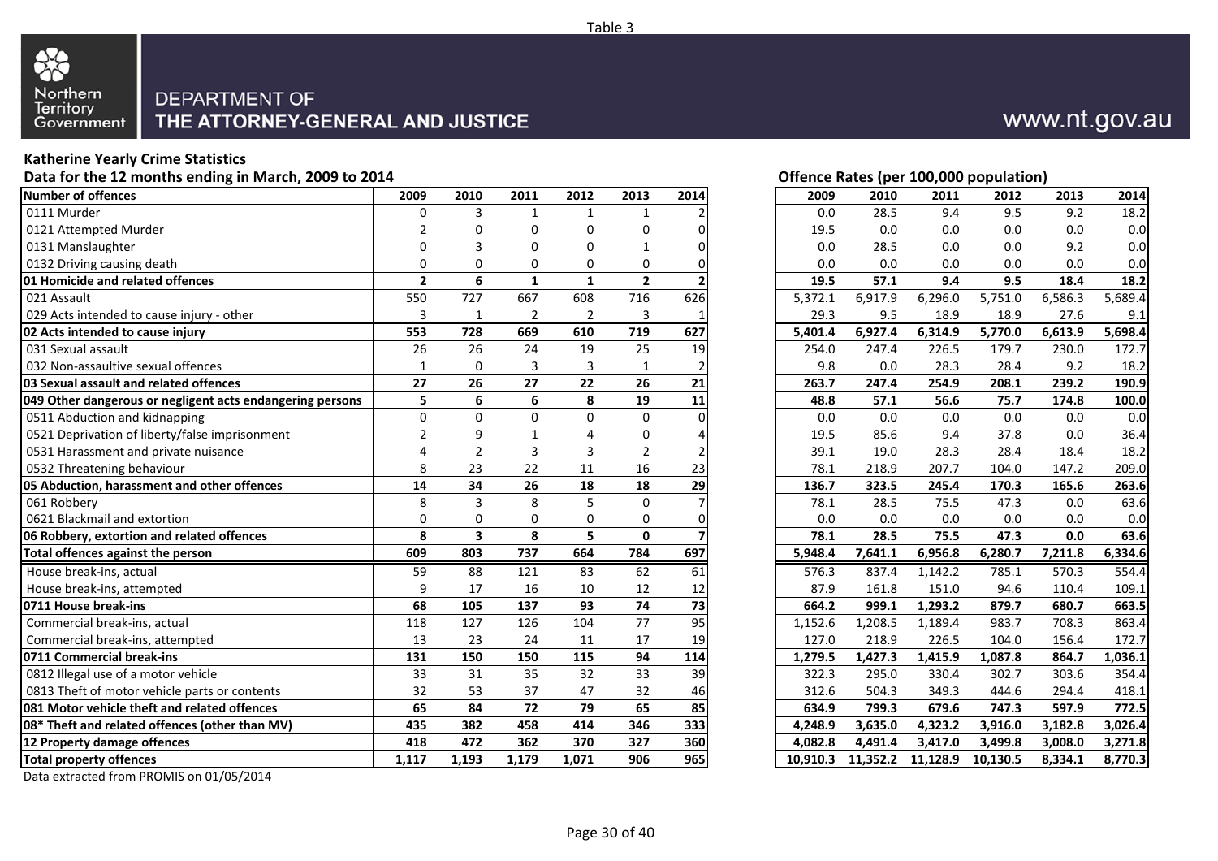Table 3

DEPARTMENT OF
THE ATTORNEY-GENERAL AND JUSTICE

www.nt.gov.au

## Katherine Yearly Crime Statistics

### Data for the 12 months ending in March, 2009 to 2014

| Number of offences | 2009 | 2010 | 2011 | 2012 | 2013 | 2014 |
|---|---|---|---|---|---|---|
| 0111 Murder | 0 | 3 | 1 | 1 | 1 | 2 |
| 0121 Attempted Murder | 2 | 0 | 0 | 0 | 0 | 0 |
| 0131 Manslaughter | 0 | 3 | 0 | 0 | 1 | 0 |
| 0132 Driving causing death | 0 | 0 | 0 | 0 | 0 | 0 |
| **01 Homicide and related offences** | **2** | **6** | **1** | **1** | **2** | **2** |
| 021 Assault | 550 | 727 | 667 | 608 | 716 | 626 |
| 029 Acts intended to cause injury - other | 3 | 1 | 2 | 2 | 3 | 1 |
| **02 Acts intended to cause injury** | **553** | **728** | **669** | **610** | **719** | **627** |
| 031 Sexual assault | 26 | 26 | 24 | 19 | 25 | 19 |
| 032 Non-assaultive sexual offences | 1 | 0 | 3 | 3 | 1 | 2 |
| **03 Sexual assault and related offences** | **27** | **26** | **27** | **22** | **26** | **21** |
| **049 Other dangerous or negligent acts endangering persons** | **5** | **6** | **6** | **8** | **19** | **11** |
| 0511 Abduction and kidnapping | 0 | 0 | 0 | 0 | 0 | 0 |
| 0521 Deprivation of liberty/false imprisonment | 2 | 9 | 1 | 4 | 0 | 4 |
| 0531 Harassment and private nuisance | 4 | 2 | 3 | 3 | 2 | 2 |
| 0532 Threatening behaviour | 8 | 23 | 22 | 11 | 16 | 23 |
| **05 Abduction, harassment and other offences** | **14** | **34** | **26** | **18** | **18** | **29** |
| 061 Robbery | 8 | 3 | 8 | 5 | 0 | 7 |
| 0621 Blackmail and extortion | 0 | 0 | 0 | 0 | 0 | 0 |
| **06 Robbery, extortion and related offences** | **8** | **3** | **8** | **5** | **0** | **7** |
| **Total offences against the person** | **609** | **803** | **737** | **664** | **784** | **697** |
| House break-ins, actual | 59 | 88 | 121 | 83 | 62 | 61 |
| House break-ins, attempted | 9 | 17 | 16 | 10 | 12 | 12 |
| **0711 House break-ins** | **68** | **105** | **137** | **93** | **74** | **73** |
| Commercial break-ins, actual | 118 | 127 | 126 | 104 | 77 | 95 |
| Commercial break-ins, attempted | 13 | 23 | 24 | 11 | 17 | 19 |
| **0711 Commercial break-ins** | **131** | **150** | **150** | **115** | **94** | **114** |
| 0812 Illegal use of a motor vehicle | 33 | 31 | 35 | 32 | 33 | 39 |
| 0813 Theft of motor vehicle parts or contents | 32 | 53 | 37 | 47 | 32 | 46 |
| **081 Motor vehicle theft and related offences** | **65** | **84** | **72** | **79** | **65** | **85** |
| **08* Theft and related offences (other than MV)** | **435** | **382** | **458** | **414** | **346** | **333** |
| **12 Property damage offences** | **418** | **472** | **362** | **370** | **327** | **360** |
| **Total property offences** | **1,117** | **1,193** | **1,179** | **1,071** | **906** | **965** |

### Offence Rates (per 100,000 population)

| Number of offences | 2009 | 2010 | 2011 | 2012 | 2013 | 2014 |
|---|---|---|---|---|---|---|
| 0111 Murder | 0.0 | 28.5 | 9.4 | 9.5 | 9.2 | 18.2 |
| 0121 Attempted Murder | 19.5 | 0.0 | 0.0 | 0.0 | 0.0 | 0.0 |
| 0131 Manslaughter | 0.0 | 28.5 | 0.0 | 0.0 | 9.2 | 0.0 |
| 0132 Driving causing death | 0.0 | 0.0 | 0.0 | 0.0 | 0.0 | 0.0 |
| **01 Homicide and related offences** | **19.5** | **57.1** | **9.4** | **9.5** | **18.4** | **18.2** |
| 021 Assault | 5,372.1 | 6,917.9 | 6,296.0 | 5,751.0 | 6,586.3 | 5,689.4 |
| 029 Acts intended to cause injury - other | 29.3 | 9.5 | 18.9 | 18.9 | 27.6 | 9.1 |
| **02 Acts intended to cause injury** | **5,401.4** | **6,927.4** | **6,314.9** | **5,770.0** | **6,613.9** | **5,698.4** |
| 031 Sexual assault | 254.0 | 247.4 | 226.5 | 179.7 | 230.0 | 172.7 |
| 032 Non-assaultive sexual offences | 9.8 | 0.0 | 28.3 | 28.4 | 9.2 | 18.2 |
| **03 Sexual assault and related offences** | **263.7** | **247.4** | **254.9** | **208.1** | **239.2** | **190.9** |
| **049 Other dangerous or negligent acts endangering persons** | **48.8** | **57.1** | **56.6** | **75.7** | **174.8** | **100.0** |
| 0511 Abduction and kidnapping | 0.0 | 0.0 | 0.0 | 0.0 | 0.0 | 0.0 |
| 0521 Deprivation of liberty/false imprisonment | 19.5 | 85.6 | 9.4 | 37.8 | 0.0 | 36.4 |
| 0531 Harassment and private nuisance | 39.1 | 19.0 | 28.3 | 28.4 | 18.4 | 18.2 |
| 0532 Threatening behaviour | 78.1 | 218.9 | 207.7 | 104.0 | 147.2 | 209.0 |
| **05 Abduction, harassment and other offences** | **136.7** | **323.5** | **245.4** | **170.3** | **165.6** | **263.6** |
| 061 Robbery | 78.1 | 28.5 | 75.5 | 47.3 | 0.0 | 63.6 |
| 0621 Blackmail and extortion | 0.0 | 0.0 | 0.0 | 0.0 | 0.0 | 0.0 |
| **06 Robbery, extortion and related offences** | **78.1** | **28.5** | **75.5** | **47.3** | **0.0** | **63.6** |
| **Total offences against the person** | **5,948.4** | **7,641.1** | **6,956.8** | **6,280.7** | **7,211.8** | **6,334.6** |
| House break-ins, actual | 576.3 | 837.4 | 1,142.2 | 785.1 | 570.3 | 554.4 |
| House break-ins, attempted | 87.9 | 161.8 | 151.0 | 94.6 | 110.4 | 109.1 |
| **0711 House break-ins** | **664.2** | **999.1** | **1,293.2** | **879.7** | **680.7** | **663.5** |
| Commercial break-ins, actual | 1,152.6 | 1,208.5 | 1,189.4 | 983.7 | 708.3 | 863.4 |
| Commercial break-ins, attempted | 127.0 | 218.9 | 226.5 | 104.0 | 156.4 | 172.7 |
| **0711 Commercial break-ins** | **1,279.5** | **1,427.3** | **1,415.9** | **1,087.8** | **864.7** | **1,036.1** |
| 0812 Illegal use of a motor vehicle | 322.3 | 295.0 | 330.4 | 302.7 | 303.6 | 354.4 |
| 0813 Theft of motor vehicle parts or contents | 312.6 | 504.3 | 349.3 | 444.6 | 294.4 | 418.1 |
| **081 Motor vehicle theft and related offences** | **634.9** | **799.3** | **679.6** | **747.3** | **597.9** | **772.5** |
| **08* Theft and related offences (other than MV)** | **4,248.9** | **3,635.0** | **4,323.2** | **3,916.0** | **3,182.8** | **3,026.4** |
| **12 Property damage offences** | **4,082.8** | **4,491.4** | **3,417.0** | **3,499.8** | **3,008.0** | **3,271.8** |
| **Total property offences** | **10,910.3** | **11,352.2** | **11,128.9** | **10,130.5** | **8,334.1** | **8,770.3** |

Data extracted from PROMIS on 01/05/2014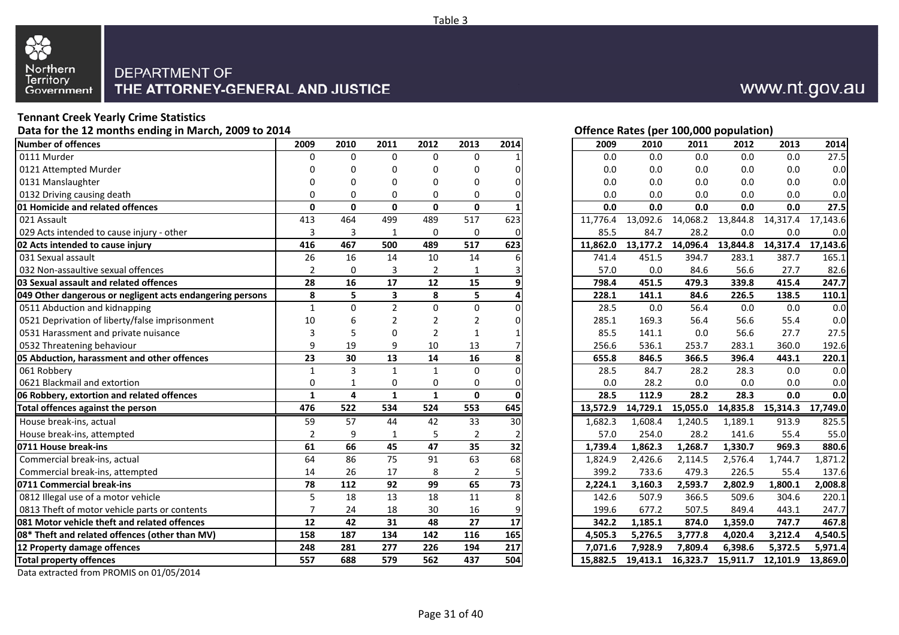Table 3

Northern Territory Government

DEPARTMENT OF
THE ATTORNEY-GENERAL AND JUSTICE

www.nt.gov.au

**Tennant Creek Yearly Crime Statistics**

**Data for the 12 months ending in March, 2009 to 2014**

| Number of offences | 2009 | 2010 | 2011 | 2012 | 2013 | 2014 |
|---|---|---|---|---|---|---|
| 0111 Murder | 0 | 0 | 0 | 0 | 0 | 1 |
| 0121 Attempted Murder | 0 | 0 | 0 | 0 | 0 | 0 |
| 0131 Manslaughter | 0 | 0 | 0 | 0 | 0 | 0 |
| 0132 Driving causing death | 0 | 0 | 0 | 0 | 0 | 0 |
| **01 Homicide and related offences** | **0** | **0** | **0** | **0** | **0** | **1** |
| 021 Assault | 413 | 464 | 499 | 489 | 517 | 623 |
| 029 Acts intended to cause injury - other | 3 | 3 | 1 | 0 | 0 | 0 |
| **02 Acts intended to cause injury** | **416** | **467** | **500** | **489** | **517** | **623** |
| 031 Sexual assault | 26 | 16 | 14 | 10 | 14 | 6 |
| 032 Non-assaultive sexual offences | 2 | 0 | 3 | 2 | 1 | 3 |
| **03 Sexual assault and related offences** | **28** | **16** | **17** | **12** | **15** | **9** |
| **049 Other dangerous or negligent acts endangering persons** | **8** | **5** | **3** | **8** | **5** | **4** |
| 0511 Abduction and kidnapping | 1 | 0 | 2 | 0 | 0 | 0 |
| 0521 Deprivation of liberty/false imprisonment | 10 | 6 | 2 | 2 | 2 | 0 |
| 0531 Harassment and private nuisance | 3 | 5 | 0 | 2 | 1 | 1 |
| 0532 Threatening behaviour | 9 | 19 | 9 | 10 | 13 | 7 |
| **05 Abduction, harassment and other offences** | **23** | **30** | **13** | **14** | **16** | **8** |
| 061 Robbery | 1 | 3 | 1 | 1 | 0 | 0 |
| 0621 Blackmail and extortion | 0 | 1 | 0 | 0 | 0 | 0 |
| **06 Robbery, extortion and related offences** | **1** | **4** | **1** | **1** | **0** | **0** |
| **Total offences against the person** | **476** | **522** | **534** | **524** | **553** | **645** |
| House break-ins, actual | 59 | 57 | 44 | 42 | 33 | 30 |
| House break-ins, attempted | 2 | 9 | 1 | 5 | 2 | 2 |
| **0711 House break-ins** | **61** | **66** | **45** | **47** | **35** | **32** |
| Commercial break-ins, actual | 64 | 86 | 75 | 91 | 63 | 68 |
| Commercial break-ins, attempted | 14 | 26 | 17 | 8 | 2 | 5 |
| **0711 Commercial break-ins** | **78** | **112** | **92** | **99** | **65** | **73** |
| 0812 Illegal use of a motor vehicle | 5 | 18 | 13 | 18 | 11 | 8 |
| 0813 Theft of motor vehicle parts or contents | 7 | 24 | 18 | 30 | 16 | 9 |
| **081 Motor vehicle theft and related offences** | **12** | **42** | **31** | **48** | **27** | **17** |
| **08* Theft and related offences (other than MV)** | **158** | **187** | **134** | **142** | **116** | **165** |
| **12 Property damage offences** | **248** | **281** | **277** | **226** | **194** | **217** |
| **Total property offences** | **557** | **688** | **579** | **562** | **437** | **504** |

**Offence Rates (per 100,000 population)**

| Number of offences | 2009 | 2010 | 2011 | 2012 | 2013 | 2014 |
|---|---|---|---|---|---|---|
| 0111 Murder | 0.0 | 0.0 | 0.0 | 0.0 | 0.0 | 27.5 |
| 0121 Attempted Murder | 0.0 | 0.0 | 0.0 | 0.0 | 0.0 | 0.0 |
| 0131 Manslaughter | 0.0 | 0.0 | 0.0 | 0.0 | 0.0 | 0.0 |
| 0132 Driving causing death | 0.0 | 0.0 | 0.0 | 0.0 | 0.0 | 0.0 |
| **01 Homicide and related offences** | **0.0** | **0.0** | **0.0** | **0.0** | **0.0** | **27.5** |
| 021 Assault | 11,776.4 | 13,092.6 | 14,068.2 | 13,844.8 | 14,317.4 | 17,143.6 |
| 029 Acts intended to cause injury - other | 85.5 | 84.7 | 28.2 | 0.0 | 0.0 | 0.0 |
| **02 Acts intended to cause injury** | **11,862.0** | **13,177.2** | **14,096.4** | **13,844.8** | **14,317.4** | **17,143.6** |
| 031 Sexual assault | 741.4 | 451.5 | 394.7 | 283.1 | 387.7 | 165.1 |
| 032 Non-assaultive sexual offences | 57.0 | 0.0 | 84.6 | 56.6 | 27.7 | 82.6 |
| **03 Sexual assault and related offences** | **798.4** | **451.5** | **479.3** | **339.8** | **415.4** | **247.7** |
| **049 Other dangerous or negligent acts endangering persons** | **228.1** | **141.1** | **84.6** | **226.5** | **138.5** | **110.1** |
| 0511 Abduction and kidnapping | 28.5 | 0.0 | 56.4 | 0.0 | 0.0 | 0.0 |
| 0521 Deprivation of liberty/false imprisonment | 285.1 | 169.3 | 56.4 | 56.6 | 55.4 | 0.0 |
| 0531 Harassment and private nuisance | 85.5 | 141.1 | 0.0 | 56.6 | 27.7 | 27.5 |
| 0532 Threatening behaviour | 256.6 | 536.1 | 253.7 | 283.1 | 360.0 | 192.6 |
| **05 Abduction, harassment and other offences** | **655.8** | **846.5** | **366.5** | **396.4** | **443.1** | **220.1** |
| 061 Robbery | 28.5 | 84.7 | 28.2 | 28.3 | 0.0 | 0.0 |
| 0621 Blackmail and extortion | 0.0 | 28.2 | 0.0 | 0.0 | 0.0 | 0.0 |
| **06 Robbery, extortion and related offences** | **28.5** | **112.9** | **28.2** | **28.3** | **0.0** | **0.0** |
| **Total offences against the person** | **13,572.9** | **14,729.1** | **15,055.0** | **14,835.8** | **15,314.3** | **17,749.0** |
| House break-ins, actual | 1,682.3 | 1,608.4 | 1,240.5 | 1,189.1 | 913.9 | 825.5 |
| House break-ins, attempted | 57.0 | 254.0 | 28.2 | 141.6 | 55.4 | 55.0 |
| **0711 House break-ins** | **1,739.4** | **1,862.3** | **1,268.7** | **1,330.7** | **969.3** | **880.6** |
| Commercial break-ins, actual | 1,824.9 | 2,426.6 | 2,114.5 | 2,576.4 | 1,744.7 | 1,871.2 |
| Commercial break-ins, attempted | 399.2 | 733.6 | 479.3 | 226.5 | 55.4 | 137.6 |
| **0711 Commercial break-ins** | **2,224.1** | **3,160.3** | **2,593.7** | **2,802.9** | **1,800.1** | **2,008.8** |
| 0812 Illegal use of a motor vehicle | 142.6 | 507.9 | 366.5 | 509.6 | 304.6 | 220.1 |
| 0813 Theft of motor vehicle parts or contents | 199.6 | 677.2 | 507.5 | 849.4 | 443.1 | 247.7 |
| **081 Motor vehicle theft and related offences** | **342.2** | **1,185.1** | **874.0** | **1,359.0** | **747.7** | **467.8** |
| **08* Theft and related offences (other than MV)** | **4,505.3** | **5,276.5** | **3,777.8** | **4,020.4** | **3,212.4** | **4,540.5** |
| **12 Property damage offences** | **7,071.6** | **7,928.9** | **7,809.4** | **6,398.6** | **5,372.5** | **5,971.4** |
| **Total property offences** | **15,882.5** | **19,413.1** | **16,323.7** | **15,911.7** | **12,101.9** | **13,869.0** |

Data extracted from PROMIS on 01/05/2014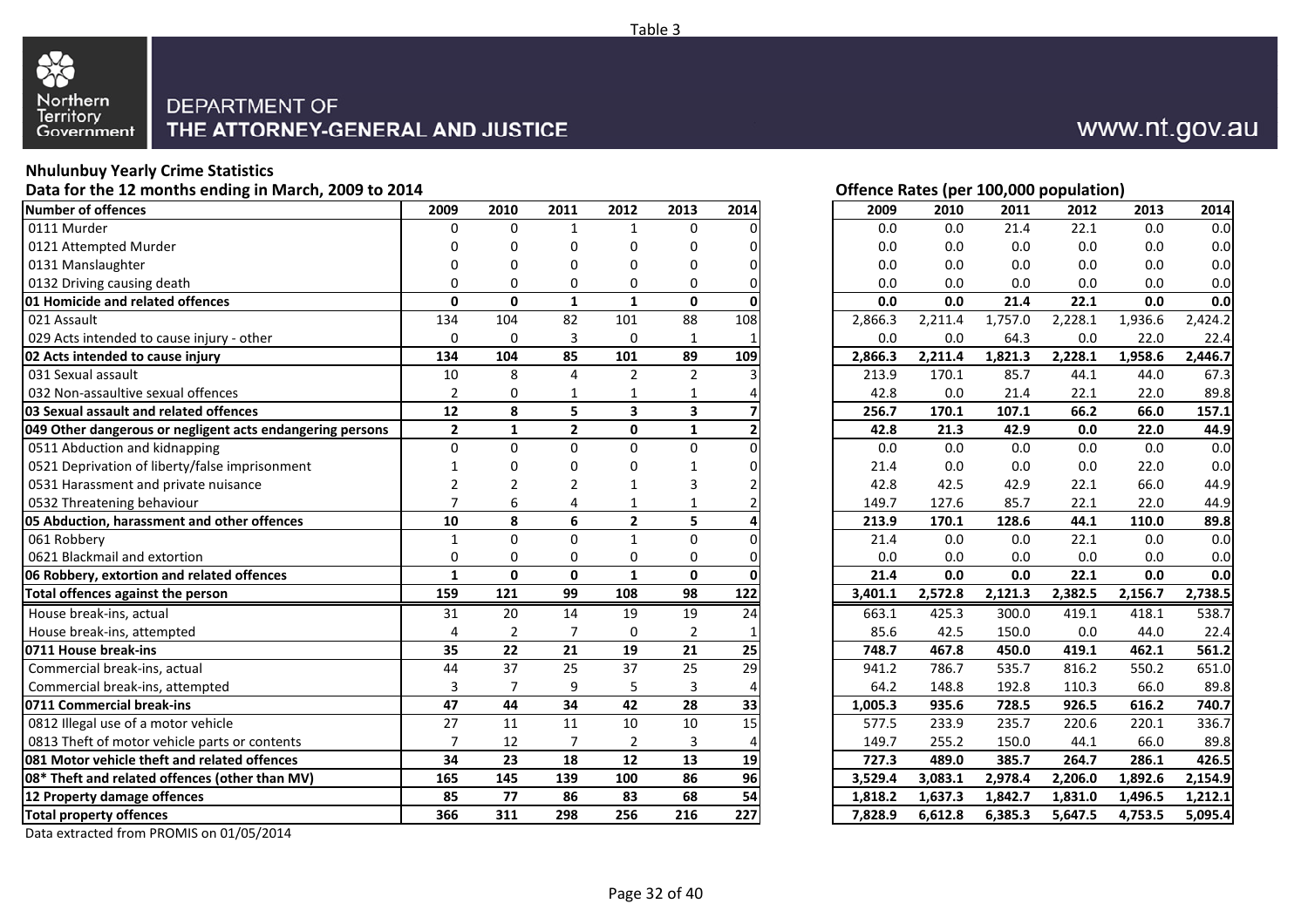Table 3

Northern Territory Government

DEPARTMENT OF THE ATTORNEY-GENERAL AND JUSTICE

www.nt.gov.au

## Nhulunbuy Yearly Crime Statistics

### Data for the 12 months ending in March, 2009 to 2014

| Number of offences | 2009 | 2010 | 2011 | 2012 | 2013 | 2014 |
|---|---|---|---|---|---|---|
| 0111 Murder | 0 | 0 | 1 | 1 | 0 | 0 |
| 0121 Attempted Murder | 0 | 0 | 0 | 0 | 0 | 0 |
| 0131 Manslaughter | 0 | 0 | 0 | 0 | 0 | 0 |
| 0132 Driving causing death | 0 | 0 | 0 | 0 | 0 | 0 |
| **01 Homicide and related offences** | **0** | **0** | **1** | **1** | **0** | **0** |
| 021 Assault | 134 | 104 | 82 | 101 | 88 | 108 |
| 029 Acts intended to cause injury - other | 0 | 0 | 3 | 0 | 1 | 1 |
| **02 Acts intended to cause injury** | **134** | **104** | **85** | **101** | **89** | **109** |
| 031 Sexual assault | 10 | 8 | 4 | 2 | 2 | 3 |
| 032 Non-assaultive sexual offences | 2 | 0 | 1 | 1 | 1 | 4 |
| **03 Sexual assault and related offences** | **12** | **8** | **5** | **3** | **3** | **7** |
| **049 Other dangerous or negligent acts endangering persons** | **2** | **1** | **2** | **0** | **1** | **2** |
| 0511 Abduction and kidnapping | 0 | 0 | 0 | 0 | 0 | 0 |
| 0521 Deprivation of liberty/false imprisonment | 1 | 0 | 0 | 0 | 1 | 0 |
| 0531 Harassment and private nuisance | 2 | 2 | 2 | 1 | 3 | 2 |
| 0532 Threatening behaviour | 7 | 6 | 4 | 1 | 1 | 2 |
| **05 Abduction, harassment and other offences** | **10** | **8** | **6** | **2** | **5** | **4** |
| 061 Robbery | 1 | 0 | 0 | 1 | 0 | 0 |
| 0621 Blackmail and extortion | 0 | 0 | 0 | 0 | 0 | 0 |
| **06 Robbery, extortion and related offences** | **1** | **0** | **0** | **1** | **0** | **0** |
| **Total offences against the person** | **159** | **121** | **99** | **108** | **98** | **122** |
| House break-ins, actual | 31 | 20 | 14 | 19 | 19 | 24 |
| House break-ins, attempted | 4 | 2 | 7 | 0 | 2 | 1 |
| **0711 House break-ins** | **35** | **22** | **21** | **19** | **21** | **25** |
| Commercial break-ins, actual | 44 | 37 | 25 | 37 | 25 | 29 |
| Commercial break-ins, attempted | 3 | 7 | 9 | 5 | 3 | 4 |
| **0711 Commercial break-ins** | **47** | **44** | **34** | **42** | **28** | **33** |
| 0812 Illegal use of a motor vehicle | 27 | 11 | 11 | 10 | 10 | 15 |
| 0813 Theft of motor vehicle parts or contents | 7 | 12 | 7 | 2 | 3 | 4 |
| **081 Motor vehicle theft and related offences** | **34** | **23** | **18** | **12** | **13** | **19** |
| **08* Theft and related offences (other than MV)** | **165** | **145** | **139** | **100** | **86** | **96** |
| **12 Property damage offences** | **85** | **77** | **86** | **83** | **68** | **54** |
| **Total property offences** | **366** | **311** | **298** | **256** | **216** | **227** |

### Offence Rates (per 100,000 population)

| Number of offences | 2009 | 2010 | 2011 | 2012 | 2013 | 2014 |
|---|---|---|---|---|---|---|
| 0111 Murder | 0.0 | 0.0 | 21.4 | 22.1 | 0.0 | 0.0 |
| 0121 Attempted Murder | 0.0 | 0.0 | 0.0 | 0.0 | 0.0 | 0.0 |
| 0131 Manslaughter | 0.0 | 0.0 | 0.0 | 0.0 | 0.0 | 0.0 |
| 0132 Driving causing death | 0.0 | 0.0 | 0.0 | 0.0 | 0.0 | 0.0 |
| **01 Homicide and related offences** | **0.0** | **0.0** | **21.4** | **22.1** | **0.0** | **0.0** |
| 021 Assault | 2,866.3 | 2,211.4 | 1,757.0 | 2,228.1 | 1,936.6 | 2,424.2 |
| 029 Acts intended to cause injury - other | 0.0 | 0.0 | 64.3 | 0.0 | 22.0 | 22.4 |
| **02 Acts intended to cause injury** | **2,866.3** | **2,211.4** | **1,821.3** | **2,228.1** | **1,958.6** | **2,446.7** |
| 031 Sexual assault | 213.9 | 170.1 | 85.7 | 44.1 | 44.0 | 67.3 |
| 032 Non-assaultive sexual offences | 42.8 | 0.0 | 21.4 | 22.1 | 22.0 | 89.8 |
| **03 Sexual assault and related offences** | **256.7** | **170.1** | **107.1** | **66.2** | **66.0** | **157.1** |
| **049 Other dangerous or negligent acts endangering persons** | **42.8** | **21.3** | **42.9** | **0.0** | **22.0** | **44.9** |
| 0511 Abduction and kidnapping | 0.0 | 0.0 | 0.0 | 0.0 | 0.0 | 0.0 |
| 0521 Deprivation of liberty/false imprisonment | 21.4 | 0.0 | 0.0 | 0.0 | 22.0 | 0.0 |
| 0531 Harassment and private nuisance | 42.8 | 42.5 | 42.9 | 22.1 | 66.0 | 44.9 |
| 0532 Threatening behaviour | 149.7 | 127.6 | 85.7 | 22.1 | 22.0 | 44.9 |
| **05 Abduction, harassment and other offences** | **213.9** | **170.1** | **128.6** | **44.1** | **110.0** | **89.8** |
| 061 Robbery | 21.4 | 0.0 | 0.0 | 22.1 | 0.0 | 0.0 |
| 0621 Blackmail and extortion | 0.0 | 0.0 | 0.0 | 0.0 | 0.0 | 0.0 |
| **06 Robbery, extortion and related offences** | **21.4** | **0.0** | **0.0** | **22.1** | **0.0** | **0.0** |
| **Total offences against the person** | **3,401.1** | **2,572.8** | **2,121.3** | **2,382.5** | **2,156.7** | **2,738.5** |
| House break-ins, actual | 663.1 | 425.3 | 300.0 | 419.1 | 418.1 | 538.7 |
| House break-ins, attempted | 85.6 | 42.5 | 150.0 | 0.0 | 44.0 | 22.4 |
| **0711 House break-ins** | **748.7** | **467.8** | **450.0** | **419.1** | **462.1** | **561.2** |
| Commercial break-ins, actual | 941.2 | 786.7 | 535.7 | 816.2 | 550.2 | 651.0 |
| Commercial break-ins, attempted | 64.2 | 148.8 | 192.8 | 110.3 | 66.0 | 89.8 |
| **0711 Commercial break-ins** | **1,005.3** | **935.6** | **728.5** | **926.5** | **616.2** | **740.7** |
| 0812 Illegal use of a motor vehicle | 577.5 | 233.9 | 235.7 | 220.6 | 220.1 | 336.7 |
| 0813 Theft of motor vehicle parts or contents | 149.7 | 255.2 | 150.0 | 44.1 | 66.0 | 89.8 |
| **081 Motor vehicle theft and related offences** | **727.3** | **489.0** | **385.7** | **264.7** | **286.1** | **426.5** |
| **08* Theft and related offences (other than MV)** | **3,529.4** | **3,083.1** | **2,978.4** | **2,206.0** | **1,892.6** | **2,154.9** |
| **12 Property damage offences** | **1,818.2** | **1,637.3** | **1,842.7** | **1,831.0** | **1,496.5** | **1,212.1** |
| **Total property offences** | **7,828.9** | **6,612.8** | **6,385.3** | **5,647.5** | **4,753.5** | **5,095.4** |

Data extracted from PROMIS on 01/05/2014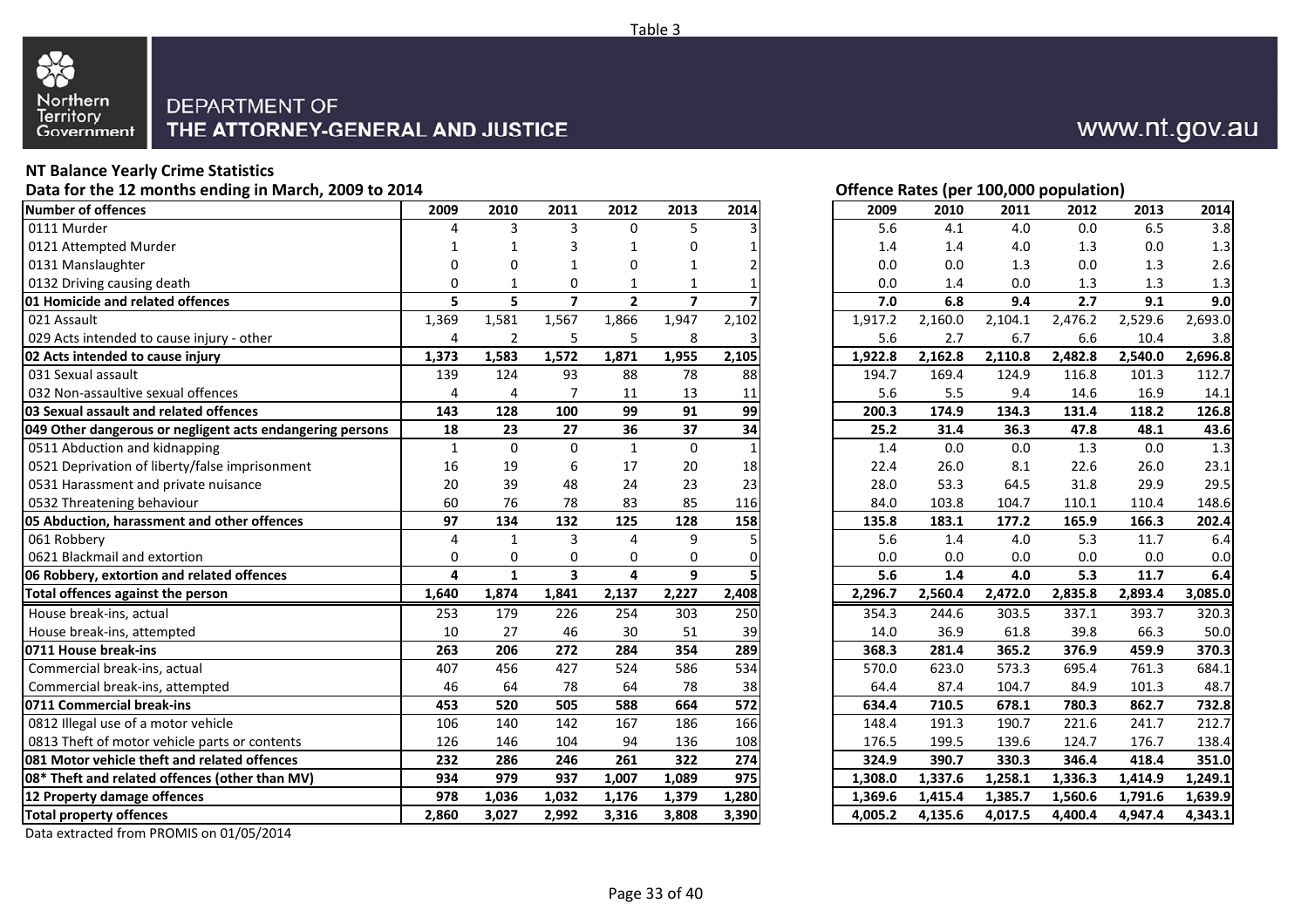Table 3

Northern Territory Government

DEPARTMENT OF
THE ATTORNEY-GENERAL AND JUSTICE

www.nt.gov.au

**NT Balance Yearly Crime Statistics**

**Data for the 12 months ending in March, 2009 to 2014**

| Number of offences | 2009 | 2010 | 2011 | 2012 | 2013 | 2014 |
|---|---|---|---|---|---|---|
| 0111 Murder | 4 | 3 | 3 | 0 | 5 | 3 |
| 0121 Attempted Murder | 1 | 1 | 3 | 1 | 0 | 1 |
| 0131 Manslaughter | 0 | 0 | 1 | 0 | 1 | 2 |
| 0132 Driving causing death | 0 | 1 | 0 | 1 | 1 | 1 |
| **01 Homicide and related offences** | **5** | **5** | **7** | **2** | **7** | **7** |
| 021 Assault | 1,369 | 1,581 | 1,567 | 1,866 | 1,947 | 2,102 |
| 029 Acts intended to cause injury - other | 4 | 2 | 5 | 5 | 8 | 3 |
| **02 Acts intended to cause injury** | **1,373** | **1,583** | **1,572** | **1,871** | **1,955** | **2,105** |
| 031 Sexual assault | 139 | 124 | 93 | 88 | 78 | 88 |
| 032 Non-assaultive sexual offences | 4 | 4 | 7 | 11 | 13 | 11 |
| **03 Sexual assault and related offences** | **143** | **128** | **100** | **99** | **91** | **99** |
| **049 Other dangerous or negligent acts endangering persons** | **18** | **23** | **27** | **36** | **37** | **34** |
| 0511 Abduction and kidnapping | 1 | 0 | 0 | 1 | 0 | 1 |
| 0521 Deprivation of liberty/false imprisonment | 16 | 19 | 6 | 17 | 20 | 18 |
| 0531 Harassment and private nuisance | 20 | 39 | 48 | 24 | 23 | 23 |
| 0532 Threatening behaviour | 60 | 76 | 78 | 83 | 85 | 116 |
| **05 Abduction, harassment and other offences** | **97** | **134** | **132** | **125** | **128** | **158** |
| 061 Robbery | 4 | 1 | 3 | 4 | 9 | 5 |
| 0621 Blackmail and extortion | 0 | 0 | 0 | 0 | 0 | 0 |
| **06 Robbery, extortion and related offences** | **4** | **1** | **3** | **4** | **9** | **5** |
| **Total offences against the person** | **1,640** | **1,874** | **1,841** | **2,137** | **2,227** | **2,408** |
| House break-ins, actual | 253 | 179 | 226 | 254 | 303 | 250 |
| House break-ins, attempted | 10 | 27 | 46 | 30 | 51 | 39 |
| **0711 House break-ins** | **263** | **206** | **272** | **284** | **354** | **289** |
| Commercial break-ins, actual | 407 | 456 | 427 | 524 | 586 | 534 |
| Commercial break-ins, attempted | 46 | 64 | 78 | 64 | 78 | 38 |
| **0711 Commercial break-ins** | **453** | **520** | **505** | **588** | **664** | **572** |
| 0812 Illegal use of a motor vehicle | 106 | 140 | 142 | 167 | 186 | 166 |
| 0813 Theft of motor vehicle parts or contents | 126 | 146 | 104 | 94 | 136 | 108 |
| **081 Motor vehicle theft and related offences** | **232** | **286** | **246** | **261** | **322** | **274** |
| **08* Theft and related offences (other than MV)** | **934** | **979** | **937** | **1,007** | **1,089** | **975** |
| **12 Property damage offences** | **978** | **1,036** | **1,032** | **1,176** | **1,379** | **1,280** |
| **Total property offences** | **2,860** | **3,027** | **2,992** | **3,316** | **3,808** | **3,390** |

**Offence Rates (per 100,000 population)**

| Number of offences | 2009 | 2010 | 2011 | 2012 | 2013 | 2014 |
|---|---|---|---|---|---|---|
| 0111 Murder | 5.6 | 4.1 | 4.0 | 0.0 | 6.5 | 3.8 |
| 0121 Attempted Murder | 1.4 | 1.4 | 4.0 | 1.3 | 0.0 | 1.3 |
| 0131 Manslaughter | 0.0 | 0.0 | 1.3 | 0.0 | 1.3 | 2.6 |
| 0132 Driving causing death | 0.0 | 1.4 | 0.0 | 1.3 | 1.3 | 1.3 |
| **01 Homicide and related offences** | **7.0** | **6.8** | **9.4** | **2.7** | **9.1** | **9.0** |
| 021 Assault | 1,917.2 | 2,160.0 | 2,104.1 | 2,476.2 | 2,529.6 | 2,693.0 |
| 029 Acts intended to cause injury - other | 5.6 | 2.7 | 6.7 | 6.6 | 10.4 | 3.8 |
| **02 Acts intended to cause injury** | **1,922.8** | **2,162.8** | **2,110.8** | **2,482.8** | **2,540.0** | **2,696.8** |
| 031 Sexual assault | 194.7 | 169.4 | 124.9 | 116.8 | 101.3 | 112.7 |
| 032 Non-assaultive sexual offences | 5.6 | 5.5 | 9.4 | 14.6 | 16.9 | 14.1 |
| **03 Sexual assault and related offences** | **200.3** | **174.9** | **134.3** | **131.4** | **118.2** | **126.8** |
| **049 Other dangerous or negligent acts endangering persons** | **25.2** | **31.4** | **36.3** | **47.8** | **48.1** | **43.6** |
| 0511 Abduction and kidnapping | 1.4 | 0.0 | 0.0 | 1.3 | 0.0 | 1.3 |
| 0521 Deprivation of liberty/false imprisonment | 22.4 | 26.0 | 8.1 | 22.6 | 26.0 | 23.1 |
| 0531 Harassment and private nuisance | 28.0 | 53.3 | 64.5 | 31.8 | 29.9 | 29.5 |
| 0532 Threatening behaviour | 84.0 | 103.8 | 104.7 | 110.1 | 110.4 | 148.6 |
| **05 Abduction, harassment and other offences** | **135.8** | **183.1** | **177.2** | **165.9** | **166.3** | **202.4** |
| 061 Robbery | 5.6 | 1.4 | 4.0 | 5.3 | 11.7 | 6.4 |
| 0621 Blackmail and extortion | 0.0 | 0.0 | 0.0 | 0.0 | 0.0 | 0.0 |
| **06 Robbery, extortion and related offences** | **5.6** | **1.4** | **4.0** | **5.3** | **11.7** | **6.4** |
| **Total offences against the person** | **2,296.7** | **2,560.4** | **2,472.0** | **2,835.8** | **2,893.4** | **3,085.0** |
| House break-ins, actual | 354.3 | 244.6 | 303.5 | 337.1 | 393.7 | 320.3 |
| House break-ins, attempted | 14.0 | 36.9 | 61.8 | 39.8 | 66.3 | 50.0 |
| **0711 House break-ins** | **368.3** | **281.4** | **365.2** | **376.9** | **459.9** | **370.3** |
| Commercial break-ins, actual | 570.0 | 623.0 | 573.3 | 695.4 | 761.3 | 684.1 |
| Commercial break-ins, attempted | 64.4 | 87.4 | 104.7 | 84.9 | 101.3 | 48.7 |
| **0711 Commercial break-ins** | **634.4** | **710.5** | **678.1** | **780.3** | **862.7** | **732.8** |
| 0812 Illegal use of a motor vehicle | 148.4 | 191.3 | 190.7 | 221.6 | 241.7 | 212.7 |
| 0813 Theft of motor vehicle parts or contents | 176.5 | 199.5 | 139.6 | 124.7 | 176.7 | 138.4 |
| **081 Motor vehicle theft and related offences** | **324.9** | **390.7** | **330.3** | **346.4** | **418.4** | **351.0** |
| **08* Theft and related offences (other than MV)** | **1,308.0** | **1,337.6** | **1,258.1** | **1,336.3** | **1,414.9** | **1,249.1** |
| **12 Property damage offences** | **1,369.6** | **1,415.4** | **1,385.7** | **1,560.6** | **1,791.6** | **1,639.9** |
| **Total property offences** | **4,005.2** | **4,135.6** | **4,017.5** | **4,400.4** | **4,947.4** | **4,343.1** |

Data extracted from PROMIS on 01/05/2014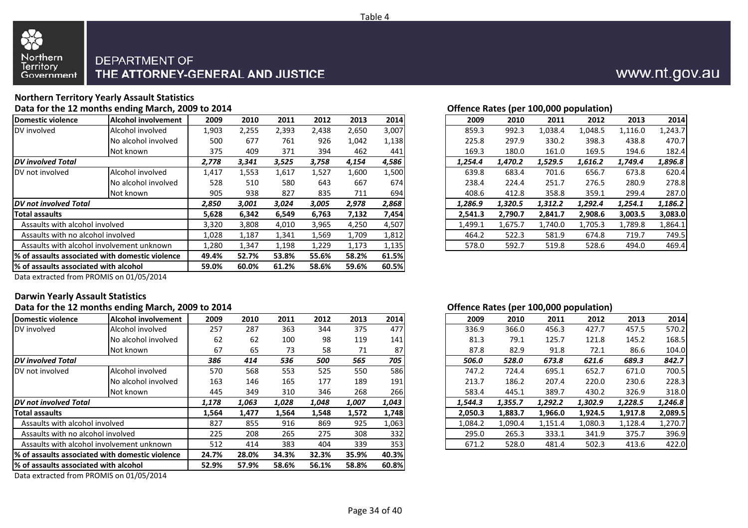Table 4

Northern Territory Government

DEPARTMENT OF THE ATTORNEY-GENERAL AND JUSTICE

www.nt.gov.au

## Northern Territory Yearly Assault Statistics

### Data for the 12 months ending March, 2009 to 2014

| Domestic violence | Alcohol involvement | 2009 | 2010 | 2011 | 2012 | 2013 | 2014 |
|---|---|---|---|---|---|---|---|
| DV involved | Alcohol involved | 1,903 | 2,255 | 2,393 | 2,438 | 2,650 | 3,007 |
| | No alcohol involved | 500 | 677 | 761 | 926 | 1,042 | 1,138 |
| | Not known | 375 | 409 | 371 | 394 | 462 | 441 |
| ***DV involved Total*** | | ***2,778*** | ***3,341*** | ***3,525*** | ***3,758*** | ***4,154*** | ***4,586*** |
| DV not involved | Alcohol involved | 1,417 | 1,553 | 1,617 | 1,527 | 1,600 | 1,500 |
| | No alcohol involved | 528 | 510 | 580 | 643 | 667 | 674 |
| | Not known | 905 | 938 | 827 | 835 | 711 | 694 |
| ***DV not involved Total*** | | ***2,850*** | ***3,001*** | ***3,024*** | ***3,005*** | ***2,978*** | ***2,868*** |
| **Total assaults** | | **5,628** | **6,342** | **6,549** | **6,763** | **7,132** | **7,454** |
| Assaults with alcohol involved | | 3,320 | 3,808 | 4,010 | 3,965 | 4,250 | 4,507 |
| Assaults with no alcohol involved | | 1,028 | 1,187 | 1,341 | 1,569 | 1,709 | 1,812 |
| Assaults with alcohol involvement unknown | | 1,280 | 1,347 | 1,198 | 1,229 | 1,173 | 1,135 |
| **% of assaults associated with domestic violence** | | **49.4%** | **52.7%** | **53.8%** | **55.6%** | **58.2%** | **61.5%** |
| **% of assaults associated with alcohol** | | **59.0%** | **60.0%** | **61.2%** | **58.6%** | **59.6%** | **60.5%** |

Data extracted from PROMIS on 01/05/2014

### Offence Rates (per 100,000 population)

| Domestic violence | Alcohol involvement | 2009 | 2010 | 2011 | 2012 | 2013 | 2014 |
|---|---|---|---|---|---|---|---|
| DV involved | Alcohol involved | 859.3 | 992.3 | 1,038.4 | 1,048.5 | 1,116.0 | 1,243.7 |
| | No alcohol involved | 225.8 | 297.9 | 330.2 | 398.3 | 438.8 | 470.7 |
| | Not known | 169.3 | 180.0 | 161.0 | 169.5 | 194.6 | 182.4 |
| ***DV involved Total*** | | ***1,254.4*** | ***1,470.2*** | ***1,529.5*** | ***1,616.2*** | ***1,749.4*** | ***1,896.8*** |
| DV not involved | Alcohol involved | 639.8 | 683.4 | 701.6 | 656.7 | 673.8 | 620.4 |
| | No alcohol involved | 238.4 | 224.4 | 251.7 | 276.5 | 280.9 | 278.8 |
| | Not known | 408.6 | 412.8 | 358.8 | 359.1 | 299.4 | 287.0 |
| ***DV not involved Total*** | | ***1,286.9*** | ***1,320.5*** | ***1,312.2*** | ***1,292.4*** | ***1,254.1*** | ***1,186.2*** |
| **Total assaults** | | **2,541.3** | **2,790.7** | **2,841.7** | **2,908.6** | **3,003.5** | **3,083.0** |
| Assaults with alcohol involved | | 1,499.1 | 1,675.7 | 1,740.0 | 1,705.3 | 1,789.8 | 1,864.1 |
| Assaults with no alcohol involved | | 464.2 | 522.3 | 581.9 | 674.8 | 719.7 | 749.5 |
| Assaults with alcohol involvement unknown | | 578.0 | 592.7 | 519.8 | 528.6 | 494.0 | 469.4 |

## Darwin Yearly Assault Statistics

### Data for the 12 months ending March, 2009 to 2014

| Domestic violence | Alcohol involvement | 2009 | 2010 | 2011 | 2012 | 2013 | 2014 |
|---|---|---|---|---|---|---|---|
| DV involved | Alcohol involved | 257 | 287 | 363 | 344 | 375 | 477 |
| | No alcohol involved | 62 | 62 | 100 | 98 | 119 | 141 |
| | Not known | 67 | 65 | 73 | 58 | 71 | 87 |
| ***DV involved Total*** | | ***386*** | ***414*** | ***536*** | ***500*** | ***565*** | ***705*** |
| DV not involved | Alcohol involved | 570 | 568 | 553 | 525 | 550 | 586 |
| | No alcohol involved | 163 | 146 | 165 | 177 | 189 | 191 |
| | Not known | 445 | 349 | 310 | 346 | 268 | 266 |
| ***DV not involved Total*** | | ***1,178*** | ***1,063*** | ***1,028*** | ***1,048*** | ***1,007*** | ***1,043*** |
| **Total assaults** | | **1,564** | **1,477** | **1,564** | **1,548** | **1,572** | **1,748** |
| Assaults with alcohol involved | | 827 | 855 | 916 | 869 | 925 | 1,063 |
| Assaults with no alcohol involved | | 225 | 208 | 265 | 275 | 308 | 332 |
| Assaults with alcohol involvement unknown | | 512 | 414 | 383 | 404 | 339 | 353 |
| **% of assaults associated with domestic violence** | | **24.7%** | **28.0%** | **34.3%** | **32.3%** | **35.9%** | **40.3%** |
| **% of assaults associated with alcohol** | | **52.9%** | **57.9%** | **58.6%** | **56.1%** | **58.8%** | **60.8%** |

Data extracted from PROMIS on 01/05/2014

### Offence Rates (per 100,000 population)

| Domestic violence | Alcohol involvement | 2009 | 2010 | 2011 | 2012 | 2013 | 2014 |
|---|---|---|---|---|---|---|---|
| DV involved | Alcohol involved | 336.9 | 366.0 | 456.3 | 427.7 | 457.5 | 570.2 |
| | No alcohol involved | 81.3 | 79.1 | 125.7 | 121.8 | 145.2 | 168.5 |
| | Not known | 87.8 | 82.9 | 91.8 | 72.1 | 86.6 | 104.0 |
| ***DV involved Total*** | | ***506.0*** | ***528.0*** | ***673.8*** | ***621.6*** | ***689.3*** | ***842.7*** |
| DV not involved | Alcohol involved | 747.2 | 724.4 | 695.1 | 652.7 | 671.0 | 700.5 |
| | No alcohol involved | 213.7 | 186.2 | 207.4 | 220.0 | 230.6 | 228.3 |
| | Not known | 583.4 | 445.1 | 389.7 | 430.2 | 326.9 | 318.0 |
| ***DV not involved Total*** | | ***1,544.3*** | ***1,355.7*** | ***1,292.2*** | ***1,302.9*** | ***1,228.5*** | ***1,246.8*** |
| **Total assaults** | | **2,050.3** | **1,883.7** | **1,966.0** | **1,924.5** | **1,917.8** | **2,089.5** |
| Assaults with alcohol involved | | 1,084.2 | 1,090.4 | 1,151.4 | 1,080.3 | 1,128.4 | 1,270.7 |
| Assaults with no alcohol involved | | 295.0 | 265.3 | 333.1 | 341.9 | 375.7 | 396.9 |
| Assaults with alcohol involvement unknown | | 671.2 | 528.0 | 481.4 | 502.3 | 413.6 | 422.0 |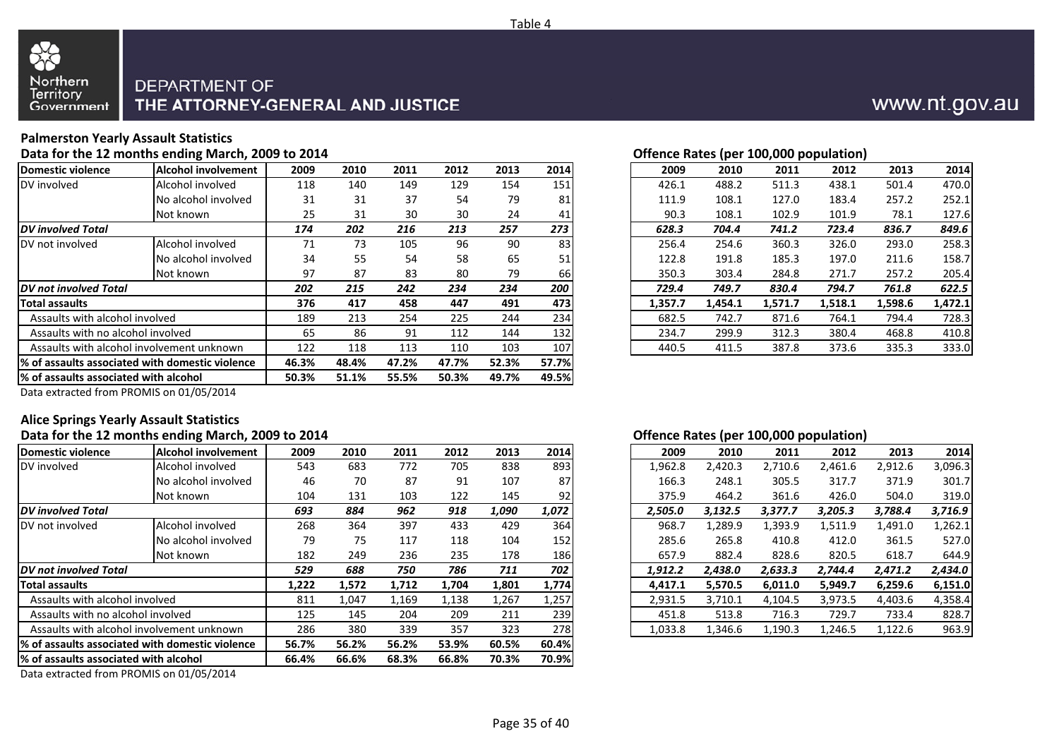Table 4

DEPARTMENT OF
THE ATTORNEY-GENERAL AND JUSTICE

www.nt.gov.au

## Palmerston Yearly Assault Statistics

### Data for the 12 months ending March, 2009 to 2014

| Domestic violence | Alcohol involvement | 2009 | 2010 | 2011 | 2012 | 2013 | 2014 |
|---|---|---|---|---|---|---|---|
| DV involved | Alcohol involved | 118 | 140 | 149 | 129 | 154 | 151 |
| | No alcohol involved | 31 | 31 | 37 | 54 | 79 | 81 |
| | Not known | 25 | 31 | 30 | 30 | 24 | 41 |
| ***DV involved Total*** | | ***174*** | ***202*** | ***216*** | ***213*** | ***257*** | ***273*** |
| DV not involved | Alcohol involved | 71 | 73 | 105 | 96 | 90 | 83 |
| | No alcohol involved | 34 | 55 | 54 | 58 | 65 | 51 |
| | Not known | 97 | 87 | 83 | 80 | 79 | 66 |
| ***DV not involved Total*** | | ***202*** | ***215*** | ***242*** | ***234*** | ***234*** | ***200*** |
| **Total assaults** | | **376** | **417** | **458** | **447** | **491** | **473** |
| Assaults with alcohol involved | | 189 | 213 | 254 | 225 | 244 | 234 |
| Assaults with no alcohol involved | | 65 | 86 | 91 | 112 | 144 | 132 |
| Assaults with alcohol involvement unknown | | 122 | 118 | 113 | 110 | 103 | 107 |
| **% of assaults associated with domestic violence** | | **46.3%** | **48.4%** | **47.2%** | **47.7%** | **52.3%** | **57.7%** |
| **% of assaults associated with alcohol** | | **50.3%** | **51.1%** | **55.5%** | **50.3%** | **49.7%** | **49.5%** |

Data extracted from PROMIS on 01/05/2014

### Offence Rates (per 100,000 population)

| 2009 | 2010 | 2011 | 2012 | 2013 | 2014 |
|---|---|---|---|---|---|
| 426.1 | 488.2 | 511.3 | 438.1 | 501.4 | 470.0 |
| 111.9 | 108.1 | 127.0 | 183.4 | 257.2 | 252.1 |
| 90.3 | 108.1 | 102.9 | 101.9 | 78.1 | 127.6 |
| ***628.3*** | ***704.4*** | ***741.2*** | ***723.4*** | ***836.7*** | ***849.6*** |
| 256.4 | 254.6 | 360.3 | 326.0 | 293.0 | 258.3 |
| 122.8 | 191.8 | 185.3 | 197.0 | 211.6 | 158.7 |
| 350.3 | 303.4 | 284.8 | 271.7 | 257.2 | 205.4 |
| ***729.4*** | ***749.7*** | ***830.4*** | ***794.7*** | ***761.8*** | ***622.5*** |
| **1,357.7** | **1,454.1** | **1,571.7** | **1,518.1** | **1,598.6** | **1,472.1** |
| 682.5 | 742.7 | 871.6 | 764.1 | 794.4 | 728.3 |
| 234.7 | 299.9 | 312.3 | 380.4 | 468.8 | 410.8 |
| 440.5 | 411.5 | 387.8 | 373.6 | 335.3 | 333.0 |

## Alice Springs Yearly Assault Statistics

### Data for the 12 months ending March, 2009 to 2014

| Domestic violence | Alcohol involvement | 2009 | 2010 | 2011 | 2012 | 2013 | 2014 |
|---|---|---|---|---|---|---|---|
| DV involved | Alcohol involved | 543 | 683 | 772 | 705 | 838 | 893 |
| | No alcohol involved | 46 | 70 | 87 | 91 | 107 | 87 |
| | Not known | 104 | 131 | 103 | 122 | 145 | 92 |
| ***DV involved Total*** | | ***693*** | ***884*** | ***962*** | ***918*** | ***1,090*** | ***1,072*** |
| DV not involved | Alcohol involved | 268 | 364 | 397 | 433 | 429 | 364 |
| | No alcohol involved | 79 | 75 | 117 | 118 | 104 | 152 |
| | Not known | 182 | 249 | 236 | 235 | 178 | 186 |
| ***DV not involved Total*** | | ***529*** | ***688*** | ***750*** | ***786*** | ***711*** | ***702*** |
| **Total assaults** | | **1,222** | **1,572** | **1,712** | **1,704** | **1,801** | **1,774** |
| Assaults with alcohol involved | | 811 | 1,047 | 1,169 | 1,138 | 1,267 | 1,257 |
| Assaults with no alcohol involved | | 125 | 145 | 204 | 209 | 211 | 239 |
| Assaults with alcohol involvement unknown | | 286 | 380 | 339 | 357 | 323 | 278 |
| **% of assaults associated with domestic violence** | | **56.7%** | **56.2%** | **56.2%** | **53.9%** | **60.5%** | **60.4%** |
| **% of assaults associated with alcohol** | | **66.4%** | **66.6%** | **68.3%** | **66.8%** | **70.3%** | **70.9%** |

Data extracted from PROMIS on 01/05/2014

### Offence Rates (per 100,000 population)

| 2009 | 2010 | 2011 | 2012 | 2013 | 2014 |
|---|---|---|---|---|---|
| 1,962.8 | 2,420.3 | 2,710.6 | 2,461.6 | 2,912.6 | 3,096.3 |
| 166.3 | 248.1 | 305.5 | 317.7 | 371.9 | 301.7 |
| 375.9 | 464.2 | 361.6 | 426.0 | 504.0 | 319.0 |
| ***2,505.0*** | ***3,132.5*** | ***3,377.7*** | ***3,205.3*** | ***3,788.4*** | ***3,716.9*** |
| 968.7 | 1,289.9 | 1,393.9 | 1,511.9 | 1,491.0 | 1,262.1 |
| 285.6 | 265.8 | 410.8 | 412.0 | 361.5 | 527.0 |
| 657.9 | 882.4 | 828.6 | 820.5 | 618.7 | 644.9 |
| ***1,912.2*** | ***2,438.0*** | ***2,633.3*** | ***2,744.4*** | ***2,471.2*** | ***2,434.0*** |
| **4,417.1** | **5,570.5** | **6,011.0** | **5,949.7** | **6,259.6** | **6,151.0** |
| 2,931.5 | 3,710.1 | 4,104.5 | 3,973.5 | 4,403.6 | 4,358.4 |
| 451.8 | 513.8 | 716.3 | 729.7 | 733.4 | 828.7 |
| 1,033.8 | 1,346.6 | 1,190.3 | 1,246.5 | 1,122.6 | 963.9 |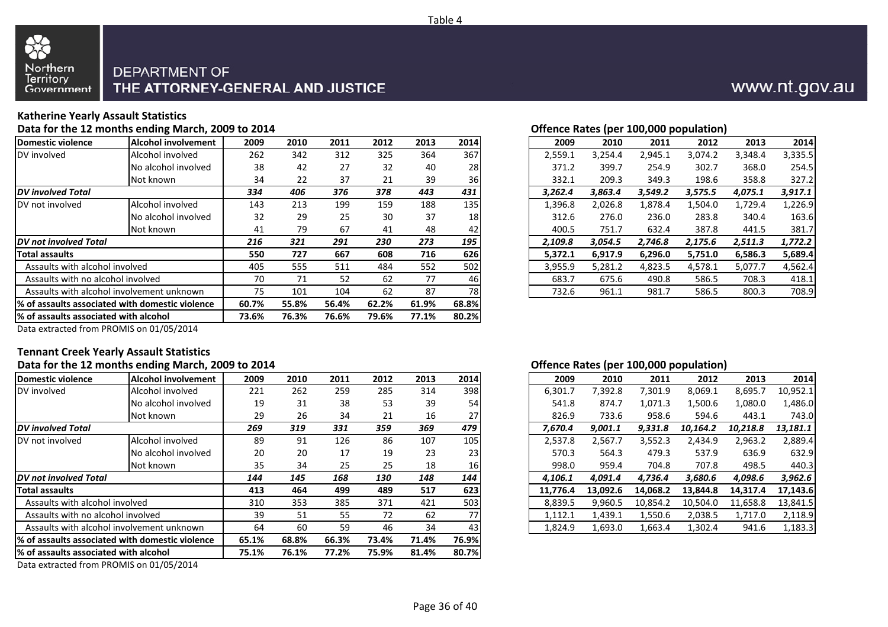Table 4

Northern Territory Government

DEPARTMENT OF THE ATTORNEY-GENERAL AND JUSTICE

www.nt.gov.au

### Katherine Yearly Assault Statistics

**Data for the 12 months ending March, 2009 to 2014**

| Domestic violence | Alcohol involvement | 2009 | 2010 | 2011 | 2012 | 2013 | 2014 |
|---|---|---|---|---|---|---|---|
| DV involved | Alcohol involved | 262 | 342 | 312 | 325 | 364 | 367 |
| | No alcohol involved | 38 | 42 | 27 | 32 | 40 | 28 |
| | Not known | 34 | 22 | 37 | 21 | 39 | 36 |
| ***DV involved Total*** | | ***334*** | ***406*** | ***376*** | ***378*** | ***443*** | ***431*** |
| DV not involved | Alcohol involved | 143 | 213 | 199 | 159 | 188 | 135 |
| | No alcohol involved | 32 | 29 | 25 | 30 | 37 | 18 |
| | Not known | 41 | 79 | 67 | 41 | 48 | 42 |
| ***DV not involved Total*** | | ***216*** | ***321*** | ***291*** | ***230*** | ***273*** | ***195*** |
| **Total assaults** | | **550** | **727** | **667** | **608** | **716** | **626** |
| Assaults with alcohol involved | | 405 | 555 | 511 | 484 | 552 | 502 |
| Assaults with no alcohol involved | | 70 | 71 | 52 | 62 | 77 | 46 |
| Assaults with alcohol involvement unknown | | 75 | 101 | 104 | 62 | 87 | 78 |
| **% of assaults associated with domestic violence** | | **60.7%** | **55.8%** | **56.4%** | **62.2%** | **61.9%** | **68.8%** |
| **% of assaults associated with alcohol** | | **73.6%** | **76.3%** | **76.6%** | **79.6%** | **77.1%** | **80.2%** |

Data extracted from PROMIS on 01/05/2014

**Offence Rates (per 100,000 population)**

| Domestic violence | Alcohol involvement | 2009 | 2010 | 2011 | 2012 | 2013 | 2014 |
|---|---|---|---|---|---|---|---|
| DV involved | Alcohol involved | 2,559.1 | 3,254.4 | 2,945.1 | 3,074.2 | 3,348.4 | 3,335.5 |
| | No alcohol involved | 371.2 | 399.7 | 254.9 | 302.7 | 368.0 | 254.5 |
| | Not known | 332.1 | 209.3 | 349.3 | 198.6 | 358.8 | 327.2 |
| ***DV involved Total*** | | ***3,262.4*** | ***3,863.4*** | ***3,549.2*** | ***3,575.5*** | ***4,075.1*** | ***3,917.1*** |
| DV not involved | Alcohol involved | 1,396.8 | 2,026.8 | 1,878.4 | 1,504.0 | 1,729.4 | 1,226.9 |
| | No alcohol involved | 312.6 | 276.0 | 236.0 | 283.8 | 340.4 | 163.6 |
| | Not known | 400.5 | 751.7 | 632.4 | 387.8 | 441.5 | 381.7 |
| ***DV not involved Total*** | | ***2,109.8*** | ***3,054.5*** | ***2,746.8*** | ***2,175.6*** | ***2,511.3*** | ***1,772.2*** |
| **Total assaults** | | **5,372.1** | **6,917.9** | **6,296.0** | **5,751.0** | **6,586.3** | **5,689.4** |
| Assaults with alcohol involved | | 3,955.9 | 5,281.2 | 4,823.5 | 4,578.1 | 5,077.7 | 4,562.4 |
| Assaults with no alcohol involved | | 683.7 | 675.6 | 490.8 | 586.5 | 708.3 | 418.1 |
| Assaults with alcohol involvement unknown | | 732.6 | 961.1 | 981.7 | 586.5 | 800.3 | 708.9 |

### Tennant Creek Yearly Assault Statistics

**Data for the 12 months ending March, 2009 to 2014**

| Domestic violence | Alcohol involvement | 2009 | 2010 | 2011 | 2012 | 2013 | 2014 |
|---|---|---|---|---|---|---|---|
| DV involved | Alcohol involved | 221 | 262 | 259 | 285 | 314 | 398 |
| | No alcohol involved | 19 | 31 | 38 | 53 | 39 | 54 |
| | Not known | 29 | 26 | 34 | 21 | 16 | 27 |
| ***DV involved Total*** | | ***269*** | ***319*** | ***331*** | ***359*** | ***369*** | ***479*** |
| DV not involved | Alcohol involved | 89 | 91 | 126 | 86 | 107 | 105 |
| | No alcohol involved | 20 | 20 | 17 | 19 | 23 | 23 |
| | Not known | 35 | 34 | 25 | 25 | 18 | 16 |
| ***DV not involved Total*** | | ***144*** | ***145*** | ***168*** | ***130*** | ***148*** | ***144*** |
| **Total assaults** | | **413** | **464** | **499** | **489** | **517** | **623** |
| Assaults with alcohol involved | | 310 | 353 | 385 | 371 | 421 | 503 |
| Assaults with no alcohol involved | | 39 | 51 | 55 | 72 | 62 | 77 |
| Assaults with alcohol involvement unknown | | 64 | 60 | 59 | 46 | 34 | 43 |
| **% of assaults associated with domestic violence** | | **65.1%** | **68.8%** | **66.3%** | **73.4%** | **71.4%** | **76.9%** |
| **% of assaults associated with alcohol** | | **75.1%** | **76.1%** | **77.2%** | **75.9%** | **81.4%** | **80.7%** |

Data extracted from PROMIS on 01/05/2014

**Offence Rates (per 100,000 population)**

| Domestic violence | Alcohol involvement | 2009 | 2010 | 2011 | 2012 | 2013 | 2014 |
|---|---|---|---|---|---|---|---|
| DV involved | Alcohol involved | 6,301.7 | 7,392.8 | 7,301.9 | 8,069.1 | 8,695.7 | 10,952.1 |
| | No alcohol involved | 541.8 | 874.7 | 1,071.3 | 1,500.6 | 1,080.0 | 1,486.0 |
| | Not known | 826.9 | 733.6 | 958.6 | 594.6 | 443.1 | 743.0 |
| ***DV involved Total*** | | ***7,670.4*** | ***9,001.1*** | ***9,331.8*** | ***10,164.2*** | ***10,218.8*** | ***13,181.1*** |
| DV not involved | Alcohol involved | 2,537.8 | 2,567.7 | 3,552.3 | 2,434.9 | 2,963.2 | 2,889.4 |
| | No alcohol involved | 570.3 | 564.3 | 479.3 | 537.9 | 636.9 | 632.9 |
| | Not known | 998.0 | 959.4 | 704.8 | 707.8 | 498.5 | 440.3 |
| ***DV not involved Total*** | | ***4,106.1*** | ***4,091.4*** | ***4,736.4*** | ***3,680.6*** | ***4,098.6*** | ***3,962.6*** |
| **Total assaults** | | **11,776.4** | **13,092.6** | **14,068.2** | **13,844.8** | **14,317.4** | **17,143.6** |
| Assaults with alcohol involved | | 8,839.5 | 9,960.5 | 10,854.2 | 10,504.0 | 11,658.8 | 13,841.5 |
| Assaults with no alcohol involved | | 1,112.1 | 1,439.1 | 1,550.6 | 2,038.5 | 1,717.0 | 2,118.9 |
| Assaults with alcohol involvement unknown | | 1,824.9 | 1,693.0 | 1,663.4 | 1,302.4 | 941.6 | 1,183.3 |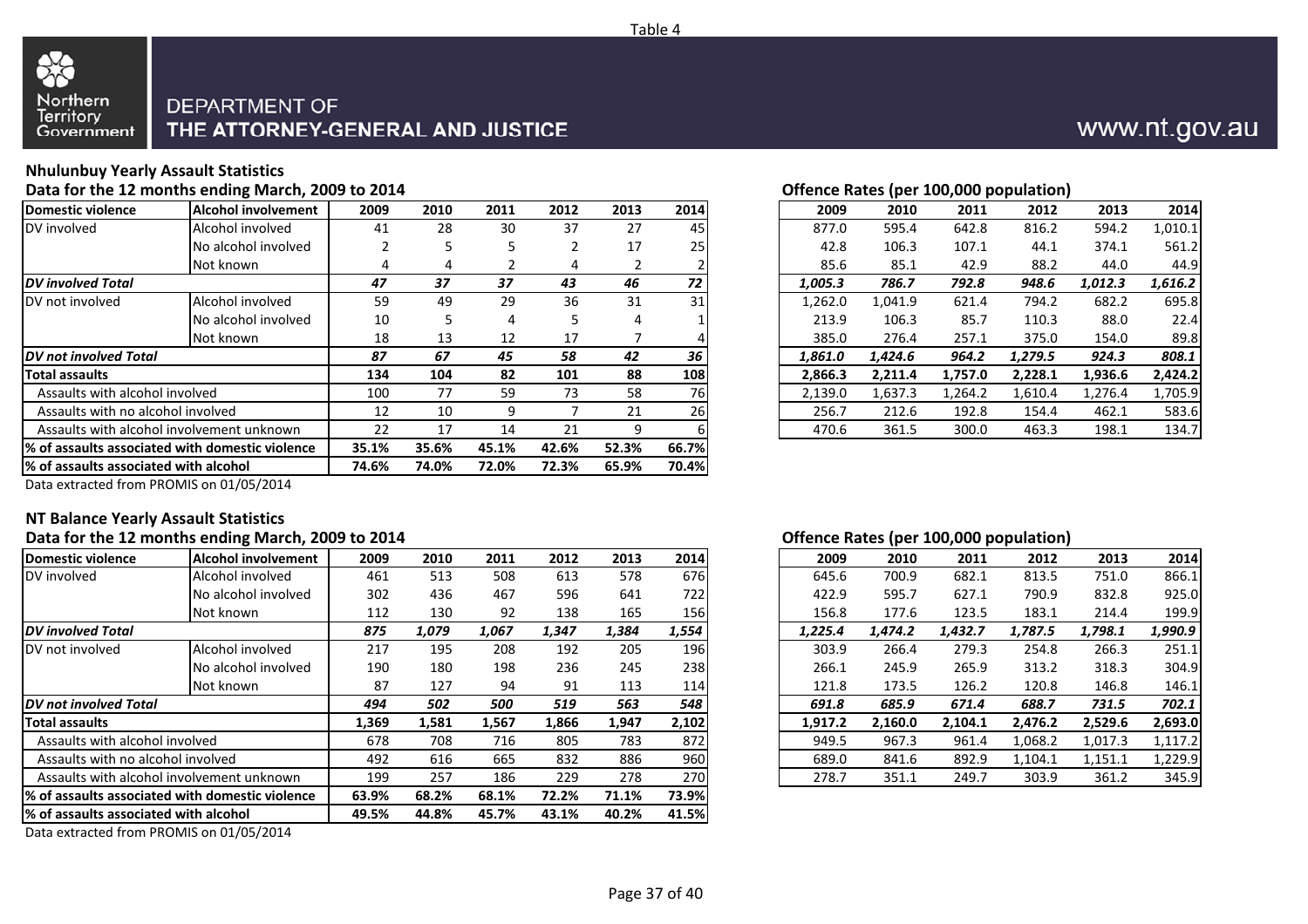Table 4

Northern Territory Government

DEPARTMENT OF
THE ATTORNEY-GENERAL AND JUSTICE

www.nt.gov.au

## Nhulunbuy Yearly Assault Statistics

### Data for the 12 months ending March, 2009 to 2014

| Domestic violence | Alcohol involvement | 2009 | 2010 | 2011 | 2012 | 2013 | 2014 |
|---|---|---|---|---|---|---|---|
| DV involved | Alcohol involved | 41 | 28 | 30 | 37 | 27 | 45 |
| | No alcohol involved | 2 | 5 | 5 | 2 | 17 | 25 |
| | Not known | 4 | 4 | 2 | 4 | 2 | 2 |
| ***DV involved Total*** | | ***47*** | ***37*** | ***37*** | ***43*** | ***46*** | ***72*** |
| DV not involved | Alcohol involved | 59 | 49 | 29 | 36 | 31 | 31 |
| | No alcohol involved | 10 | 5 | 4 | 5 | 4 | 1 |
| | Not known | 18 | 13 | 12 | 17 | 7 | 4 |
| ***DV not involved Total*** | | ***87*** | ***67*** | ***45*** | ***58*** | ***42*** | ***36*** |
| **Total assaults** | | **134** | **104** | **82** | **101** | **88** | **108** |
| Assaults with alcohol involved | | 100 | 77 | 59 | 73 | 58 | 76 |
| Assaults with no alcohol involved | | 12 | 10 | 9 | 7 | 21 | 26 |
| Assaults with alcohol involvement unknown | | 22 | 17 | 14 | 21 | 9 | 6 |
| **% of assaults associated with domestic violence** | | **35.1%** | **35.6%** | **45.1%** | **42.6%** | **52.3%** | **66.7%** |
| **% of assaults associated with alcohol** | | **74.6%** | **74.0%** | **72.0%** | **72.3%** | **65.9%** | **70.4%** |

Data extracted from PROMIS on 01/05/2014

### Offence Rates (per 100,000 population)

| Domestic violence | Alcohol involvement | 2009 | 2010 | 2011 | 2012 | 2013 | 2014 |
|---|---|---|---|---|---|---|---|
| DV involved | Alcohol involved | 877.0 | 595.4 | 642.8 | 816.2 | 594.2 | 1,010.1 |
| | No alcohol involved | 42.8 | 106.3 | 107.1 | 44.1 | 374.1 | 561.2 |
| | Not known | 85.6 | 85.1 | 42.9 | 88.2 | 44.0 | 44.9 |
| ***DV involved Total*** | | ***1,005.3*** | ***786.7*** | ***792.8*** | ***948.6*** | ***1,012.3*** | ***1,616.2*** |
| DV not involved | Alcohol involved | 1,262.0 | 1,041.9 | 621.4 | 794.2 | 682.2 | 695.8 |
| | No alcohol involved | 213.9 | 106.3 | 85.7 | 110.3 | 88.0 | 22.4 |
| | Not known | 385.0 | 276.4 | 257.1 | 375.0 | 154.0 | 89.8 |
| ***DV not involved Total*** | | ***1,861.0*** | ***1,424.6*** | ***964.2*** | ***1,279.5*** | ***924.3*** | ***808.1*** |
| **Total assaults** | | **2,866.3** | **2,211.4** | **1,757.0** | **2,228.1** | **1,936.6** | **2,424.2** |
| Assaults with alcohol involved | | 2,139.0 | 1,637.3 | 1,264.2 | 1,610.4 | 1,276.4 | 1,705.9 |
| Assaults with no alcohol involved | | 256.7 | 212.6 | 192.8 | 154.4 | 462.1 | 583.6 |
| Assaults with alcohol involvement unknown | | 470.6 | 361.5 | 300.0 | 463.3 | 198.1 | 134.7 |

## NT Balance Yearly Assault Statistics

### Data for the 12 months ending March, 2009 to 2014

| Domestic violence | Alcohol involvement | 2009 | 2010 | 2011 | 2012 | 2013 | 2014 |
|---|---|---|---|---|---|---|---|
| DV involved | Alcohol involved | 461 | 513 | 508 | 613 | 578 | 676 |
| | No alcohol involved | 302 | 436 | 467 | 596 | 641 | 722 |
| | Not known | 112 | 130 | 92 | 138 | 165 | 156 |
| ***DV involved Total*** | | ***875*** | ***1,079*** | ***1,067*** | ***1,347*** | ***1,384*** | ***1,554*** |
| DV not involved | Alcohol involved | 217 | 195 | 208 | 192 | 205 | 196 |
| | No alcohol involved | 190 | 180 | 198 | 236 | 245 | 238 |
| | Not known | 87 | 127 | 94 | 91 | 113 | 114 |
| ***DV not involved Total*** | | ***494*** | ***502*** | ***500*** | ***519*** | ***563*** | ***548*** |
| **Total assaults** | | **1,369** | **1,581** | **1,567** | **1,866** | **1,947** | **2,102** |
| Assaults with alcohol involved | | 678 | 708 | 716 | 805 | 783 | 872 |
| Assaults with no alcohol involved | | 492 | 616 | 665 | 832 | 886 | 960 |
| Assaults with alcohol involvement unknown | | 199 | 257 | 186 | 229 | 278 | 270 |
| **% of assaults associated with domestic violence** | | **63.9%** | **68.2%** | **68.1%** | **72.2%** | **71.1%** | **73.9%** |
| **% of assaults associated with alcohol** | | **49.5%** | **44.8%** | **45.7%** | **43.1%** | **40.2%** | **41.5%** |

Data extracted from PROMIS on 01/05/2014

### Offence Rates (per 100,000 population)

| Domestic violence | Alcohol involvement | 2009 | 2010 | 2011 | 2012 | 2013 | 2014 |
|---|---|---|---|---|---|---|---|
| DV involved | Alcohol involved | 645.6 | 700.9 | 682.1 | 813.5 | 751.0 | 866.1 |
| | No alcohol involved | 422.9 | 595.7 | 627.1 | 790.9 | 832.8 | 925.0 |
| | Not known | 156.8 | 177.6 | 123.5 | 183.1 | 214.4 | 199.9 |
| ***DV involved Total*** | | ***1,225.4*** | ***1,474.2*** | ***1,432.7*** | ***1,787.5*** | ***1,798.1*** | ***1,990.9*** |
| DV not involved | Alcohol involved | 303.9 | 266.4 | 279.3 | 254.8 | 266.3 | 251.1 |
| | No alcohol involved | 266.1 | 245.9 | 265.9 | 313.2 | 318.3 | 304.9 |
| | Not known | 121.8 | 173.5 | 126.2 | 120.8 | 146.8 | 146.1 |
| ***DV not involved Total*** | | ***691.8*** | ***685.9*** | ***671.4*** | ***688.7*** | ***731.5*** | ***702.1*** |
| **Total assaults** | | **1,917.2** | **2,160.0** | **2,104.1** | **2,476.2** | **2,529.6** | **2,693.0** |
| Assaults with alcohol involved | | 949.5 | 967.3 | 961.4 | 1,068.2 | 1,017.3 | 1,117.2 |
| Assaults with no alcohol involved | | 689.0 | 841.6 | 892.9 | 1,104.1 | 1,151.1 | 1,229.9 |
| Assaults with alcohol involvement unknown | | 278.7 | 351.1 | 249.7 | 303.9 | 361.2 | 345.9 |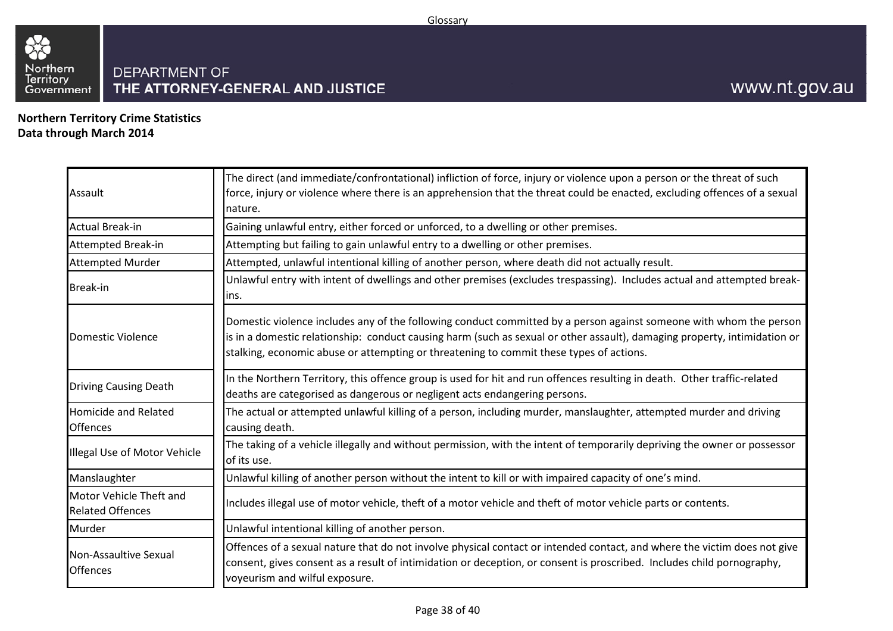**Northern Territory Crime Statistics**
**Data through March 2014**

| Term | Definition |
|---|---|
| Assault | The direct (and immediate/confrontational) infliction of force, injury or violence upon a person or the threat of such force, injury or violence where there is an apprehension that the threat could be enacted, excluding offences of a sexual nature. |
| Actual Break-in | Gaining unlawful entry, either forced or unforced, to a dwelling or other premises. |
| Attempted Break-in | Attempting but failing to gain unlawful entry to a dwelling or other premises. |
| Attempted Murder | Attempted, unlawful intentional killing of another person, where death did not actually result. |
| Break-in | Unlawful entry with intent of dwellings and other premises (excludes trespassing). Includes actual and attempted break-ins. |
| Domestic Violence | Domestic violence includes any of the following conduct committed by a person against someone with whom the person is in a domestic relationship: conduct causing harm (such as sexual or other assault), damaging property, intimidation or stalking, economic abuse or attempting or threatening to commit these types of actions. |
| Driving Causing Death | In the Northern Territory, this offence group is used for hit and run offences resulting in death. Other traffic-related deaths are categorised as dangerous or negligent acts endangering persons. |
| Homicide and Related Offences | The actual or attempted unlawful killing of a person, including murder, manslaughter, attempted murder and driving causing death. |
| Illegal Use of Motor Vehicle | The taking of a vehicle illegally and without permission, with the intent of temporarily depriving the owner or possessor of its use. |
| Manslaughter | Unlawful killing of another person without the intent to kill or with impaired capacity of one's mind. |
| Motor Vehicle Theft and Related Offences | Includes illegal use of motor vehicle, theft of a motor vehicle and theft of motor vehicle parts or contents. |
| Murder | Unlawful intentional killing of another person. |
| Non-Assaultive Sexual Offences | Offences of a sexual nature that do not involve physical contact or intended contact, and where the victim does not give consent, gives consent as a result of intimidation or deception, or consent is proscribed. Includes child pornography, voyeurism and wilful exposure. |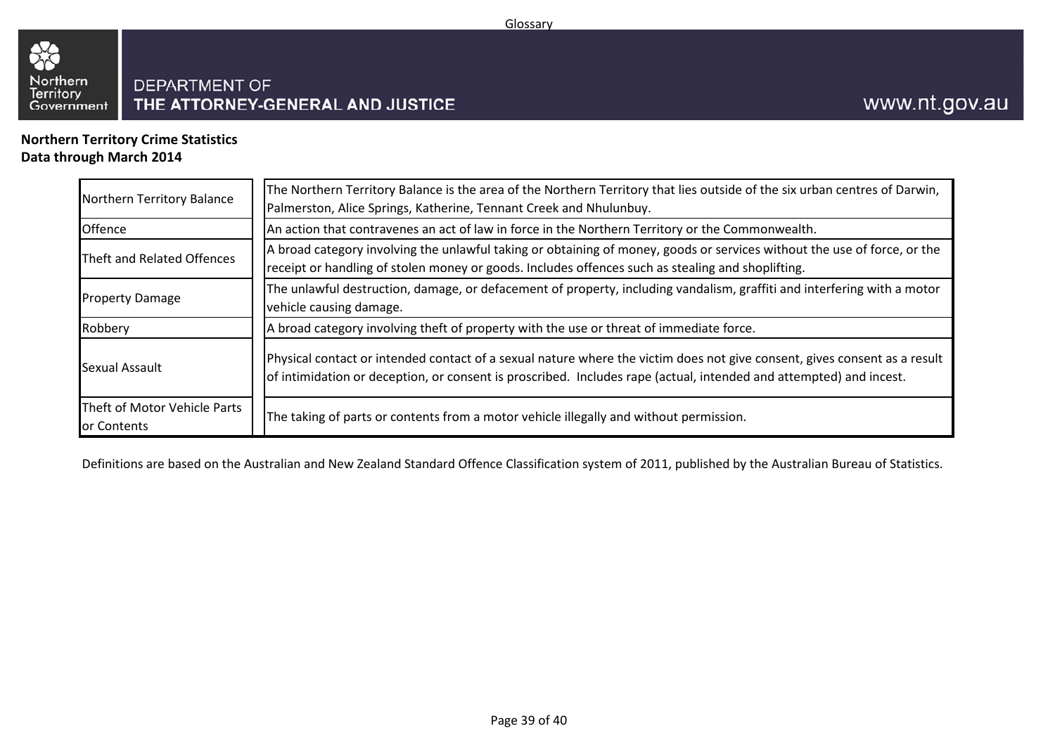Glossary

DEPARTMENT OF
THE ATTORNEY-GENERAL AND JUSTICE

www.nt.gov.au

**Northern Territory Crime Statistics**
**Data through March 2014**

| Term | Definition |
|---|---|
| Northern Territory Balance | The Northern Territory Balance is the area of the Northern Territory that lies outside of the six urban centres of Darwin, Palmerston, Alice Springs, Katherine, Tennant Creek and Nhulunbuy. |
| Offence | An action that contravenes an act of law in force in the Northern Territory or the Commonwealth. |
| Theft and Related Offences | A broad category involving the unlawful taking or obtaining of money, goods or services without the use of force, or the receipt or handling of stolen money or goods. Includes offences such as stealing and shoplifting. |
| Property Damage | The unlawful destruction, damage, or defacement of property, including vandalism, graffiti and interfering with a motor vehicle causing damage. |
| Robbery | A broad category involving theft of property with the use or threat of immediate force. |
| Sexual Assault | Physical contact or intended contact of a sexual nature where the victim does not give consent, gives consent as a result of intimidation or deception, or consent is proscribed. Includes rape (actual, intended and attempted) and incest. |
| Theft of Motor Vehicle Parts or Contents | The taking of parts or contents from a motor vehicle illegally and without permission. |

Definitions are based on the Australian and New Zealand Standard Offence Classification system of 2011, published by the Australian Bureau of Statistics.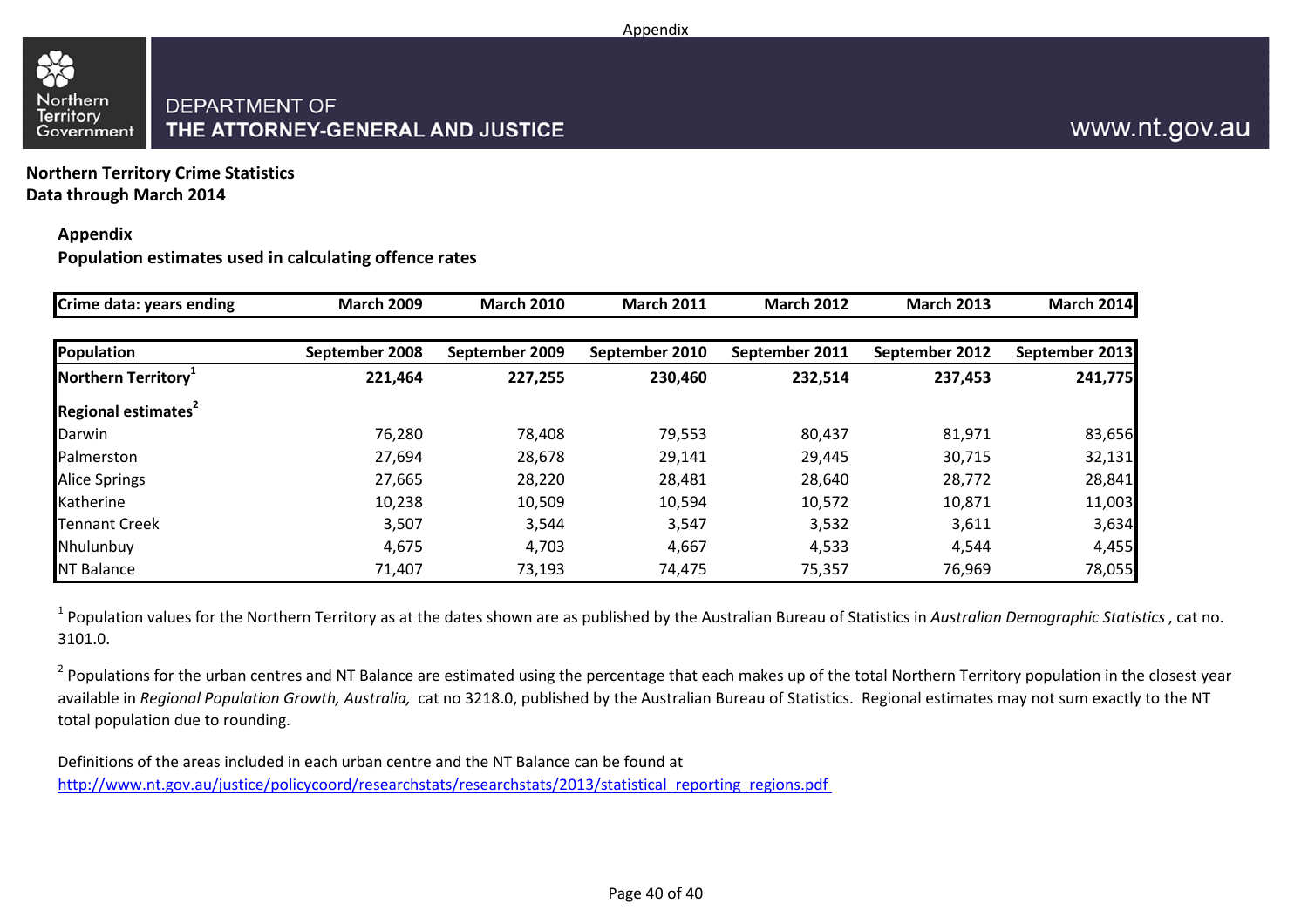DEPARTMENT OF
THE ATTORNEY-GENERAL AND JUSTICE

www.nt.gov.au

**Northern Territory Crime Statistics**
**Data through March 2014**

## Appendix

### Population estimates used in calculating offence rates

| Crime data: years ending | March 2009 | March 2010 | March 2011 | March 2012 | March 2013 | March 2014 |
|---|---|---|---|---|---|---|
| **Population** | **September 2008** | **September 2009** | **September 2010** | **September 2011** | **September 2012** | **September 2013** |
| **Northern Territory**[1] | **221,464** | **227,255** | **230,460** | **232,514** | **237,453** | **241,775** |
| **Regional estimates**[2] | | | | | | |
| Darwin | 76,280 | 78,408 | 79,553 | 80,437 | 81,971 | 83,656 |
| Palmerston | 27,694 | 28,678 | 29,141 | 29,445 | 30,715 | 32,131 |
| Alice Springs | 27,665 | 28,220 | 28,481 | 28,640 | 28,772 | 28,841 |
| Katherine | 10,238 | 10,509 | 10,594 | 10,572 | 10,871 | 11,003 |
| Tennant Creek | 3,507 | 3,544 | 3,547 | 3,532 | 3,611 | 3,634 |
| Nhulunbuy | 4,675 | 4,703 | 4,667 | 4,533 | 4,544 | 4,455 |
| NT Balance | 71,407 | 73,193 | 74,475 | 75,357 | 76,969 | 78,055 |

[1] Population values for the Northern Territory as at the dates shown are as published by the Australian Bureau of Statistics in *Australian Demographic Statistics* , cat no. 3101.0.

[2] Populations for the urban centres and NT Balance are estimated using the percentage that each makes up of the total Northern Territory population in the closest year available in *Regional Population Growth, Australia,* cat no 3218.0, published by the Australian Bureau of Statistics. Regional estimates may not sum exactly to the NT total population due to rounding.

Definitions of the areas included in each urban centre and the NT Balance can be found at
http://www.nt.gov.au/justice/policycoord/researchstats/researchstats/2013/statistical_reporting_regions.pdf